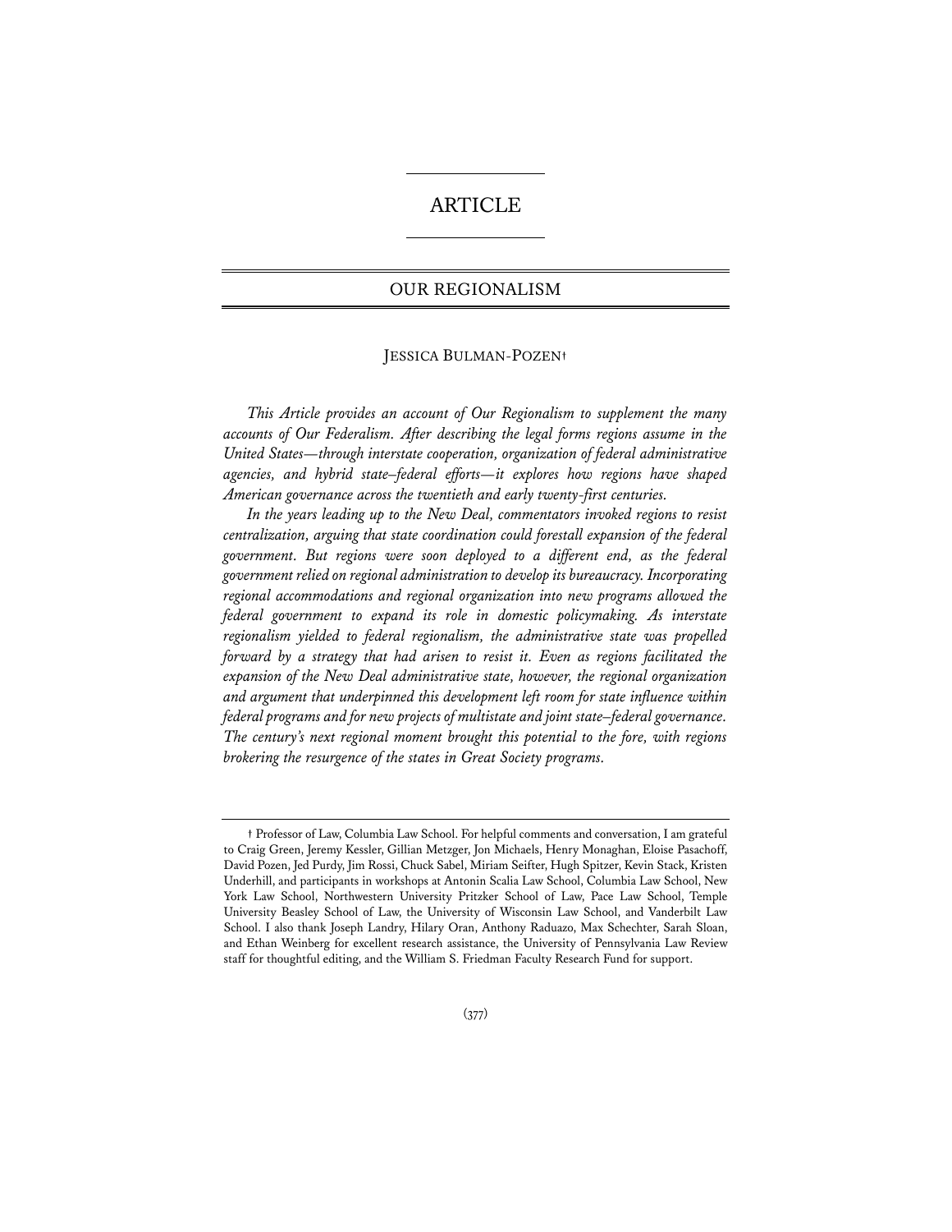# ARTICLE

## OUR REGIONALISM

JESSICA BULMAN-POZEN†

*This Article provides an account of Our Regionalism to supplement the many accounts of Our Federalism. After describing the legal forms regions assume in the United States—through interstate cooperation, organization of federal administrative agencies, and hybrid state–federal efforts—it explores how regions have shaped American governance across the twentieth and early twenty-first centuries.*

*In the years leading up to the New Deal, commentators invoked regions to resist centralization, arguing that state coordination could forestall expansion of the federal government. But regions were soon deployed to a different end, as the federal government relied on regional administration to develop its bureaucracy. Incorporating regional accommodations and regional organization into new programs allowed the federal government to expand its role in domestic policymaking. As interstate regionalism yielded to federal regionalism, the administrative state was propelled forward by a strategy that had arisen to resist it. Even as regions facilitated the expansion of the New Deal administrative state, however, the regional organization and argument that underpinned this development left room for state influence within federal programs and for new projects of multistate and joint state–federal governance. The century's next regional moment brought this potential to the fore, with regions brokering the resurgence of the states in Great Society programs.*

---

† Professor of Law, Columbia Law School. For helpful comments and conversation, I am grateful to Craig Green, Jeremy Kessler, Gillian Metzger, Jon Michaels, Henry Monaghan, Eloise Pasachoff, David Pozen, Jed Purdy, Jim Rossi, Chuck Sabel, Miriam Seifter, Hugh Spitzer, Kevin Stack, Kristen Underhill, and participants in workshops at Antonin Scalia Law School, Columbia Law School, New York Law School, Northwestern University Pritzker School of Law, Pace Law School, Temple University Beasley School of Law, the University of Wisconsin Law School, and Vanderbilt Law School. I also thank Joseph Landry, Hilary Oran, Anthony Raduazo, Max Schechter, Sarah Sloan, and Ethan Weinberg for excellent research assistance, the University of Pennsylvania Law Review staff for thoughtful editing, and the William S. Friedman Faculty Research Fund for support.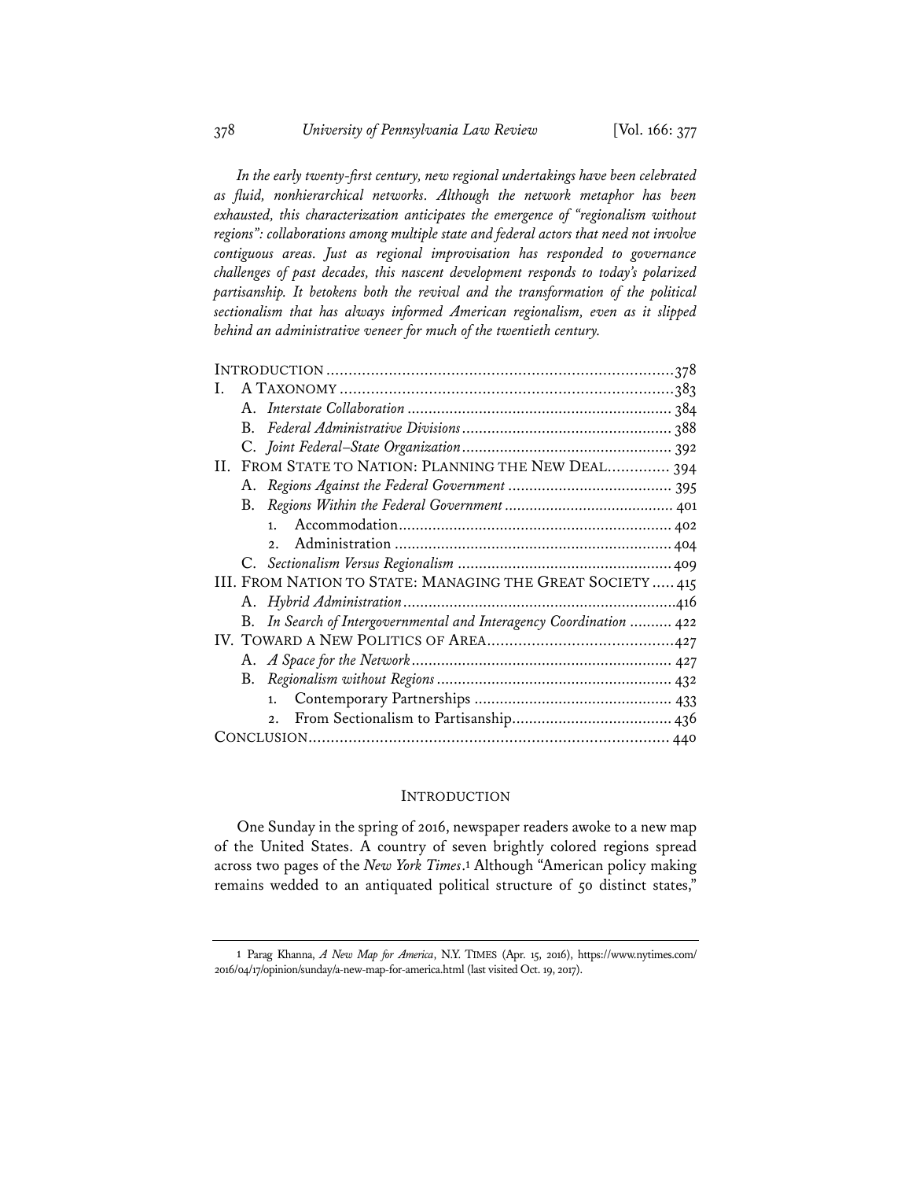*In the early twenty-first century, new regional undertakings have been celebrated as fluid, nonhierarchical networks. Although the network metaphor has been exhausted, this characterization anticipates the emergence of "regionalism without regions": collaborations among multiple state and federal actors that need not involve contiguous areas. Just as regional improvisation has responded to governance challenges of past decades, this nascent development responds to today's polarized partisanship. It betokens both the revival and the transformation of the political sectionalism that has always informed American regionalism, even as it slipped behind an administrative veneer for much of the twentieth century.*

INTRODUCTION .......... 378
I. A TAXONOMY .......... 383
- A. *Interstate Collaboration* .......... 384
- B. *Federal Administrative Divisions* .......... 388
- C. *Joint Federal–State Organization* .......... 392

II. FROM STATE TO NATION: PLANNING THE NEW DEAL .......... 394
- A. *Regions Against the Federal Government* .......... 395
- B. *Regions Within the Federal Government* .......... 401
  - 1. Accommodation .......... 402
  - 2. Administration .......... 404
- C. *Sectionalism Versus Regionalism* .......... 409

III. FROM NATION TO STATE: MANAGING THE GREAT SOCIETY .......... 415
- A. *Hybrid Administration* .......... 416
- B. *In Search of Intergovernmental and Interagency Coordination* .......... 422

IV. TOWARD A NEW POLITICS OF AREA .......... 427
- A. *A Space for the Network* .......... 427
- B. *Regionalism without Regions* .......... 432
  - 1. Contemporary Partnerships .......... 433
  - 2. From Sectionalism to Partisanship .......... 436

CONCLUSION .......... 440

## INTRODUCTION

One Sunday in the spring of 2016, newspaper readers awoke to a new map of the United States. A country of seven brightly colored regions spread across two pages of the *New York Times*.[1] Although "American policy making remains wedded to an antiquated political structure of 50 distinct states,"

---

[1] Parag Khanna, *A New Map for America*, N.Y. TIMES (Apr. 15, 2016), https://www.nytimes.com/2016/04/17/opinion/sunday/a-new-map-for-america.html (last visited Oct. 19, 2017).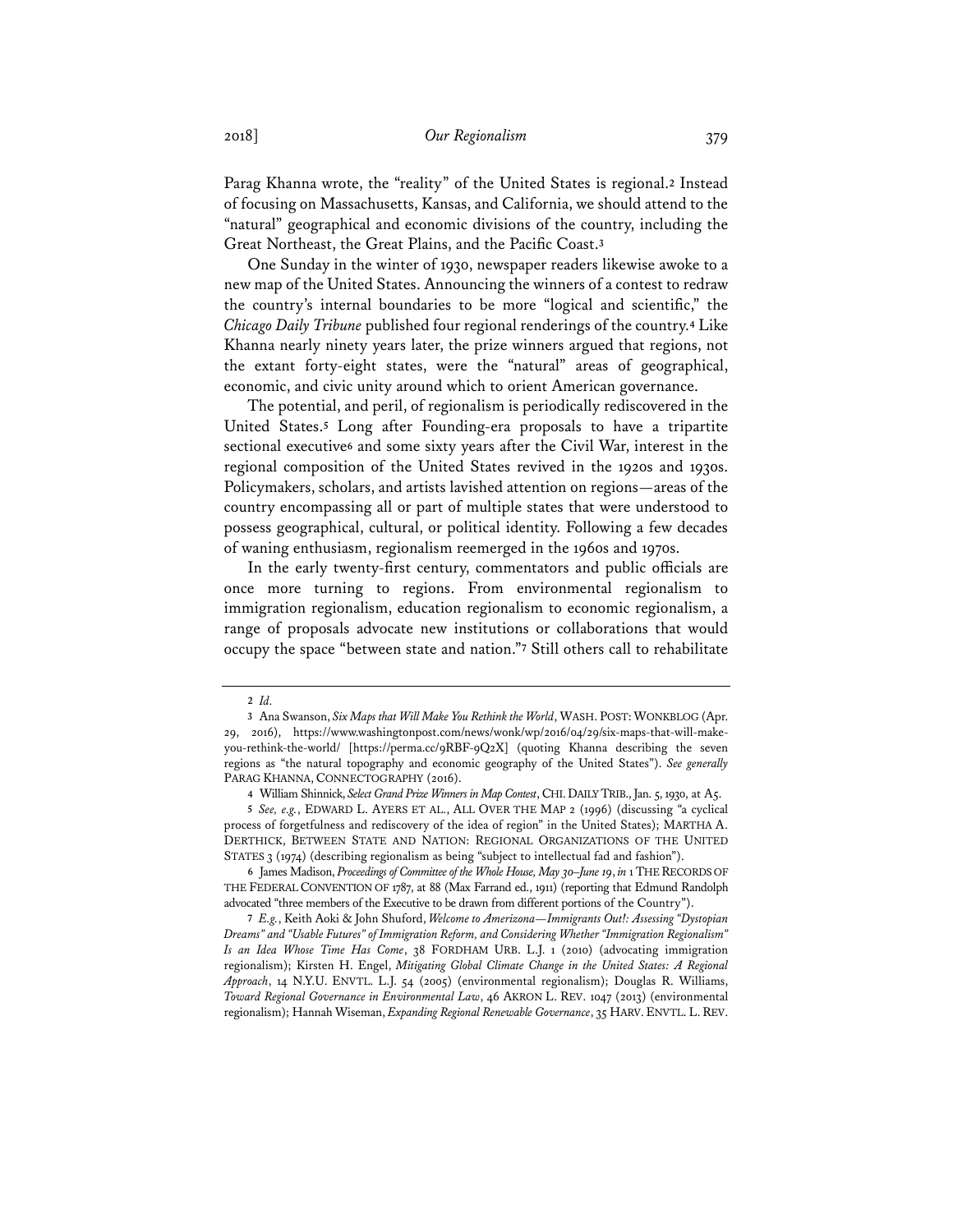Parag Khanna wrote, the "reality" of the United States is regional.[2] Instead of focusing on Massachusetts, Kansas, and California, we should attend to the "natural" geographical and economic divisions of the country, including the Great Northeast, the Great Plains, and the Pacific Coast.[3]

One Sunday in the winter of 1930, newspaper readers likewise awoke to a new map of the United States. Announcing the winners of a contest to redraw the country's internal boundaries to be more "logical and scientific," the *Chicago Daily Tribune* published four regional renderings of the country.[4] Like Khanna nearly ninety years later, the prize winners argued that regions, not the extant forty-eight states, were the "natural" areas of geographical, economic, and civic unity around which to orient American governance.

The potential, and peril, of regionalism is periodically rediscovered in the United States.[5] Long after Founding-era proposals to have a tripartite sectional executive[6] and some sixty years after the Civil War, interest in the regional composition of the United States revived in the 1920s and 1930s. Policymakers, scholars, and artists lavished attention on regions—areas of the country encompassing all or part of multiple states that were understood to possess geographical, cultural, or political identity. Following a few decades of waning enthusiasm, regionalism reemerged in the 1960s and 1970s.

In the early twenty-first century, commentators and public officials are once more turning to regions. From environmental regionalism to immigration regionalism, education regionalism to economic regionalism, a range of proposals advocate new institutions or collaborations that would occupy the space "between state and nation."[7] Still others call to rehabilitate

---

2 *Id.*

3 Ana Swanson, *Six Maps that Will Make You Rethink the World*, WASH. POST: WONKBLOG (Apr. 29, 2016), https://www.washingtonpost.com/news/wonk/wp/2016/04/29/six-maps-that-will-make-you-rethink-the-world/ [https://perma.cc/9RBF-9Q2X] (quoting Khanna describing the seven regions as "the natural topography and economic geography of the United States"). *See generally* PARAG KHANNA, CONNECTOGRAPHY (2016).

4 William Shinnick, *Select Grand Prize Winners in Map Contest*, CHI. DAILY TRIB., Jan. 5, 1930, at A5.

5 *See, e.g.*, EDWARD L. AYERS ET AL., ALL OVER THE MAP 2 (1996) (discussing "a cyclical process of forgetfulness and rediscovery of the idea of region" in the United States); MARTHA A. DERTHICK, BETWEEN STATE AND NATION: REGIONAL ORGANIZATIONS OF THE UNITED STATES 3 (1974) (describing regionalism as being "subject to intellectual fad and fashion").

6 James Madison, *Proceedings of Committee of the Whole House, May 30–June 19*, *in* 1 THE RECORDS OF THE FEDERAL CONVENTION OF 1787, at 88 (Max Farrand ed., 1911) (reporting that Edmund Randolph advocated "three members of the Executive to be drawn from different portions of the Country").

7 *E.g.*, Keith Aoki & John Shuford, *Welcome to Amerizona—Immigrants Out!: Assessing "Dystopian Dreams" and "Usable Futures" of Immigration Reform, and Considering Whether "Immigration Regionalism" Is an Idea Whose Time Has Come*, 38 FORDHAM URB. L.J. 1 (2010) (advocating immigration regionalism); Kirsten H. Engel, *Mitigating Global Climate Change in the United States: A Regional Approach*, 14 N.Y.U. ENVTL. L.J. 54 (2005) (environmental regionalism); Douglas R. Williams, *Toward Regional Governance in Environmental Law*, 46 AKRON L. REV. 1047 (2013) (environmental regionalism); Hannah Wiseman, *Expanding Regional Renewable Governance*, 35 HARV. ENVTL. L. REV.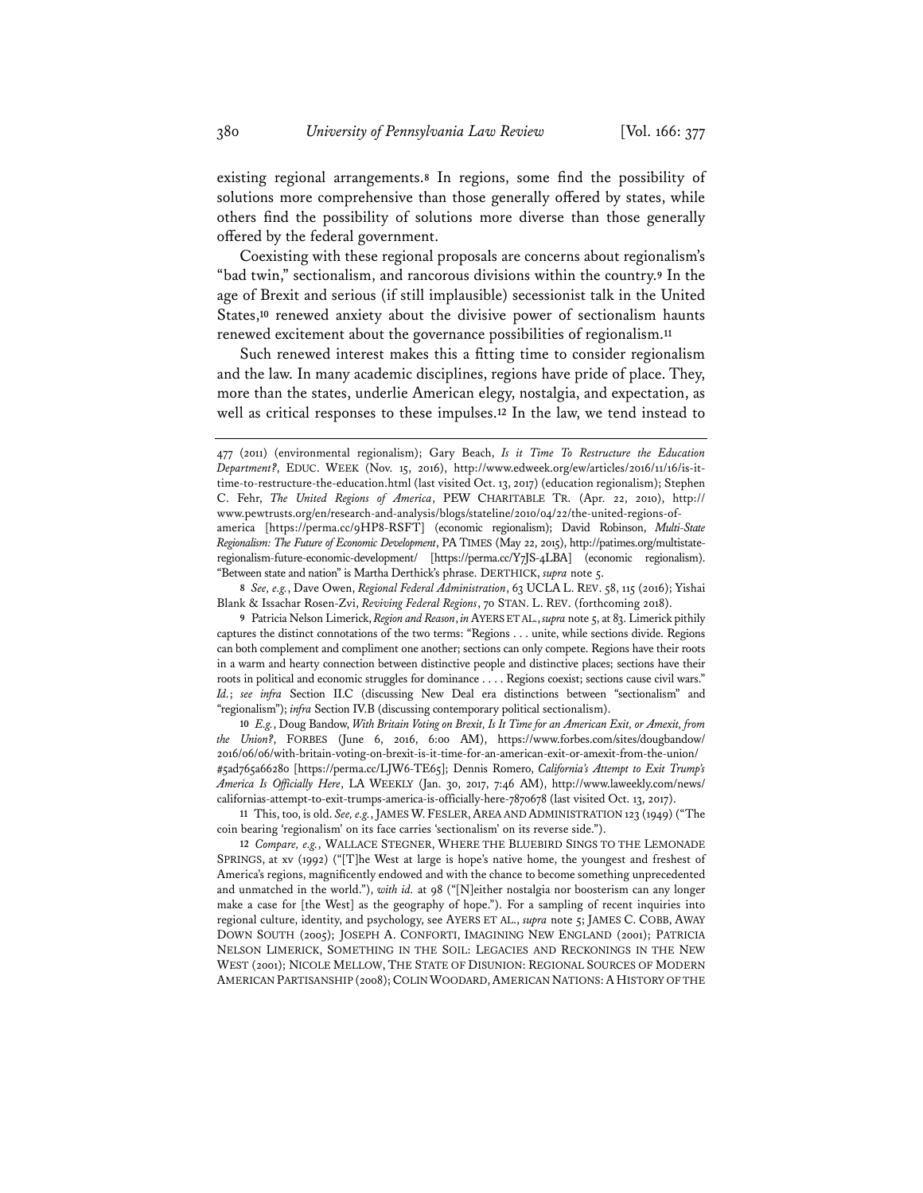existing regional arrangements.[8] In regions, some find the possibility of solutions more comprehensive than those generally offered by states, while others find the possibility of solutions more diverse than those generally offered by the federal government.

Coexisting with these regional proposals are concerns about regionalism's "bad twin," sectionalism, and rancorous divisions within the country.[9] In the age of Brexit and serious (if still implausible) secessionist talk in the United States,[10] renewed anxiety about the divisive power of sectionalism haunts renewed excitement about the governance possibilities of regionalism.[11]

Such renewed interest makes this a fitting time to consider regionalism and the law. In many academic disciplines, regions have pride of place. They, more than the states, underlie American elegy, nostalgia, and expectation, as well as critical responses to these impulses.[12] In the law, we tend instead to

---

477 (2011) (environmental regionalism); Gary Beach, *Is it Time To Restructure the Education Department?*, EDUC. WEEK (Nov. 15, 2016), http://www.edweek.org/ew/articles/2016/11/16/is-it-time-to-restructure-the-education.html (last visited Oct. 13, 2017) (education regionalism); Stephen C. Fehr, *The United Regions of America*, PEW CHARITABLE TR. (Apr. 22, 2010), http://www.pewtrusts.org/en/research-and-analysis/blogs/stateline/2010/04/22/the-united-regions-of-america [https://perma.cc/9HP8-RSFT] (economic regionalism); David Robinson, *Multi-State Regionalism: The Future of Economic Development*, PA TIMES (May 22, 2015), http://patimes.org/multistate-regionalism-future-economic-development/ [https://perma.cc/Y7JS-4LBA] (economic regionalism). "Between state and nation" is Martha Derthick's phrase. DERTHICK, *supra* note 5.

8 *See, e.g.*, Dave Owen, *Regional Federal Administration*, 63 UCLA L. REV. 58, 115 (2016); Yishai Blank & Issachar Rosen-Zvi, *Reviving Federal Regions*, 70 STAN. L. REV. (forthcoming 2018).

9 Patricia Nelson Limerick, *Region and Reason*, *in* AYERS ET AL., *supra* note 5, at 83. Limerick pithily captures the distinct connotations of the two terms: "Regions . . . unite, while sections divide. Regions can both complement and compliment one another; sections can only compete. Regions have their roots in a warm and hearty connection between distinctive people and distinctive places; sections have their roots in political and economic struggles for dominance . . . . Regions coexist; sections cause civil wars." *Id.*; *see infra* Section II.C (discussing New Deal era distinctions between "sectionalism" and "regionalism"); *infra* Section IV.B (discussing contemporary political sectionalism).

10 *E.g.*, Doug Bandow, *With Britain Voting on Brexit, Is It Time for an American Exit, or Amexit, from the Union?*, FORBES (June 6, 2016, 6:00 AM), https://www.forbes.com/sites/dougbandow/2016/06/06/with-britain-voting-on-brexit-is-it-time-for-an-american-exit-or-amexit-from-the-union/#5ad765a66280 [https://perma.cc/LJW6-TE65]; Dennis Romero, *California's Attempt to Exit Trump's America Is Officially Here*, LA WEEKLY (Jan. 30, 2017, 7:46 AM), http://www.laweekly.com/news/californias-attempt-to-exit-trumps-america-is-officially-here-7870678 (last visited Oct. 13, 2017).

11 This, too, is old. *See, e.g.*, JAMES W. FESLER, AREA AND ADMINISTRATION 123 (1949) ("The coin bearing 'regionalism' on its face carries 'sectionalism' on its reverse side.").

12 *Compare, e.g.*, WALLACE STEGNER, WHERE THE BLUEBIRD SINGS TO THE LEMONADE SPRINGS, at xv (1992) ("[T]he West at large is hope's native home, the youngest and freshest of America's regions, magnificently endowed and with the chance to become something unprecedented and unmatched in the world."), *with id.* at 98 ("[N]either nostalgia nor boosterism can any longer make a case for [the West] as the geography of hope."). For a sampling of recent inquiries into regional culture, identity, and psychology, see AYERS ET AL., *supra* note 5; JAMES C. COBB, AWAY DOWN SOUTH (2005); JOSEPH A. CONFORTI, IMAGINING NEW ENGLAND (2001); PATRICIA NELSON LIMERICK, SOMETHING IN THE SOIL: LEGACIES AND RECKONINGS IN THE NEW WEST (2001); NICOLE MELLOW, THE STATE OF DISUNION: REGIONAL SOURCES OF MODERN AMERICAN PARTISANSHIP (2008); COLIN WOODARD, AMERICAN NATIONS: A HISTORY OF THE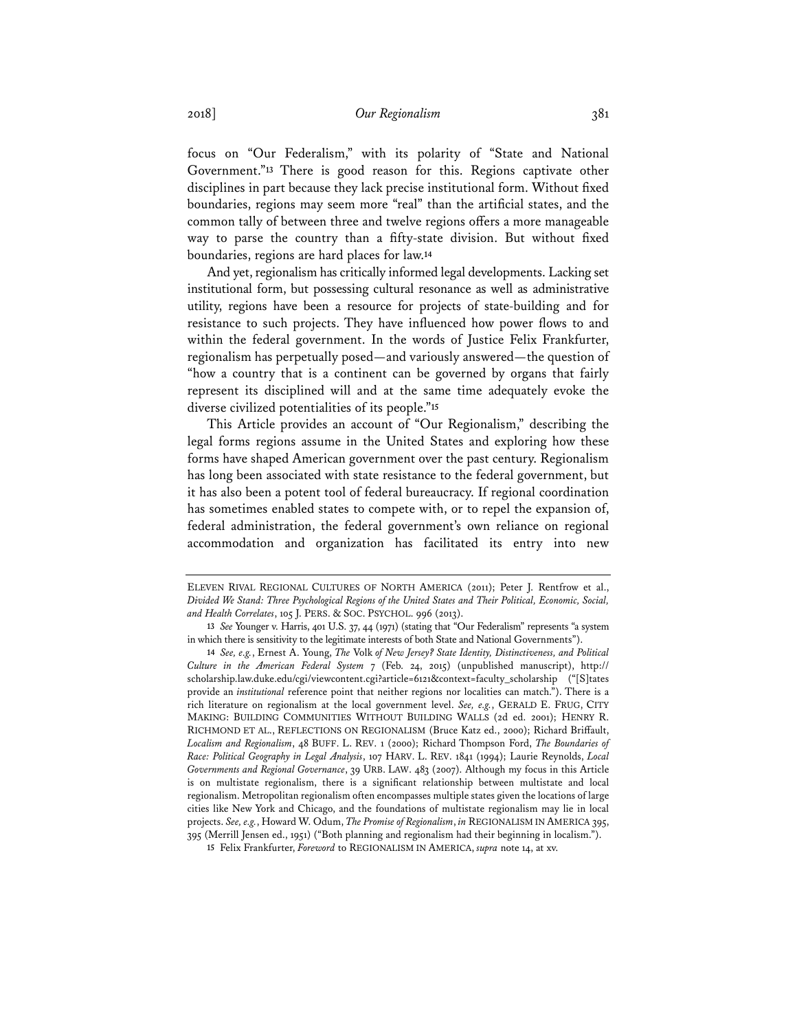focus on "Our Federalism," with its polarity of "State and National Government."[13] There is good reason for this. Regions captivate other disciplines in part because they lack precise institutional form. Without fixed boundaries, regions may seem more "real" than the artificial states, and the common tally of between three and twelve regions offers a more manageable way to parse the country than a fifty-state division. But without fixed boundaries, regions are hard places for law.[14]

And yet, regionalism has critically informed legal developments. Lacking set institutional form, but possessing cultural resonance as well as administrative utility, regions have been a resource for projects of state-building and for resistance to such projects. They have influenced how power flows to and within the federal government. In the words of Justice Felix Frankfurter, regionalism has perpetually posed—and variously answered—the question of "how a country that is a continent can be governed by organs that fairly represent its disciplined will and at the same time adequately evoke the diverse civilized potentialities of its people."[15]

This Article provides an account of "Our Regionalism," describing the legal forms regions assume in the United States and exploring how these forms have shaped American government over the past century. Regionalism has long been associated with state resistance to the federal government, but it has also been a potent tool of federal bureaucracy. If regional coordination has sometimes enabled states to compete with, or to repel the expansion of, federal administration, the federal government's own reliance on regional accommodation and organization has facilitated its entry into new

---

ELEVEN RIVAL REGIONAL CULTURES OF NORTH AMERICA (2011); Peter J. Rentfrow et al., *Divided We Stand: Three Psychological Regions of the United States and Their Political, Economic, Social, and Health Correlates*, 105 J. PERS. & SOC. PSYCHOL. 996 (2013).

13 *See* Younger v. Harris, 401 U.S. 37, 44 (1971) (stating that "Our Federalism" represents "a system in which there is sensitivity to the legitimate interests of both State and National Governments").

14 *See, e.g.*, Ernest A. Young, *The* Volk *of New Jersey? State Identity, Distinctiveness, and Political Culture in the American Federal System* 7 (Feb. 24, 2015) (unpublished manuscript), http://scholarship.law.duke.edu/cgi/viewcontent.cgi?article=6121&context=faculty_scholarship ("[S]tates provide an *institutional* reference point that neither regions nor localities can match."). There is a rich literature on regionalism at the local government level. *See, e.g.*, GERALD E. FRUG, CITY MAKING: BUILDING COMMUNITIES WITHOUT BUILDING WALLS (2d ed. 2001); HENRY R. RICHMOND ET AL., REFLECTIONS ON REGIONALISM (Bruce Katz ed., 2000); Richard Briffault, *Localism and Regionalism*, 48 BUFF. L. REV. 1 (2000); Richard Thompson Ford, *The Boundaries of Race: Political Geography in Legal Analysis*, 107 HARV. L. REV. 1841 (1994); Laurie Reynolds, *Local Governments and Regional Governance*, 39 URB. LAW. 483 (2007). Although my focus in this Article is on multistate regionalism, there is a significant relationship between multistate and local regionalism. Metropolitan regionalism often encompasses multiple states given the locations of large cities like New York and Chicago, and the foundations of multistate regionalism may lie in local projects. *See, e.g.*, Howard W. Odum, *The Promise of Regionalism*, *in* REGIONALISM IN AMERICA 395, 395 (Merrill Jensen ed., 1951) ("Both planning and regionalism had their beginning in localism.").

15 Felix Frankfurter, *Foreword* to REGIONALISM IN AMERICA, *supra* note 14, at xv.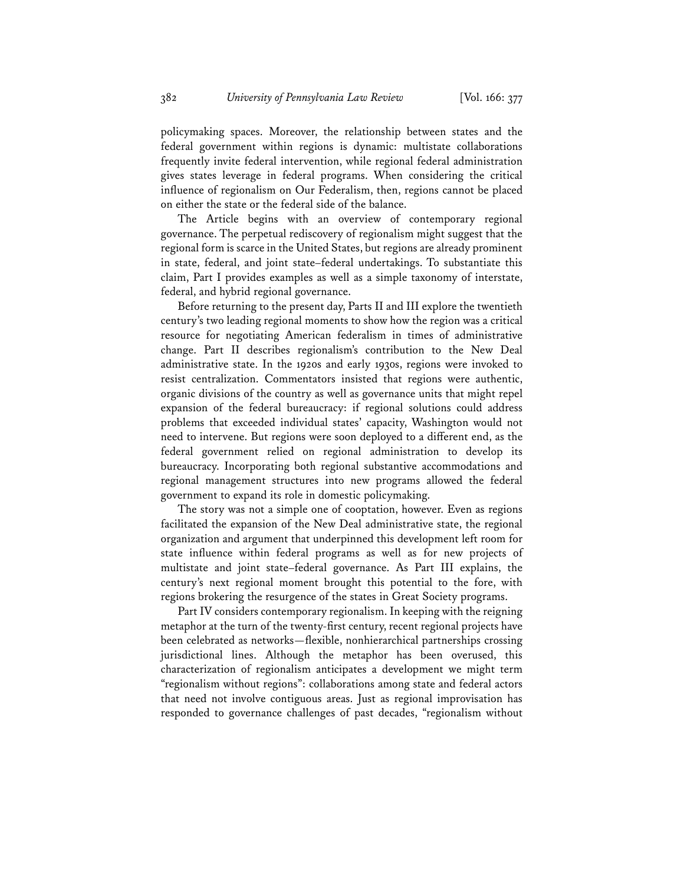policymaking spaces. Moreover, the relationship between states and the federal government within regions is dynamic: multistate collaborations frequently invite federal intervention, while regional federal administration gives states leverage in federal programs. When considering the critical influence of regionalism on Our Federalism, then, regions cannot be placed on either the state or the federal side of the balance.

The Article begins with an overview of contemporary regional governance. The perpetual rediscovery of regionalism might suggest that the regional form is scarce in the United States, but regions are already prominent in state, federal, and joint state–federal undertakings. To substantiate this claim, Part I provides examples as well as a simple taxonomy of interstate, federal, and hybrid regional governance.

Before returning to the present day, Parts II and III explore the twentieth century's two leading regional moments to show how the region was a critical resource for negotiating American federalism in times of administrative change. Part II describes regionalism's contribution to the New Deal administrative state. In the 1920s and early 1930s, regions were invoked to resist centralization. Commentators insisted that regions were authentic, organic divisions of the country as well as governance units that might repel expansion of the federal bureaucracy: if regional solutions could address problems that exceeded individual states' capacity, Washington would not need to intervene. But regions were soon deployed to a different end, as the federal government relied on regional administration to develop its bureaucracy. Incorporating both regional substantive accommodations and regional management structures into new programs allowed the federal government to expand its role in domestic policymaking.

The story was not a simple one of cooptation, however. Even as regions facilitated the expansion of the New Deal administrative state, the regional organization and argument that underpinned this development left room for state influence within federal programs as well as for new projects of multistate and joint state–federal governance. As Part III explains, the century's next regional moment brought this potential to the fore, with regions brokering the resurgence of the states in Great Society programs.

Part IV considers contemporary regionalism. In keeping with the reigning metaphor at the turn of the twenty-first century, recent regional projects have been celebrated as networks—flexible, nonhierarchical partnerships crossing jurisdictional lines. Although the metaphor has been overused, this characterization of regionalism anticipates a development we might term "regionalism without regions": collaborations among state and federal actors that need not involve contiguous areas. Just as regional improvisation has responded to governance challenges of past decades, "regionalism without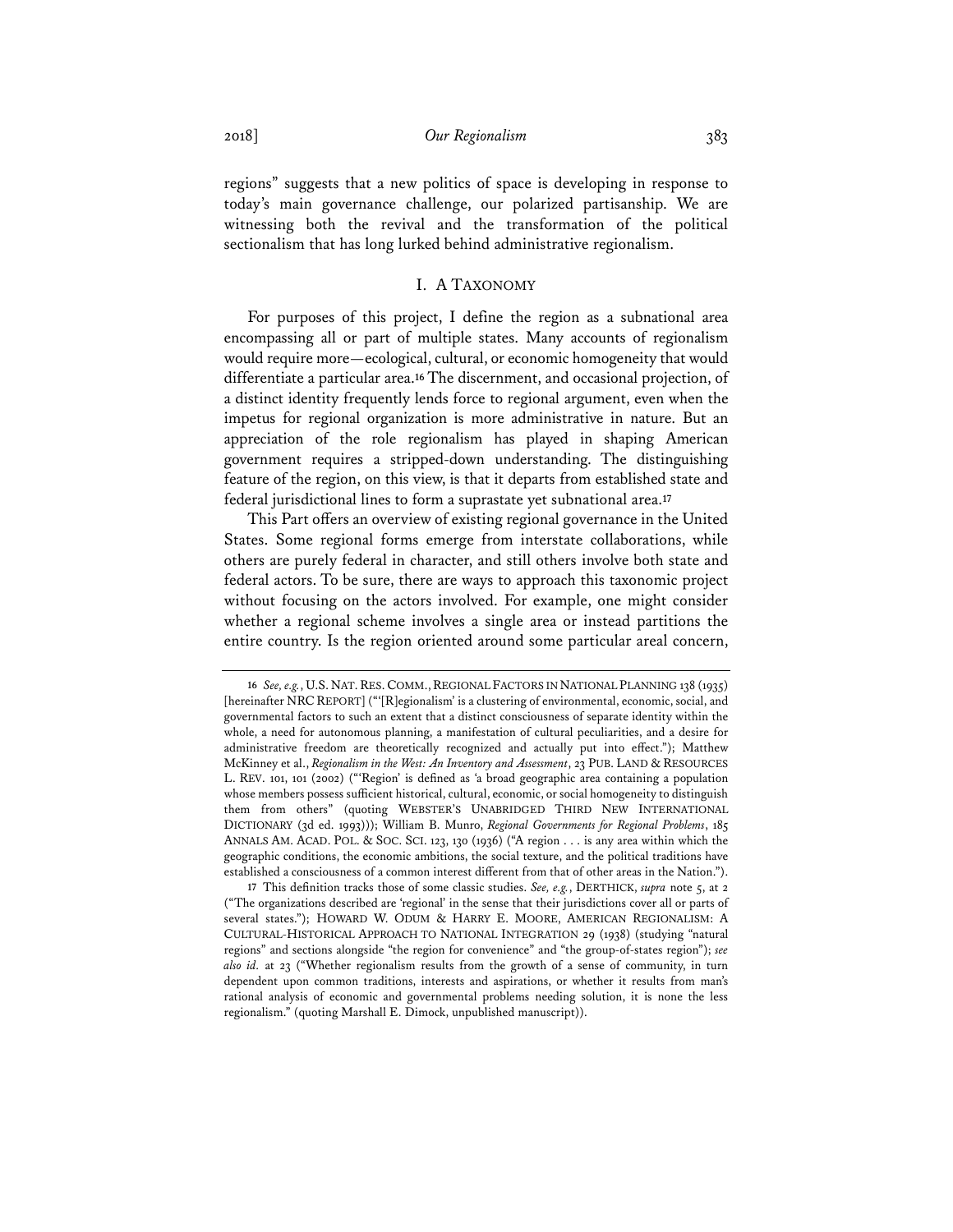regions" suggests that a new politics of space is developing in response to today's main governance challenge, our polarized partisanship. We are witnessing both the revival and the transformation of the political sectionalism that has long lurked behind administrative regionalism.

## I. A TAXONOMY

For purposes of this project, I define the region as a subnational area encompassing all or part of multiple states. Many accounts of regionalism would require more—ecological, cultural, or economic homogeneity that would differentiate a particular area.[16] The discernment, and occasional projection, of a distinct identity frequently lends force to regional argument, even when the impetus for regional organization is more administrative in nature. But an appreciation of the role regionalism has played in shaping American government requires a stripped-down understanding. The distinguishing feature of the region, on this view, is that it departs from established state and federal jurisdictional lines to form a suprastate yet subnational area.[17]

This Part offers an overview of existing regional governance in the United States. Some regional forms emerge from interstate collaborations, while others are purely federal in character, and still others involve both state and federal actors. To be sure, there are ways to approach this taxonomic project without focusing on the actors involved. For example, one might consider whether a regional scheme involves a single area or instead partitions the entire country. Is the region oriented around some particular areal concern,

---

16 *See, e.g.*, U.S. NAT. RES. COMM., REGIONAL FACTORS IN NATIONAL PLANNING 138 (1935) [hereinafter NRC REPORT] ("'[R]egionalism' is a clustering of environmental, economic, social, and governmental factors to such an extent that a distinct consciousness of separate identity within the whole, a need for autonomous planning, a manifestation of cultural peculiarities, and a desire for administrative freedom are theoretically recognized and actually put into effect."); Matthew McKinney et al., *Regionalism in the West: An Inventory and Assessment*, 23 PUB. LAND & RESOURCES L. REV. 101, 101 (2002) ("'Region' is defined as 'a broad geographic area containing a population whose members possess sufficient historical, cultural, economic, or social homogeneity to distinguish them from others" (quoting WEBSTER'S UNABRIDGED THIRD NEW INTERNATIONAL DICTIONARY (3d ed. 1993))); William B. Munro, *Regional Governments for Regional Problems*, 185 ANNALS AM. ACAD. POL. & SOC. SCI. 123, 130 (1936) ("A region . . . is any area within which the geographic conditions, the economic ambitions, the social texture, and the political traditions have established a consciousness of a common interest different from that of other areas in the Nation.").

17 This definition tracks those of some classic studies. *See, e.g.*, DERTHICK, *supra* note 5, at 2 ("The organizations described are 'regional' in the sense that their jurisdictions cover all or parts of several states."); HOWARD W. ODUM & HARRY E. MOORE, AMERICAN REGIONALISM: A CULTURAL-HISTORICAL APPROACH TO NATIONAL INTEGRATION 29 (1938) (studying "natural regions" and sections alongside "the region for convenience" and "the group-of-states region"); *see also id.* at 23 ("Whether regionalism results from the growth of a sense of community, in turn dependent upon common traditions, interests and aspirations, or whether it results from man's rational analysis of economic and governmental problems needing solution, it is none the less regionalism." (quoting Marshall E. Dimock, unpublished manuscript)).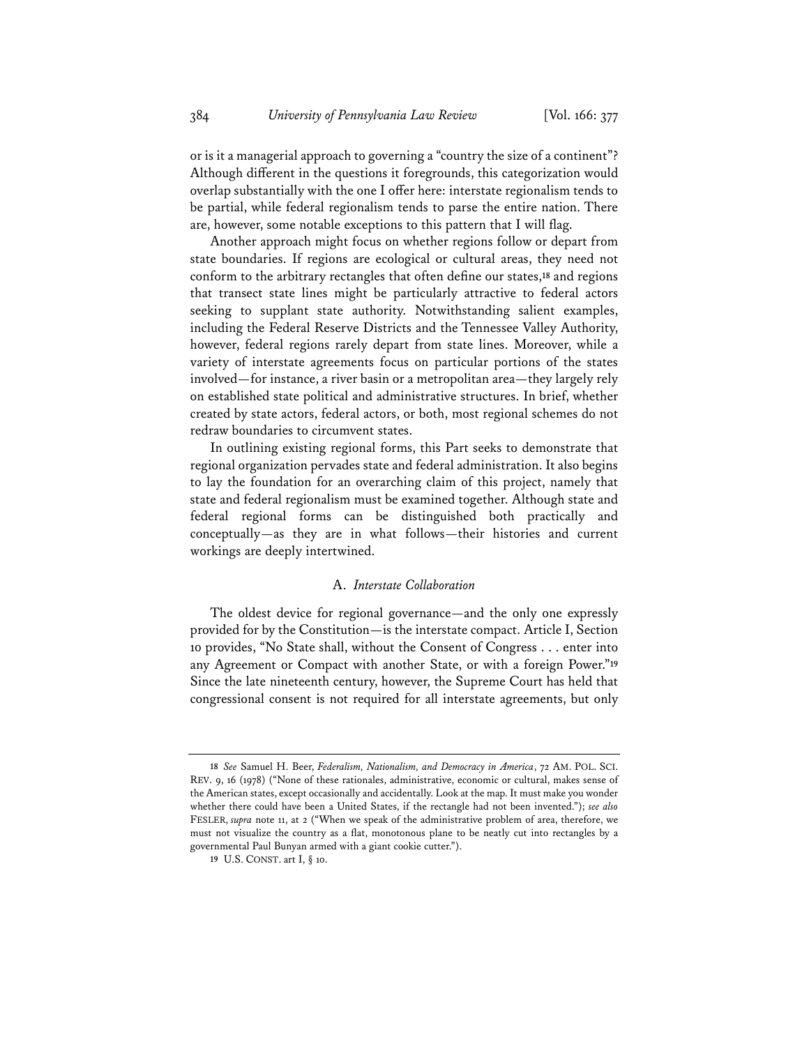or is it a managerial approach to governing a "country the size of a continent"? Although different in the questions it foregrounds, this categorization would overlap substantially with the one I offer here: interstate regionalism tends to be partial, while federal regionalism tends to parse the entire nation. There are, however, some notable exceptions to this pattern that I will flag.

Another approach might focus on whether regions follow or depart from state boundaries. If regions are ecological or cultural areas, they need not conform to the arbitrary rectangles that often define our states,[18] and regions that transect state lines might be particularly attractive to federal actors seeking to supplant state authority. Notwithstanding salient examples, including the Federal Reserve Districts and the Tennessee Valley Authority, however, federal regions rarely depart from state lines. Moreover, while a variety of interstate agreements focus on particular portions of the states involved—for instance, a river basin or a metropolitan area—they largely rely on established state political and administrative structures. In brief, whether created by state actors, federal actors, or both, most regional schemes do not redraw boundaries to circumvent states.

In outlining existing regional forms, this Part seeks to demonstrate that regional organization pervades state and federal administration. It also begins to lay the foundation for an overarching claim of this project, namely that state and federal regionalism must be examined together. Although state and federal regional forms can be distinguished both practically and conceptually—as they are in what follows—their histories and current workings are deeply intertwined.

### A. *Interstate Collaboration*

The oldest device for regional governance—and the only one expressly provided for by the Constitution—is the interstate compact. Article I, Section 10 provides, "No State shall, without the Consent of Congress . . . enter into any Agreement or Compact with another State, or with a foreign Power."[19] Since the late nineteenth century, however, the Supreme Court has held that congressional consent is not required for all interstate agreements, but only

---

[18] *See* Samuel H. Beer, *Federalism, Nationalism, and Democracy in America*, 72 AM. POL. SCI. REV. 9, 16 (1978) ("None of these rationales, administrative, economic or cultural, makes sense of the American states, except occasionally and accidentally. Look at the map. It must make you wonder whether there could have been a United States, if the rectangle had not been invented."); *see also* FESLER, *supra* note 11, at 2 ("When we speak of the administrative problem of area, therefore, we must not visualize the country as a flat, monotonous plane to be neatly cut into rectangles by a governmental Paul Bunyan armed with a giant cookie cutter.").

[19] U.S. CONST. art I, § 10.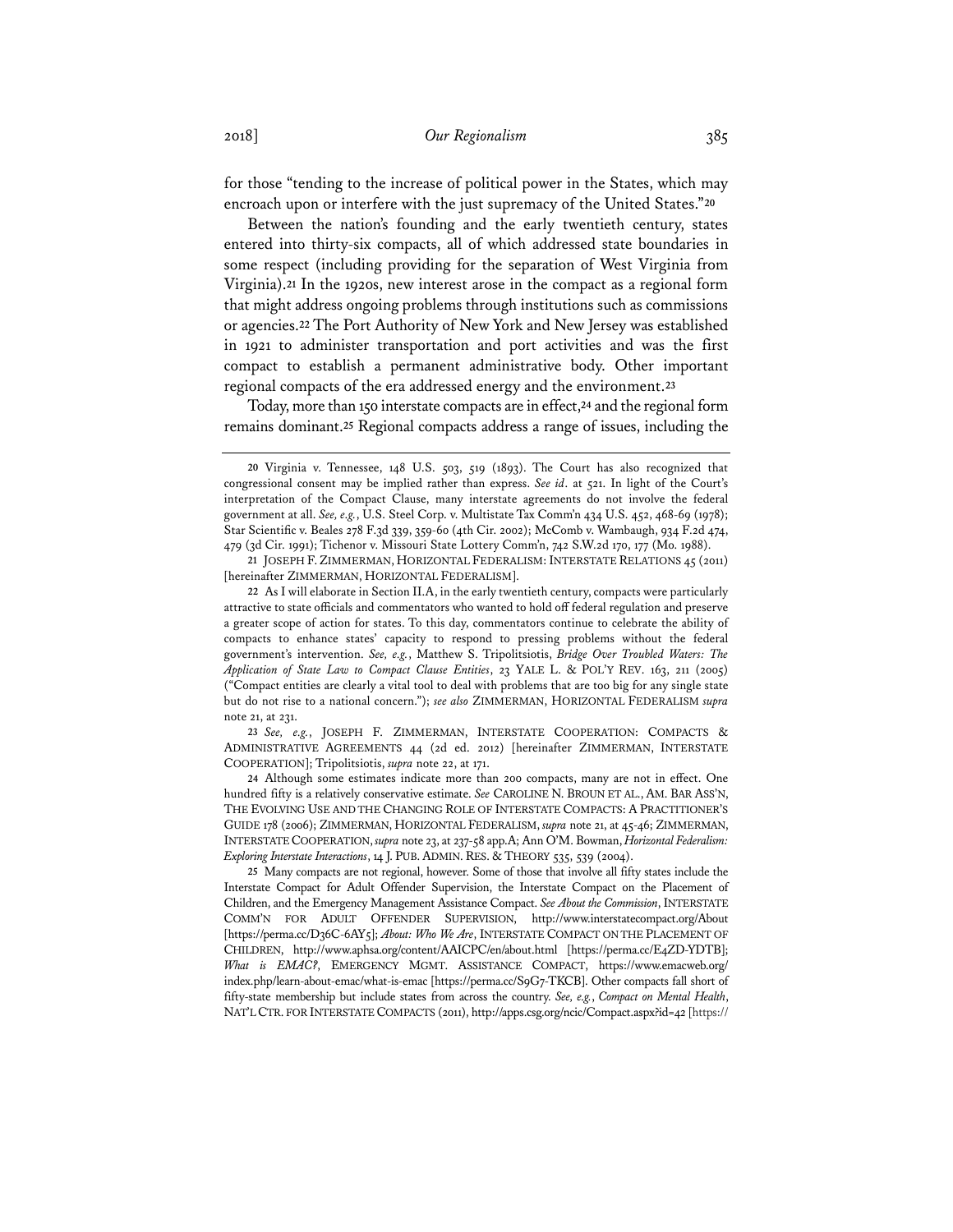for those "tending to the increase of political power in the States, which may encroach upon or interfere with the just supremacy of the United States."[20]

Between the nation's founding and the early twentieth century, states entered into thirty-six compacts, all of which addressed state boundaries in some respect (including providing for the separation of West Virginia from Virginia).[21] In the 1920s, new interest arose in the compact as a regional form that might address ongoing problems through institutions such as commissions or agencies.[22] The Port Authority of New York and New Jersey was established in 1921 to administer transportation and port activities and was the first compact to establish a permanent administrative body. Other important regional compacts of the era addressed energy and the environment.[23]

Today, more than 150 interstate compacts are in effect,[24] and the regional form remains dominant.[25] Regional compacts address a range of issues, including the

---

[20] Virginia v. Tennessee, 148 U.S. 503, 519 (1893). The Court has also recognized that congressional consent may be implied rather than express. *See id*. at 521. In light of the Court's interpretation of the Compact Clause, many interstate agreements do not involve the federal government at all. *See, e.g.*, U.S. Steel Corp. v. Multistate Tax Comm'n 434 U.S. 452, 468-69 (1978); Star Scientific v. Beales 278 F.3d 339, 359-60 (4th Cir. 2002); McComb v. Wambaugh, 934 F.2d 474, 479 (3d Cir. 1991); Tichenor v. Missouri State Lottery Comm'n, 742 S.W.2d 170, 177 (Mo. 1988).

[21] JOSEPH F. ZIMMERMAN, HORIZONTAL FEDERALISM: INTERSTATE RELATIONS 45 (2011) [hereinafter ZIMMERMAN, HORIZONTAL FEDERALISM].

[22] As I will elaborate in Section II.A, in the early twentieth century, compacts were particularly attractive to state officials and commentators who wanted to hold off federal regulation and preserve a greater scope of action for states. To this day, commentators continue to celebrate the ability of compacts to enhance states' capacity to respond to pressing problems without the federal government's intervention. *See, e.g.*, Matthew S. Tripolitsiotis, *Bridge Over Troubled Waters: The Application of State Law to Compact Clause Entities*, 23 YALE L. & POL'Y REV. 163, 211 (2005) ("Compact entities are clearly a vital tool to deal with problems that are too big for any single state but do not rise to a national concern."); *see also* ZIMMERMAN, HORIZONTAL FEDERALISM *supra* note 21, at 231.

[23] *See, e.g.*, JOSEPH F. ZIMMERMAN, INTERSTATE COOPERATION: COMPACTS & ADMINISTRATIVE AGREEMENTS 44 (2d ed. 2012) [hereinafter ZIMMERMAN, INTERSTATE COOPERATION]; Tripolitsiotis, *supra* note 22, at 171.

[24] Although some estimates indicate more than 200 compacts, many are not in effect. One hundred fifty is a relatively conservative estimate. *See* CAROLINE N. BROUN ET AL., AM. BAR ASS'N, THE EVOLVING USE AND THE CHANGING ROLE OF INTERSTATE COMPACTS: A PRACTITIONER'S GUIDE 178 (2006); ZIMMERMAN, HORIZONTAL FEDERALISM, *supra* note 21, at 45-46; ZIMMERMAN, INTERSTATE COOPERATION, *supra* note 23, at 237-58 app.A; Ann O'M. Bowman, *Horizontal Federalism: Exploring Interstate Interactions*, 14 J. PUB. ADMIN. RES. & THEORY 535, 539 (2004).

[25] Many compacts are not regional, however. Some of those that involve all fifty states include the Interstate Compact for Adult Offender Supervision, the Interstate Compact on the Placement of Children, and the Emergency Management Assistance Compact. *See About the Commission*, INTERSTATE COMM'N FOR ADULT OFFENDER SUPERVISION, http://www.interstatecompact.org/About [https://perma.cc/D36C-6AY5]; *About: Who We Are*, INTERSTATE COMPACT ON THE PLACEMENT OF CHILDREN, http://www.aphsa.org/content/AAICPC/en/about.html [https://perma.cc/E4ZD-YDTB]; *What is EMAC?*, EMERGENCY MGMT. ASSISTANCE COMPACT, https://www.emacweb.org/index.php/learn-about-emac/what-is-emac [https://perma.cc/S9G7-TKCB]. Other compacts fall short of fifty-state membership but include states from across the country. *See, e.g.*, *Compact on Mental Health*, NAT'L CTR. FOR INTERSTATE COMPACTS (2011), http://apps.csg.org/ncic/Compact.aspx?id=42 [https://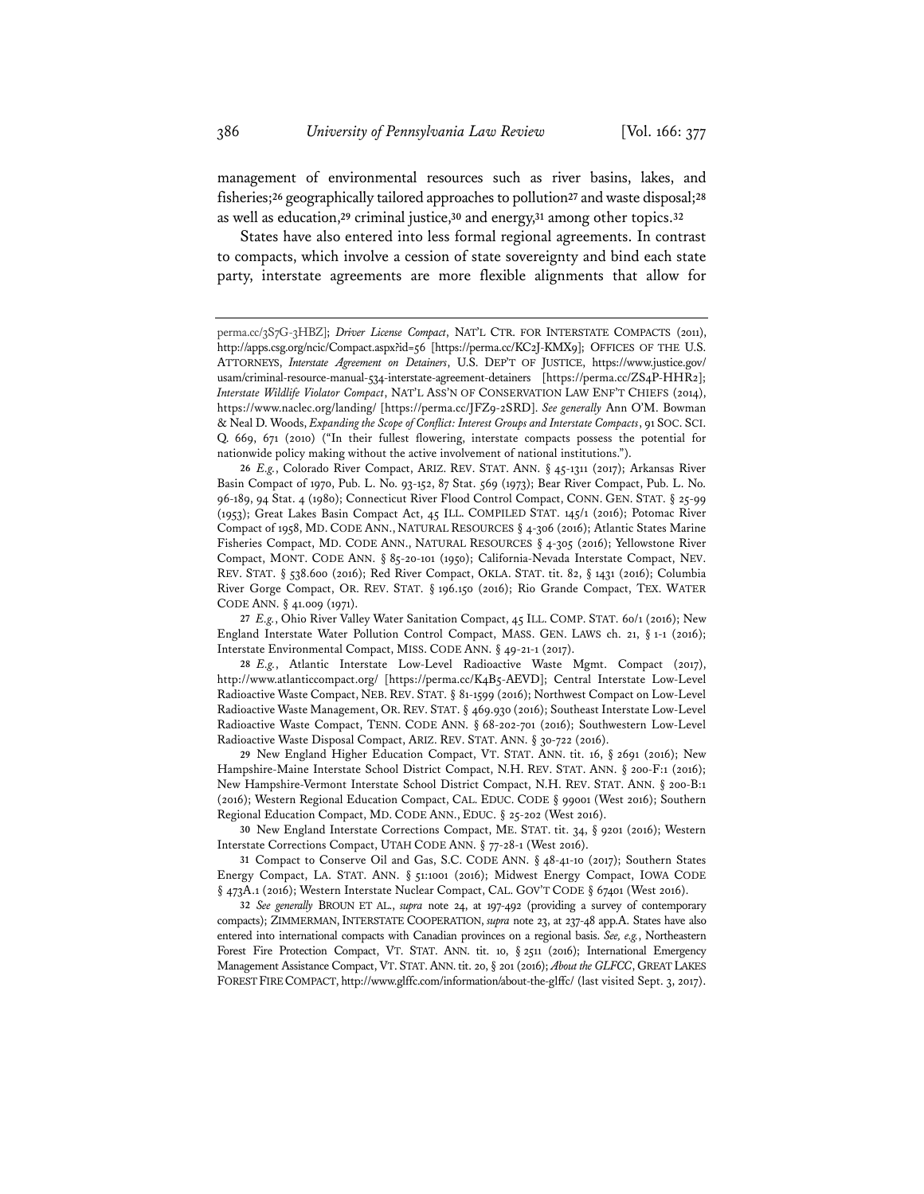management of environmental resources such as river basins, lakes, and fisheries;[26] geographically tailored approaches to pollution[27] and waste disposal;[28] as well as education,[29] criminal justice,[30] and energy,[31] among other topics.[32]

States have also entered into less formal regional agreements. In contrast to compacts, which involve a cession of state sovereignty and bind each state party, interstate agreements are more flexible alignments that allow for

---

perma.cc/3S7G-3HBZ]; *Driver License Compact*, NAT'L CTR. FOR INTERSTATE COMPACTS (2011), http://apps.csg.org/ncic/Compact.aspx?id=56 [https://perma.cc/KC2J-KMX9]; OFFICES OF THE U.S. ATTORNEYS, *Interstate Agreement on Detainers*, U.S. DEP'T OF JUSTICE, https://www.justice.gov/usam/criminal-resource-manual-534-interstate-agreement-detainers [https://perma.cc/ZS4P-HHR2]; *Interstate Wildlife Violator Compact*, NAT'L ASS'N OF CONSERVATION LAW ENF'T CHIEFS (2014), https://www.naclec.org/landing/ [https://perma.cc/JFZ9-2SRD]. *See generally* Ann O'M. Bowman & Neal D. Woods, *Expanding the Scope of Conflict: Interest Groups and Interstate Compacts*, 91 SOC. SCI. Q. 669, 671 (2010) ("In their fullest flowering, interstate compacts possess the potential for nationwide policy making without the active involvement of national institutions.").

26 *E.g.*, Colorado River Compact, ARIZ. REV. STAT. ANN. § 45-1311 (2017); Arkansas River Basin Compact of 1970, Pub. L. No. 93-152, 87 Stat. 569 (1973); Bear River Compact, Pub. L. No. 96-189, 94 Stat. 4 (1980); Connecticut River Flood Control Compact, CONN. GEN. STAT. § 25-99 (1953); Great Lakes Basin Compact Act, 45 ILL. COMPILED STAT. 145/1 (2016); Potomac River Compact of 1958, MD. CODE ANN., NATURAL RESOURCES § 4-306 (2016); Atlantic States Marine Fisheries Compact, MD. CODE ANN., NATURAL RESOURCES § 4-305 (2016); Yellowstone River Compact, MONT. CODE ANN. § 85-20-101 (1950); California-Nevada Interstate Compact, NEV. REV. STAT. § 538.600 (2016); Red River Compact, OKLA. STAT. tit. 82, § 1431 (2016); Columbia River Gorge Compact, OR. REV. STAT. § 196.150 (2016); Rio Grande Compact, TEX. WATER CODE ANN. § 41.009 (1971).

27 *E.g.*, Ohio River Valley Water Sanitation Compact, 45 ILL. COMP. STAT. 60/1 (2016); New England Interstate Water Pollution Control Compact, MASS. GEN. LAWS ch. 21, § 1-1 (2016); Interstate Environmental Compact, MISS. CODE ANN. § 49-21-1 (2017).

28 *E.g.*, Atlantic Interstate Low-Level Radioactive Waste Mgmt. Compact (2017), http://www.atlanticcompact.org/ [https://perma.cc/K4B5-AEVD]; Central Interstate Low-Level Radioactive Waste Compact, NEB. REV. STAT. § 81-1599 (2016); Northwest Compact on Low-Level Radioactive Waste Management, OR. REV. STAT. § 469.930 (2016); Southeast Interstate Low-Level Radioactive Waste Compact, TENN. CODE ANN. § 68-202-701 (2016); Southwestern Low-Level Radioactive Waste Disposal Compact, ARIZ. REV. STAT. ANN. § 30-722 (2016).

29 New England Higher Education Compact, VT. STAT. ANN. tit. 16, § 2691 (2016); New Hampshire-Maine Interstate School District Compact, N.H. REV. STAT. ANN. § 200-F:1 (2016); New Hampshire-Vermont Interstate School District Compact, N.H. REV. STAT. ANN. § 200-B:1 (2016); Western Regional Education Compact, CAL. EDUC. CODE § 99001 (West 2016); Southern Regional Education Compact, MD. CODE ANN., EDUC. § 25-202 (West 2016).

30 New England Interstate Corrections Compact, ME. STAT. tit. 34, § 9201 (2016); Western Interstate Corrections Compact, UTAH CODE ANN. § 77-28-1 (West 2016).

31 Compact to Conserve Oil and Gas, S.C. CODE ANN. § 48-41-10 (2017); Southern States Energy Compact, LA. STAT. ANN. § 51:1001 (2016); Midwest Energy Compact, IOWA CODE § 473A.1 (2016); Western Interstate Nuclear Compact, CAL. GOV'T CODE § 67401 (West 2016).

32 *See generally* BROUN ET AL., *supra* note 24, at 197-492 (providing a survey of contemporary compacts); ZIMMERMAN, INTERSTATE COOPERATION, *supra* note 23, at 237-48 app.A. States have also entered into international compacts with Canadian provinces on a regional basis. *See, e.g.*, Northeastern Forest Fire Protection Compact, VT. STAT. ANN. tit. 10, § 2511 (2016); International Emergency Management Assistance Compact, VT. STAT. ANN. tit. 20, § 201 (2016); *About the GLFCC*, GREAT LAKES FOREST FIRE COMPACT, http://www.glffc.com/information/about-the-glffc/ (last visited Sept. 3, 2017).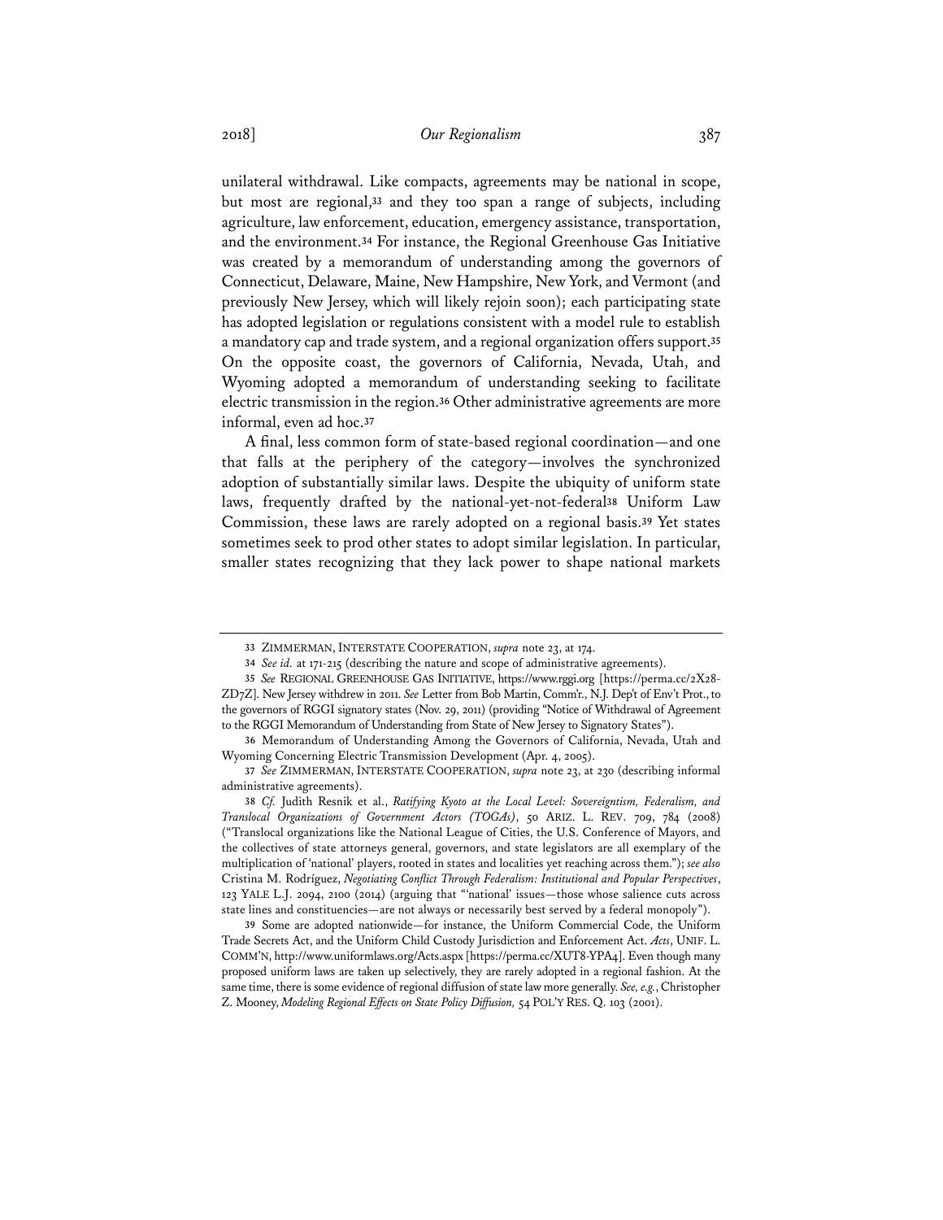unilateral withdrawal. Like compacts, agreements may be national in scope, but most are regional,[33] and they too span a range of subjects, including agriculture, law enforcement, education, emergency assistance, transportation, and the environment.[34] For instance, the Regional Greenhouse Gas Initiative was created by a memorandum of understanding among the governors of Connecticut, Delaware, Maine, New Hampshire, New York, and Vermont (and previously New Jersey, which will likely rejoin soon); each participating state has adopted legislation or regulations consistent with a model rule to establish a mandatory cap and trade system, and a regional organization offers support.[35] On the opposite coast, the governors of California, Nevada, Utah, and Wyoming adopted a memorandum of understanding seeking to facilitate electric transmission in the region.[36] Other administrative agreements are more informal, even ad hoc.[37]

A final, less common form of state-based regional coordination—and one that falls at the periphery of the category—involves the synchronized adoption of substantially similar laws. Despite the ubiquity of uniform state laws, frequently drafted by the national-yet-not-federal[38] Uniform Law Commission, these laws are rarely adopted on a regional basis.[39] Yet states sometimes seek to prod other states to adopt similar legislation. In particular, smaller states recognizing that they lack power to shape national markets

---

33 ZIMMERMAN, INTERSTATE COOPERATION, *supra* note 23, at 174.

34 *See id.* at 171-215 (describing the nature and scope of administrative agreements).

35 *See* REGIONAL GREENHOUSE GAS INITIATIVE, https://www.rggi.org [https://perma.cc/2X28-ZD7Z]. New Jersey withdrew in 2011. *See* Letter from Bob Martin, Comm'r., N.J. Dep't of Env't Prot., to the governors of RGGI signatory states (Nov. 29, 2011) (providing "Notice of Withdrawal of Agreement to the RGGI Memorandum of Understanding from State of New Jersey to Signatory States").

36 Memorandum of Understanding Among the Governors of California, Nevada, Utah and Wyoming Concerning Electric Transmission Development (Apr. 4, 2005).

37 *See* ZIMMERMAN, INTERSTATE COOPERATION, *supra* note 23, at 230 (describing informal administrative agreements).

38 *Cf.* Judith Resnik et al., *Ratifying Kyoto at the Local Level: Sovereigntism, Federalism, and Translocal Organizations of Government Actors (TOGAs)*, 50 ARIZ. L. REV. 709, 784 (2008) ("Translocal organizations like the National League of Cities, the U.S. Conference of Mayors, and the collectives of state attorneys general, governors, and state legislators are all exemplary of the multiplication of 'national' players, rooted in states and localities yet reaching across them."); *see also* Cristina M. Rodríguez, *Negotiating Conflict Through Federalism: Institutional and Popular Perspectives*, 123 YALE L.J. 2094, 2100 (2014) (arguing that "'national' issues—those whose salience cuts across state lines and constituencies—are not always or necessarily best served by a federal monopoly").

39 Some are adopted nationwide—for instance, the Uniform Commercial Code, the Uniform Trade Secrets Act, and the Uniform Child Custody Jurisdiction and Enforcement Act. *Acts*, UNIF. L. COMM'N, http://www.uniformlaws.org/Acts.aspx [https://perma.cc/XUT8-YPA4]. Even though many proposed uniform laws are taken up selectively, they are rarely adopted in a regional fashion. At the same time, there is some evidence of regional diffusion of state law more generally. *See, e.g.*, Christopher Z. Mooney, *Modeling Regional Effects on State Policy Diffusion,* 54 POL'Y RES. Q. 103 (2001).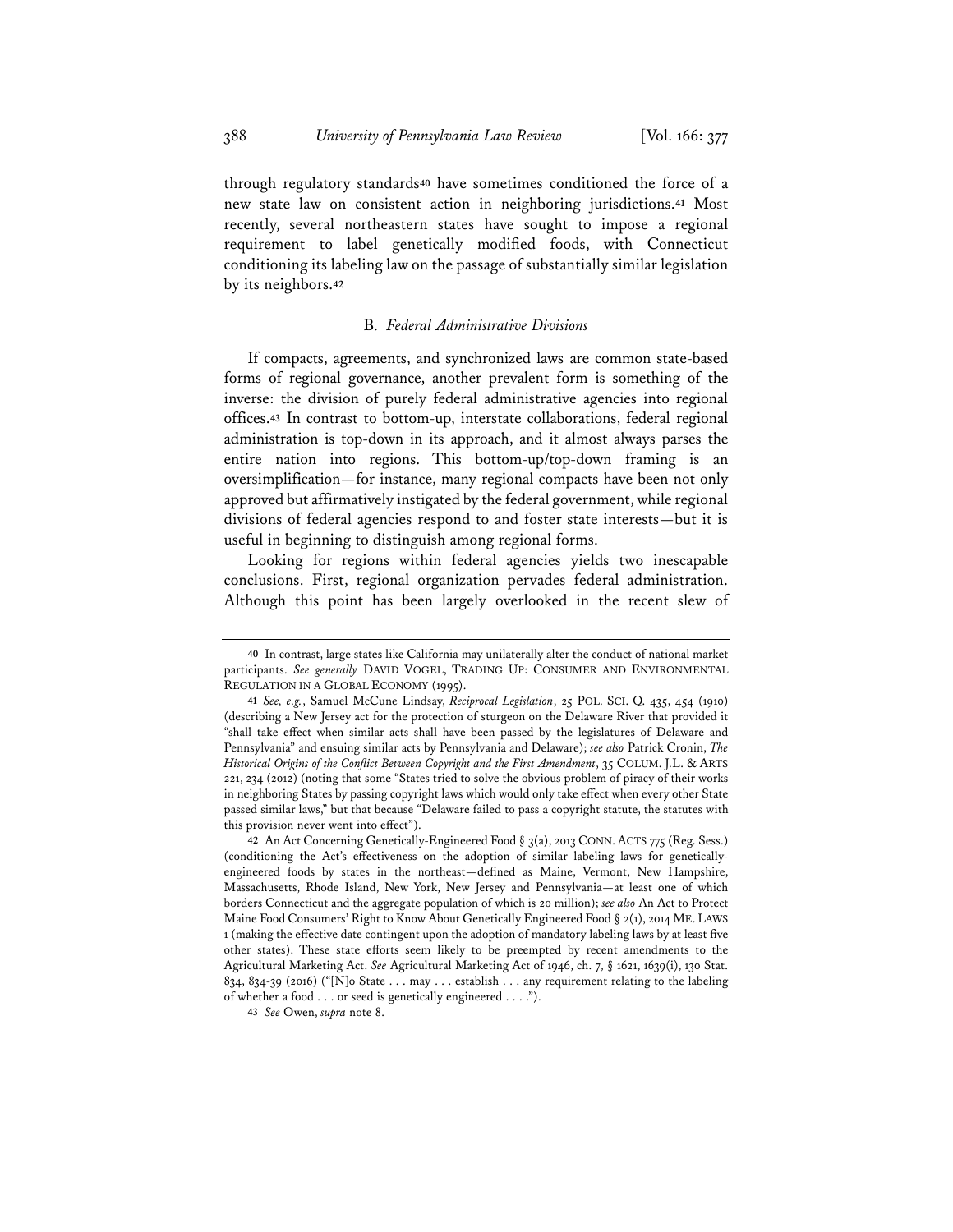through regulatory standards[40] have sometimes conditioned the force of a new state law on consistent action in neighboring jurisdictions.[41] Most recently, several northeastern states have sought to impose a regional requirement to label genetically modified foods, with Connecticut conditioning its labeling law on the passage of substantially similar legislation by its neighbors.[42]

### B. *Federal Administrative Divisions*

If compacts, agreements, and synchronized laws are common state-based forms of regional governance, another prevalent form is something of the inverse: the division of purely federal administrative agencies into regional offices.[43] In contrast to bottom-up, interstate collaborations, federal regional administration is top-down in its approach, and it almost always parses the entire nation into regions. This bottom-up/top-down framing is an oversimplification—for instance, many regional compacts have been not only approved but affirmatively instigated by the federal government, while regional divisions of federal agencies respond to and foster state interests—but it is useful in beginning to distinguish among regional forms.

Looking for regions within federal agencies yields two inescapable conclusions. First, regional organization pervades federal administration. Although this point has been largely overlooked in the recent slew of

---

40 In contrast, large states like California may unilaterally alter the conduct of national market participants. *See generally* DAVID VOGEL, TRADING UP: CONSUMER AND ENVIRONMENTAL REGULATION IN A GLOBAL ECONOMY (1995).

41 *See, e.g.*, Samuel McCune Lindsay, *Reciprocal Legislation*, 25 POL. SCI. Q. 435, 454 (1910) (describing a New Jersey act for the protection of sturgeon on the Delaware River that provided it "shall take effect when similar acts shall have been passed by the legislatures of Delaware and Pennsylvania" and ensuing similar acts by Pennsylvania and Delaware); *see also* Patrick Cronin, *The Historical Origins of the Conflict Between Copyright and the First Amendment*, 35 COLUM. J.L. & ARTS 221, 234 (2012) (noting that some "States tried to solve the obvious problem of piracy of their works in neighboring States by passing copyright laws which would only take effect when every other State passed similar laws," but that because "Delaware failed to pass a copyright statute, the statutes with this provision never went into effect").

42 An Act Concerning Genetically-Engineered Food § 3(a), 2013 CONN. ACTS 775 (Reg. Sess.) (conditioning the Act's effectiveness on the adoption of similar labeling laws for genetically-engineered foods by states in the northeast—defined as Maine, Vermont, New Hampshire, Massachusetts, Rhode Island, New York, New Jersey and Pennsylvania—at least one of which borders Connecticut and the aggregate population of which is 20 million); *see also* An Act to Protect Maine Food Consumers' Right to Know About Genetically Engineered Food § 2(1), 2014 ME. LAWS 1 (making the effective date contingent upon the adoption of mandatory labeling laws by at least five other states). These state efforts seem likely to be preempted by recent amendments to the Agricultural Marketing Act. *See* Agricultural Marketing Act of 1946, ch. 7, § 1621, 1639(i), 130 Stat. 834, 834-39 (2016) ("[N]o State . . . may . . . establish . . . any requirement relating to the labeling of whether a food . . . or seed is genetically engineered . . . .").

43 *See* Owen, *supra* note 8.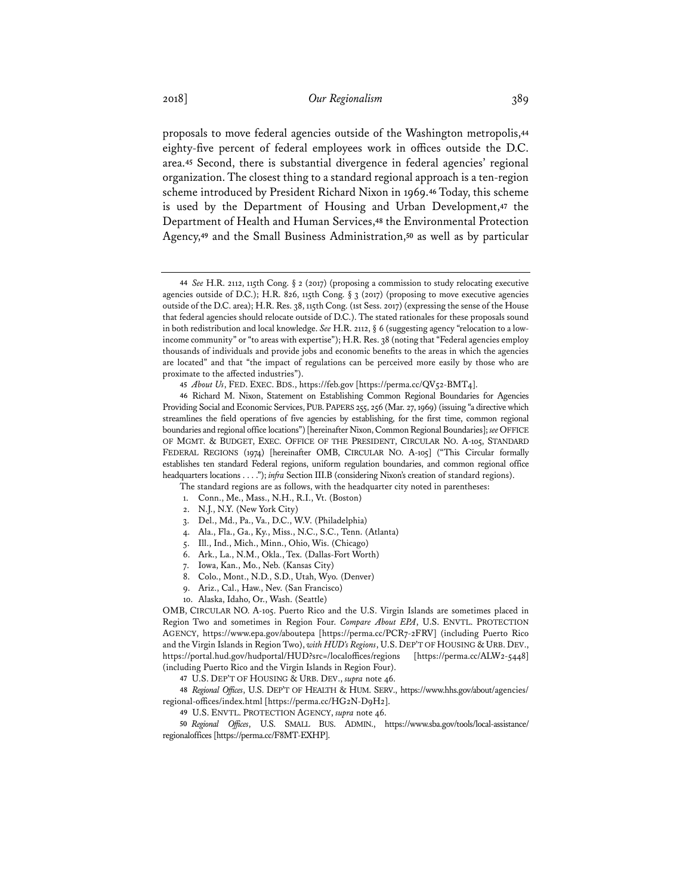proposals to move federal agencies outside of the Washington metropolis,[44] eighty-five percent of federal employees work in offices outside the D.C. area.[45] Second, there is substantial divergence in federal agencies' regional organization. The closest thing to a standard regional approach is a ten-region scheme introduced by President Richard Nixon in 1969.[46] Today, this scheme is used by the Department of Housing and Urban Development,[47] the Department of Health and Human Services,[48] the Environmental Protection Agency,[49] and the Small Business Administration,[50] as well as by particular

---

44 *See* H.R. 2112, 115th Cong. § 2 (2017) (proposing a commission to study relocating executive agencies outside of D.C.); H.R. 826, 115th Cong. § 3 (2017) (proposing to move executive agencies outside of the D.C. area); H.R. Res. 38, 115th Cong. (1st Sess. 2017) (expressing the sense of the House that federal agencies should relocate outside of D.C.). The stated rationales for these proposals sound in both redistribution and local knowledge. *See* H.R. 2112, § 6 (suggesting agency "relocation to a low-income community" or "to areas with expertise"); H.R. Res. 38 (noting that "Federal agencies employ thousands of individuals and provide jobs and economic benefits to the areas in which the agencies are located" and that "the impact of regulations can be perceived more easily by those who are proximate to the affected industries").

45 *About Us*, FED. EXEC. BDS., https://feb.gov [https://perma.cc/QV52-BMT4].

46 Richard M. Nixon, Statement on Establishing Common Regional Boundaries for Agencies Providing Social and Economic Services, PUB. PAPERS 255, 256 (Mar. 27, 1969) (issuing "a directive which streamlines the field operations of five agencies by establishing, for the first time, common regional boundaries and regional office locations") [hereinafter Nixon, Common Regional Boundaries]; *see* OFFICE OF MGMT. & BUDGET, EXEC. OFFICE OF THE PRESIDENT, CIRCULAR NO. A-105, STANDARD FEDERAL REGIONS (1974) [hereinafter OMB, CIRCULAR NO. A-105] ("This Circular formally establishes ten standard Federal regions, uniform regulation boundaries, and common regional office headquarters locations . . . ."); *infra* Section III.B (considering Nixon's creation of standard regions).

The standard regions are as follows, with the headquarter city noted in parentheses:

1. Conn., Me., Mass., N.H., R.I., Vt. (Boston)
2. N.J., N.Y. (New York City)
3. Del., Md., Pa., Va., D.C., W.V. (Philadelphia)
4. Ala., Fla., Ga., Ky., Miss., N.C., S.C., Tenn. (Atlanta)
5. Ill., Ind., Mich., Minn., Ohio, Wis. (Chicago)
6. Ark., La., N.M., Okla., Tex. (Dallas-Fort Worth)
7. Iowa, Kan., Mo., Neb. (Kansas City)
8. Colo., Mont., N.D., S.D., Utah, Wyo. (Denver)
9. Ariz., Cal., Haw., Nev. (San Francisco)
10. Alaska, Idaho, Or., Wash. (Seattle)

OMB, CIRCULAR NO. A-105. Puerto Rico and the U.S. Virgin Islands are sometimes placed in Region Two and sometimes in Region Four. *Compare About EPA*, U.S. ENVTL. PROTECTION AGENCY, https://www.epa.gov/aboutepa [https://perma.cc/PCR7-2FRV] (including Puerto Rico and the Virgin Islands in Region Two), *with HUD's Regions*, U.S. DEP'T OF HOUSING & URB. DEV., https://portal.hud.gov/hudportal/HUD?src=/localoffices/regions [https://perma.cc/ALW2-5448] (including Puerto Rico and the Virgin Islands in Region Four).

47 U.S. DEP'T OF HOUSING & URB. DEV., *supra* note 46.

48 *Regional Offices*, U.S. DEP'T OF HEALTH & HUM. SERV., https://www.hhs.gov/about/agencies/regional-offices/index.html [https://perma.cc/HG2N-D9H2].

49 U.S. ENVTL. PROTECTION AGENCY, *supra* note 46.

50 *Regional Offices*, U.S. SMALL BUS. ADMIN., https://www.sba.gov/tools/local-assistance/regionaloffices [https://perma.cc/F8MT-EXHP].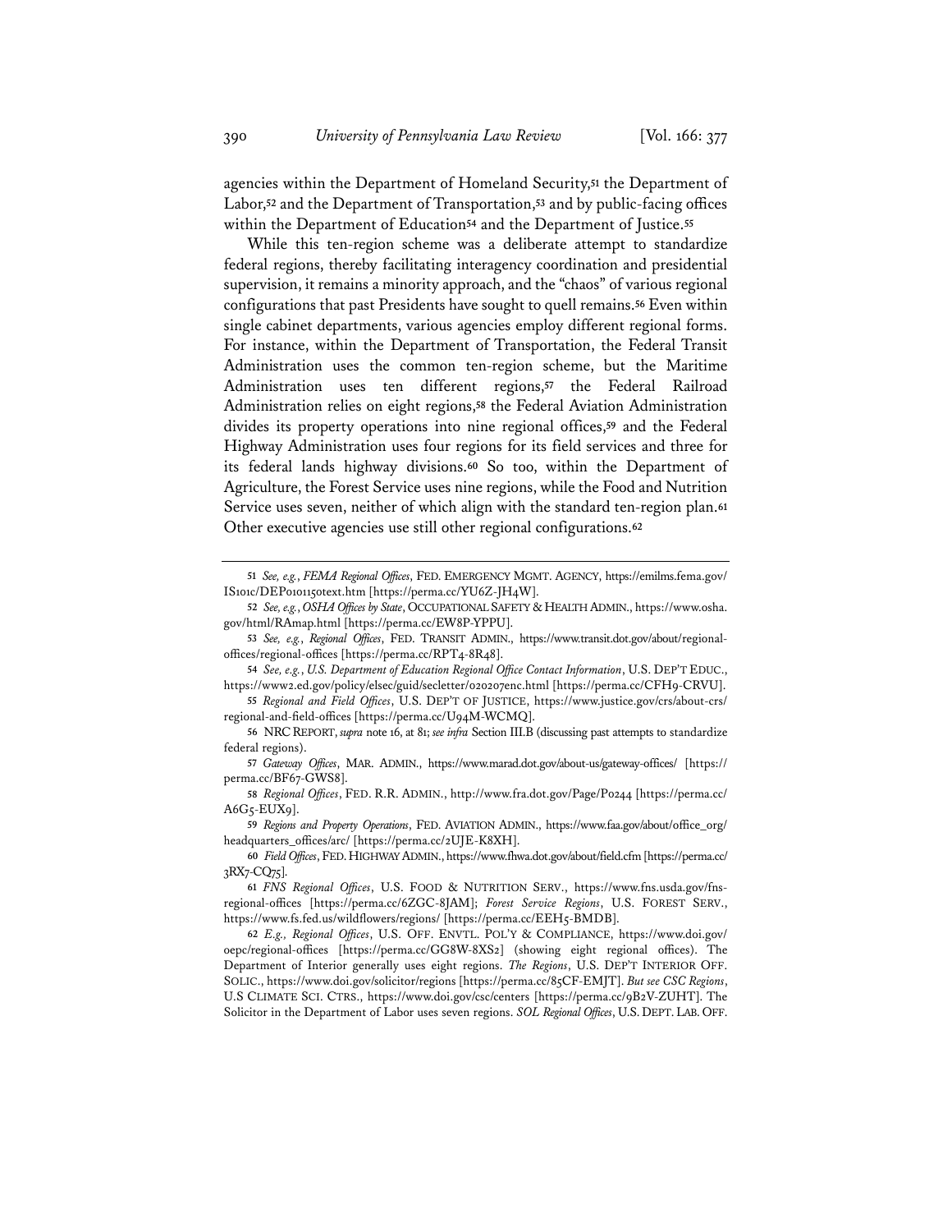agencies within the Department of Homeland Security,[51] the Department of Labor,[52] and the Department of Transportation,[53] and by public-facing offices within the Department of Education[54] and the Department of Justice.[55]

While this ten-region scheme was a deliberate attempt to standardize federal regions, thereby facilitating interagency coordination and presidential supervision, it remains a minority approach, and the "chaos" of various regional configurations that past Presidents have sought to quell remains.[56] Even within single cabinet departments, various agencies employ different regional forms. For instance, within the Department of Transportation, the Federal Transit Administration uses the common ten-region scheme, but the Maritime Administration uses ten different regions,[57] the Federal Railroad Administration relies on eight regions,[58] the Federal Aviation Administration divides its property operations into nine regional offices,[59] and the Federal Highway Administration uses four regions for its field services and three for its federal lands highway divisions.[60] So too, within the Department of Agriculture, the Forest Service uses nine regions, while the Food and Nutrition Service uses seven, neither of which align with the standard ten-region plan.[61] Other executive agencies use still other regional configurations.[62]

---

51 *See, e.g.*, *FEMA Regional Offices*, FED. EMERGENCY MGMT. AGENCY, https://emilms.fema.gov/IS101c/DEP0101150text.htm [https://perma.cc/YU6Z-JH4W].

52 *See, e.g.*, *OSHA Offices by State*, OCCUPATIONAL SAFETY & HEALTH ADMIN., https://www.osha.gov/html/RAmap.html [https://perma.cc/EW8P-YPPU].

53 *See, e.g.*, *Regional Offices*, FED. TRANSIT ADMIN., https://www.transit.dot.gov/about/regional-offices/regional-offices [https://perma.cc/RPT4-8R48].

54 *See, e.g.*, *U.S. Department of Education Regional Office Contact Information*, U.S. DEP'T EDUC., https://www2.ed.gov/policy/elsec/guid/secletter/020207enc.html [https://perma.cc/CFH9-CRVU].

55 *Regional and Field Offices*, U.S. DEP'T OF JUSTICE, https://www.justice.gov/crs/about-crs/regional-and-field-offices [https://perma.cc/U94M-WCMQ].

56 NRC REPORT, *supra* note 16, at 81; *see infra* Section III.B (discussing past attempts to standardize federal regions).

57 *Gateway Offices*, MAR. ADMIN., https://www.marad.dot.gov/about-us/gateway-offices/ [https://perma.cc/BF67-GWS8].

58 *Regional Offices*, FED. R.R. ADMIN., http://www.fra.dot.gov/Page/P0244 [https://perma.cc/A6G5-EUX9].

59 *Regions and Property Operations*, FED. AVIATION ADMIN., https://www.faa.gov/about/office_org/headquarters_offices/arc/ [https://perma.cc/2UJE-K8XH].

60 *Field Offices*, FED. HIGHWAY ADMIN., https://www.fhwa.dot.gov/about/field.cfm [https://perma.cc/3RX7-CQ75].

61 *FNS Regional Offices*, U.S. FOOD & NUTRITION SERV., https://www.fns.usda.gov/fns-regional-offices [https://perma.cc/6ZGC-8JAM]; *Forest Service Regions*, U.S. FOREST SERV., https://www.fs.fed.us/wildflowers/regions/ [https://perma.cc/EEH5-BMDB].

62 *E.g.*, *Regional Offices*, U.S. OFF. ENVTL. POL'Y & COMPLIANCE, https://www.doi.gov/oepc/regional-offices [https://perma.cc/GG8W-8XS2] (showing eight regional offices). The Department of Interior generally uses eight regions. *The Regions*, U.S. DEP'T INTERIOR OFF. SOLIC., https://www.doi.gov/solicitor/regions [https://perma.cc/85CF-EMJT]. *But see CSC Regions*, U.S CLIMATE SCI. CTRS., https://www.doi.gov/csc/centers [https://perma.cc/9B2V-ZUHT]. The Solicitor in the Department of Labor uses seven regions. *SOL Regional Offices*, U.S. DEPT. LAB. OFF.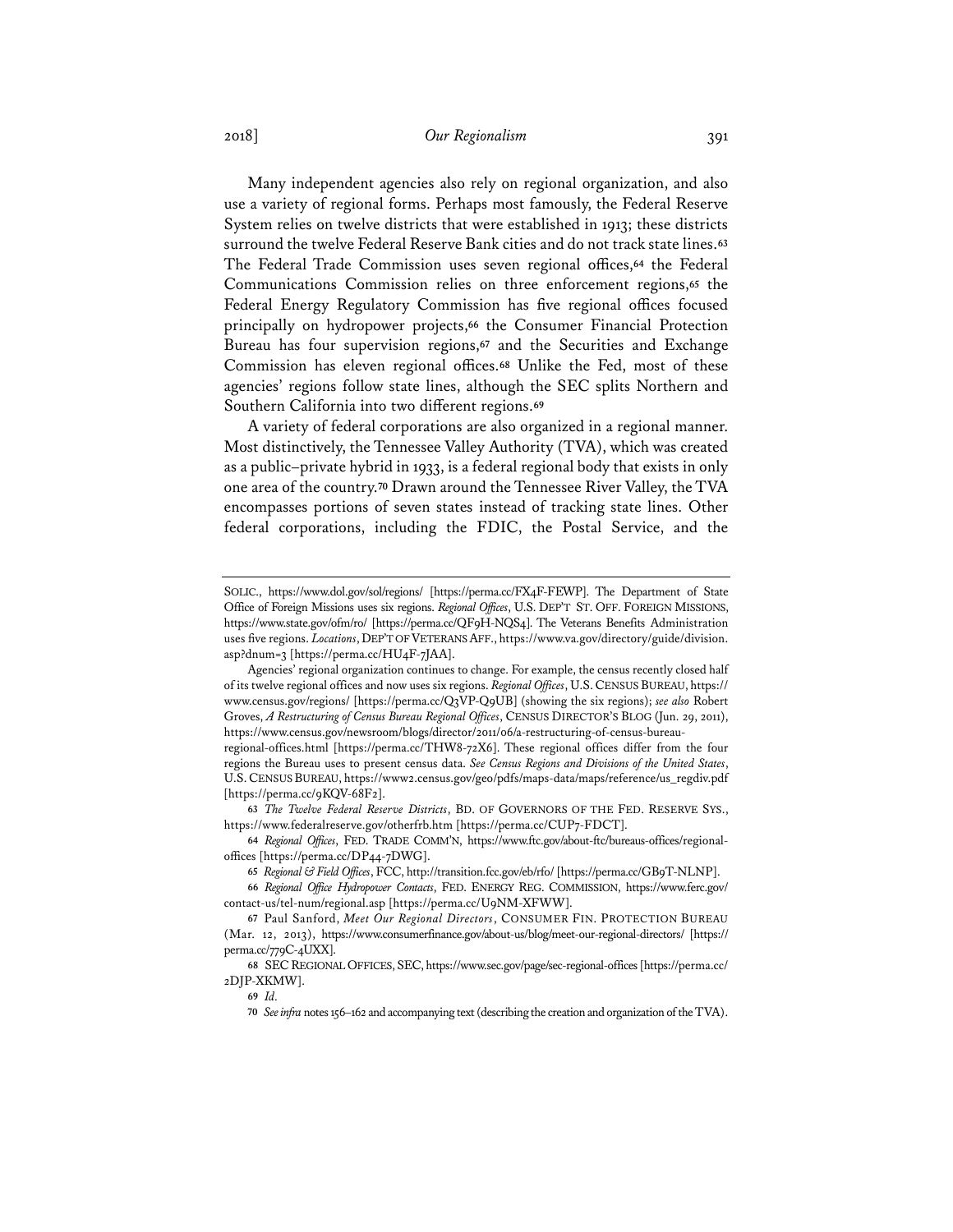Many independent agencies also rely on regional organization, and also use a variety of regional forms. Perhaps most famously, the Federal Reserve System relies on twelve districts that were established in 1913; these districts surround the twelve Federal Reserve Bank cities and do not track state lines.[63] The Federal Trade Commission uses seven regional offices,[64] the Federal Communications Commission relies on three enforcement regions,[65] the Federal Energy Regulatory Commission has five regional offices focused principally on hydropower projects,[66] the Consumer Financial Protection Bureau has four supervision regions,[67] and the Securities and Exchange Commission has eleven regional offices.[68] Unlike the Fed, most of these agencies' regions follow state lines, although the SEC splits Northern and Southern California into two different regions.[69]

A variety of federal corporations are also organized in a regional manner. Most distinctively, the Tennessee Valley Authority (TVA), which was created as a public–private hybrid in 1933, is a federal regional body that exists in only one area of the country.[70] Drawn around the Tennessee River Valley, the TVA encompasses portions of seven states instead of tracking state lines. Other federal corporations, including the FDIC, the Postal Service, and the

---

SOLIC., https://www.dol.gov/sol/regions/ [https://perma.cc/FX4F-FEWP]. The Department of State Office of Foreign Missions uses six regions. *Regional Offices*, U.S. DEP'T ST. OFF. FOREIGN MISSIONS, https://www.state.gov/ofm/ro/ [https://perma.cc/QF9H-NQS4]. The Veterans Benefits Administration uses five regions. *Locations*, DEP'T OF VETERANS AFF., https://www.va.gov/directory/guide/division.asp?dnum=3 [https://perma.cc/HU4F-7JAA].

Agencies' regional organization continues to change. For example, the census recently closed half of its twelve regional offices and now uses six regions. *Regional Offices*, U.S. CENSUS BUREAU, https://www.census.gov/regions/ [https://perma.cc/Q3VP-Q9UB] (showing the six regions); *see also* Robert Groves, *A Restructuring of Census Bureau Regional Offices*, CENSUS DIRECTOR'S BLOG (Jun. 29, 2011), https://www.census.gov/newsroom/blogs/director/2011/06/a-restructuring-of-census-bureau-regional-offices.html [https://perma.cc/THW8-72X6]. These regional offices differ from the four regions the Bureau uses to present census data. *See Census Regions and Divisions of the United States*, U.S. CENSUS BUREAU, https://www2.census.gov/geo/pdfs/maps-data/maps/reference/us_regdiv.pdf [https://perma.cc/9KQV-68F2].

63 *The Twelve Federal Reserve Districts*, BD. OF GOVERNORS OF THE FED. RESERVE SYS., https://www.federalreserve.gov/otherfrb.htm [https://perma.cc/CUP7-FDCT].

64 *Regional Offices*, FED. TRADE COMM'N, https://www.ftc.gov/about-ftc/bureaus-offices/regional-offices [https://perma.cc/DP44-7DWG].

65 *Regional & Field Offices*, FCC, http://transition.fcc.gov/eb/rfo/ [https://perma.cc/GB9T-NLNP].

66 *Regional Office Hydropower Contacts*, FED. ENERGY REG. COMMISSION, https://www.ferc.gov/contact-us/tel-num/regional.asp [https://perma.cc/U9NM-XFWW].

67 Paul Sanford, *Meet Our Regional Directors*, CONSUMER FIN. PROTECTION BUREAU (Mar. 12, 2013), https://www.consumerfinance.gov/about-us/blog/meet-our-regional-directors/ [https://perma.cc/779C-4UXX].

68 SEC REGIONAL OFFICES, SEC, https://www.sec.gov/page/sec-regional-offices [https://perma.cc/2DJP-XKMW].

69 *Id.*

70 *See infra* notes 156–162 and accompanying text (describing the creation and organization of the TVA).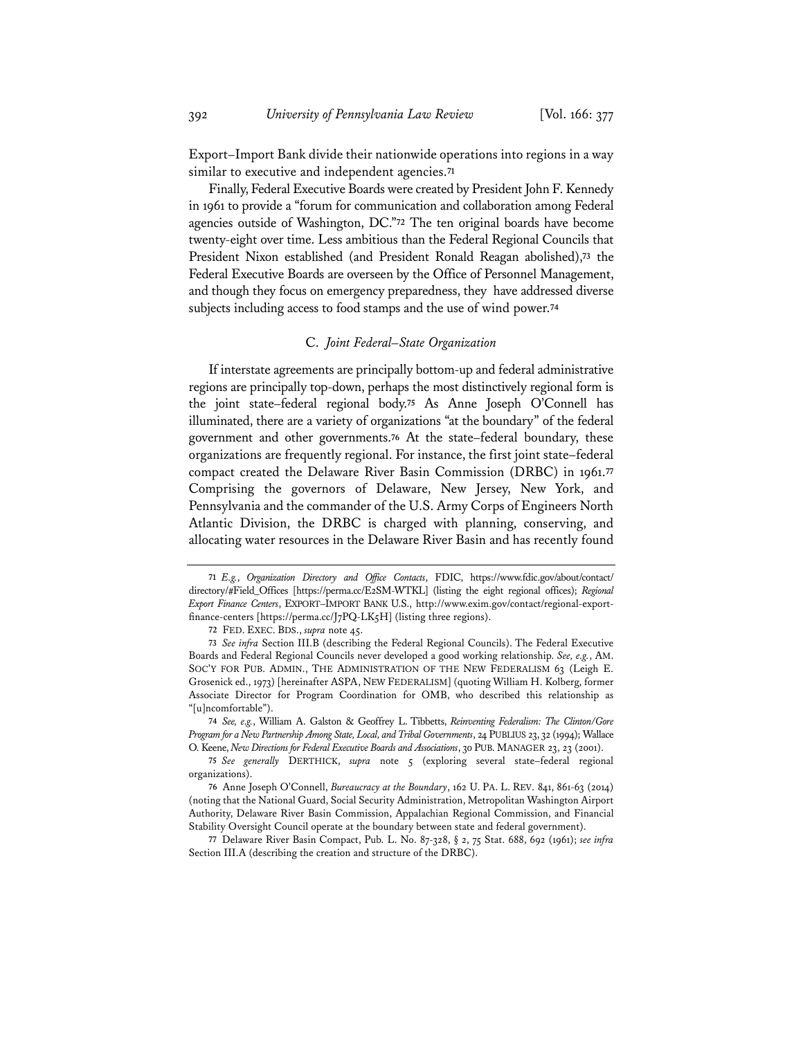Export–Import Bank divide their nationwide operations into regions in a way similar to executive and independent agencies.[71]

Finally, Federal Executive Boards were created by President John F. Kennedy in 1961 to provide a "forum for communication and collaboration among Federal agencies outside of Washington, DC."[72] The ten original boards have become twenty-eight over time. Less ambitious than the Federal Regional Councils that President Nixon established (and President Ronald Reagan abolished),[73] the Federal Executive Boards are overseen by the Office of Personnel Management, and though they focus on emergency preparedness, they have addressed diverse subjects including access to food stamps and the use of wind power.[74]

### C. *Joint Federal–State Organization*

If interstate agreements are principally bottom-up and federal administrative regions are principally top-down, perhaps the most distinctively regional form is the joint state–federal regional body.[75] As Anne Joseph O'Connell has illuminated, there are a variety of organizations "at the boundary" of the federal government and other governments.[76] At the state–federal boundary, these organizations are frequently regional. For instance, the first joint state–federal compact created the Delaware River Basin Commission (DRBC) in 1961.[77] Comprising the governors of Delaware, New Jersey, New York, and Pennsylvania and the commander of the U.S. Army Corps of Engineers North Atlantic Division, the DRBC is charged with planning, conserving, and allocating water resources in the Delaware River Basin and has recently found

---

71 *E.g.*, *Organization Directory and Office Contacts*, FDIC, https://www.fdic.gov/about/contact/directory/#Field_Offices [https://perma.cc/E2SM-WTKL] (listing the eight regional offices); *Regional Export Finance Centers*, EXPORT–IMPORT BANK U.S., http://www.exim.gov/contact/regional-export-finance-centers [https://perma.cc/J7PQ-LK5H] (listing three regions).

72 FED. EXEC. BDS., *supra* note 45.

73 *See infra* Section III.B (describing the Federal Regional Councils). The Federal Executive Boards and Federal Regional Councils never developed a good working relationship. *See, e.g.*, AM. SOC'Y FOR PUB. ADMIN., THE ADMINISTRATION OF THE NEW FEDERALISM 63 (Leigh E. Grosenick ed., 1973) [hereinafter ASPA, NEW FEDERALISM] (quoting William H. Kolberg, former Associate Director for Program Coordination for OMB, who described this relationship as "[u]ncomfortable").

74 *See, e.g.*, William A. Galston & Geoffrey L. Tibbetts, *Reinventing Federalism: The Clinton/Gore Program for a New Partnership Among State, Local, and Tribal Governments*, 24 PUBLIUS 23, 32 (1994); Wallace O. Keene, *New Directions for Federal Executive Boards and Associations*, 30 PUB. MANAGER 23, 23 (2001).

75 *See generally* DERTHICK, *supra* note 5 (exploring several state–federal regional organizations).

76 Anne Joseph O'Connell, *Bureaucracy at the Boundary*, 162 U. PA. L. REV. 841, 861-63 (2014) (noting that the National Guard, Social Security Administration, Metropolitan Washington Airport Authority, Delaware River Basin Commission, Appalachian Regional Commission, and Financial Stability Oversight Council operate at the boundary between state and federal government).

77 Delaware River Basin Compact, Pub. L. No. 87-328, § 2, 75 Stat. 688, 692 (1961); *see infra* Section III.A (describing the creation and structure of the DRBC).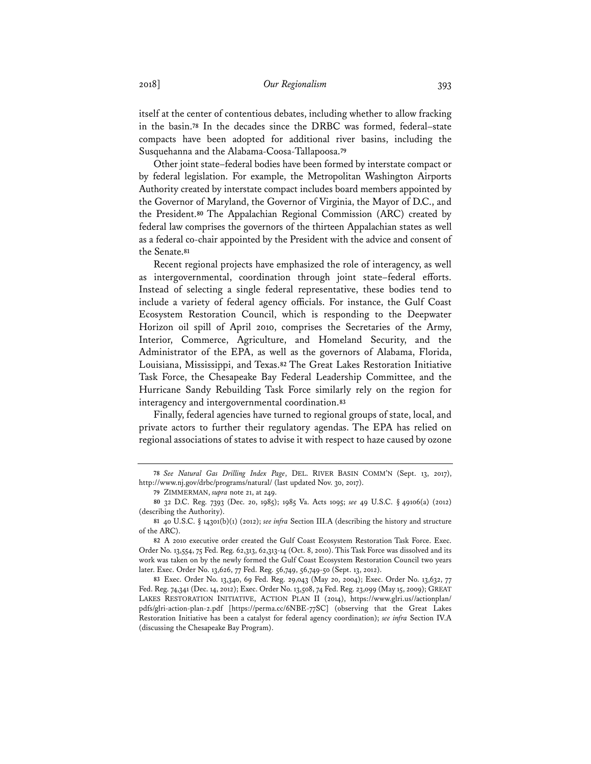itself at the center of contentious debates, including whether to allow fracking in the basin.[78] In the decades since the DRBC was formed, federal–state compacts have been adopted for additional river basins, including the Susquehanna and the Alabama-Coosa-Tallapoosa.[79]

Other joint state–federal bodies have been formed by interstate compact or by federal legislation. For example, the Metropolitan Washington Airports Authority created by interstate compact includes board members appointed by the Governor of Maryland, the Governor of Virginia, the Mayor of D.C., and the President.[80] The Appalachian Regional Commission (ARC) created by federal law comprises the governors of the thirteen Appalachian states as well as a federal co-chair appointed by the President with the advice and consent of the Senate.[81]

Recent regional projects have emphasized the role of interagency, as well as intergovernmental, coordination through joint state–federal efforts. Instead of selecting a single federal representative, these bodies tend to include a variety of federal agency officials. For instance, the Gulf Coast Ecosystem Restoration Council, which is responding to the Deepwater Horizon oil spill of April 2010, comprises the Secretaries of the Army, Interior, Commerce, Agriculture, and Homeland Security, and the Administrator of the EPA, as well as the governors of Alabama, Florida, Louisiana, Mississippi, and Texas.[82] The Great Lakes Restoration Initiative Task Force, the Chesapeake Bay Federal Leadership Committee, and the Hurricane Sandy Rebuilding Task Force similarly rely on the region for interagency and intergovernmental coordination.[83]

Finally, federal agencies have turned to regional groups of state, local, and private actors to further their regulatory agendas. The EPA has relied on regional associations of states to advise it with respect to haze caused by ozone

---

78 *See Natural Gas Drilling Index Page*, DEL. RIVER BASIN COMM'N (Sept. 13, 2017), http://www.nj.gov/drbc/programs/natural/ (last updated Nov. 30, 2017).

79 ZIMMERMAN, *supra* note 21, at 249.

80 32 D.C. Reg. 7393 (Dec. 20, 1985); 1985 Va. Acts 1095; *see* 49 U.S.C. § 49106(a) (2012) (describing the Authority).

81 40 U.S.C. § 14301(b)(1) (2012); *see infra* Section III.A (describing the history and structure of the ARC).

82 A 2010 executive order created the Gulf Coast Ecosystem Restoration Task Force. Exec. Order No. 13,554, 75 Fed. Reg. 62,313, 62,313-14 (Oct. 8, 2010). This Task Force was dissolved and its work was taken on by the newly formed the Gulf Coast Ecosystem Restoration Council two years later. Exec. Order No. 13,626, 77 Fed. Reg. 56,749, 56,749-50 (Sept. 13, 2012).

83 Exec. Order No. 13,340, 69 Fed. Reg. 29,043 (May 20, 2004); Exec. Order No. 13,632, 77 Fed. Reg. 74,341 (Dec. 14, 2012); Exec. Order No. 13,508, 74 Fed. Reg. 23,099 (May 15, 2009); GREAT LAKES RESTORATION INITIATIVE, ACTION PLAN II (2014), https://www.glri.us//actionplan/pdfs/glri-action-plan-2.pdf [https://perma.cc/6NBE-77SC] (observing that the Great Lakes Restoration Initiative has been a catalyst for federal agency coordination); *see infra* Section IV.A (discussing the Chesapeake Bay Program).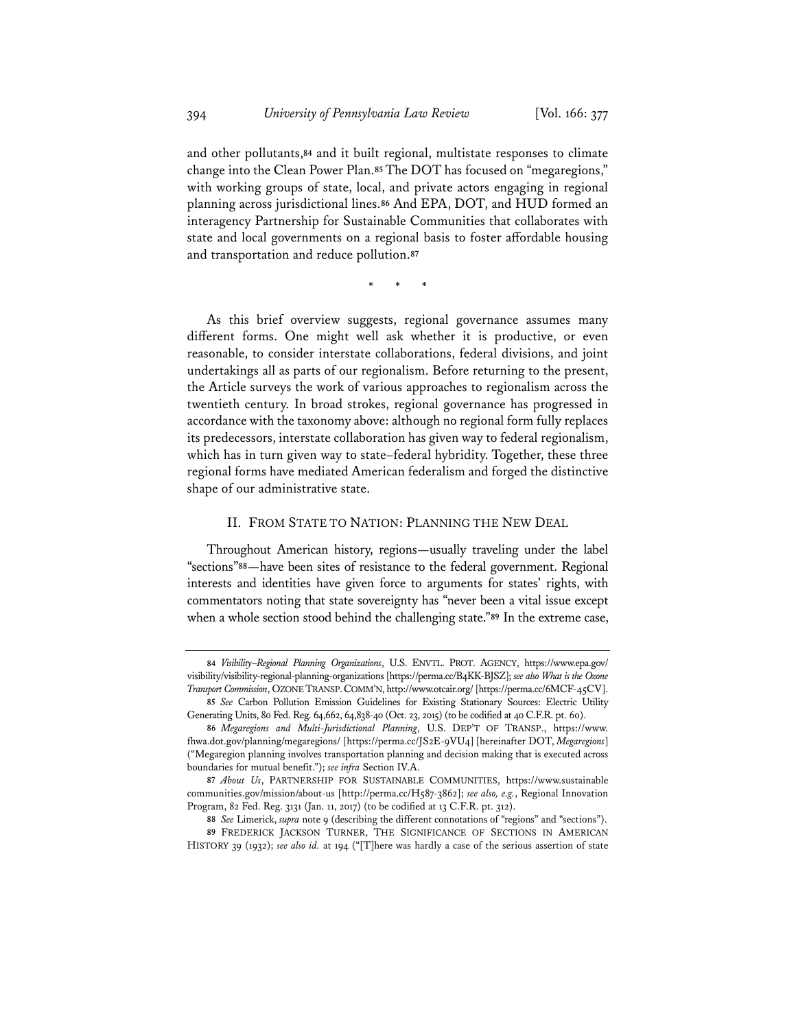and other pollutants,[84] and it built regional, multistate responses to climate change into the Clean Power Plan.[85] The DOT has focused on "megaregions," with working groups of state, local, and private actors engaging in regional planning across jurisdictional lines.[86] And EPA, DOT, and HUD formed an interagency Partnership for Sustainable Communities that collaborates with state and local governments on a regional basis to foster affordable housing and transportation and reduce pollution.[87]

\* \* \*

As this brief overview suggests, regional governance assumes many different forms. One might well ask whether it is productive, or even reasonable, to consider interstate collaborations, federal divisions, and joint undertakings all as parts of our regionalism. Before returning to the present, the Article surveys the work of various approaches to regionalism across the twentieth century. In broad strokes, regional governance has progressed in accordance with the taxonomy above: although no regional form fully replaces its predecessors, interstate collaboration has given way to federal regionalism, which has in turn given way to state–federal hybridity. Together, these three regional forms have mediated American federalism and forged the distinctive shape of our administrative state.

## II. FROM STATE TO NATION: PLANNING THE NEW DEAL

Throughout American history, regions—usually traveling under the label "sections"[88]—have been sites of resistance to the federal government. Regional interests and identities have given force to arguments for states' rights, with commentators noting that state sovereignty has "never been a vital issue except when a whole section stood behind the challenging state."[89] In the extreme case,

---

84 *Visibility–Regional Planning Organizations*, U.S. ENVTL. PROT. AGENCY, https://www.epa.gov/visibility/visibility-regional-planning-organizations [https://perma.cc/B4KK-BJSZ]; *see also What is the Ozone Transport Commission*, OZONE TRANSP. COMM'N, http://www.otcair.org/ [https://perma.cc/6MCF-45CV].

85 *See* Carbon Pollution Emission Guidelines for Existing Stationary Sources: Electric Utility Generating Units, 80 Fed. Reg. 64,662, 64,838-40 (Oct. 23, 2015) (to be codified at 40 C.F.R. pt. 60).

86 *Megaregions and Multi-Jurisdictional Planning*, U.S. DEP'T OF TRANSP., https://www.fhwa.dot.gov/planning/megaregions/ [https://perma.cc/JS2E-9VU4] [hereinafter DOT, *Megaregions*] ("Megaregion planning involves transportation planning and decision making that is executed across boundaries for mutual benefit."); *see infra* Section IV.A.

87 *About Us*, PARTNERSHIP FOR SUSTAINABLE COMMUNITIES, https://www.sustainablecommunities.gov/mission/about-us [http://perma.cc/H587-3862]; *see also, e.g.*, Regional Innovation Program, 82 Fed. Reg. 3131 (Jan. 11, 2017) (to be codified at 13 C.F.R. pt. 312).

88 *See* Limerick, *supra* note 9 (describing the different connotations of "regions" and "sections").

89 FREDERICK JACKSON TURNER, THE SIGNIFICANCE OF SECTIONS IN AMERICAN HISTORY 39 (1932); *see also id.* at 194 ("[T]here was hardly a case of the serious assertion of state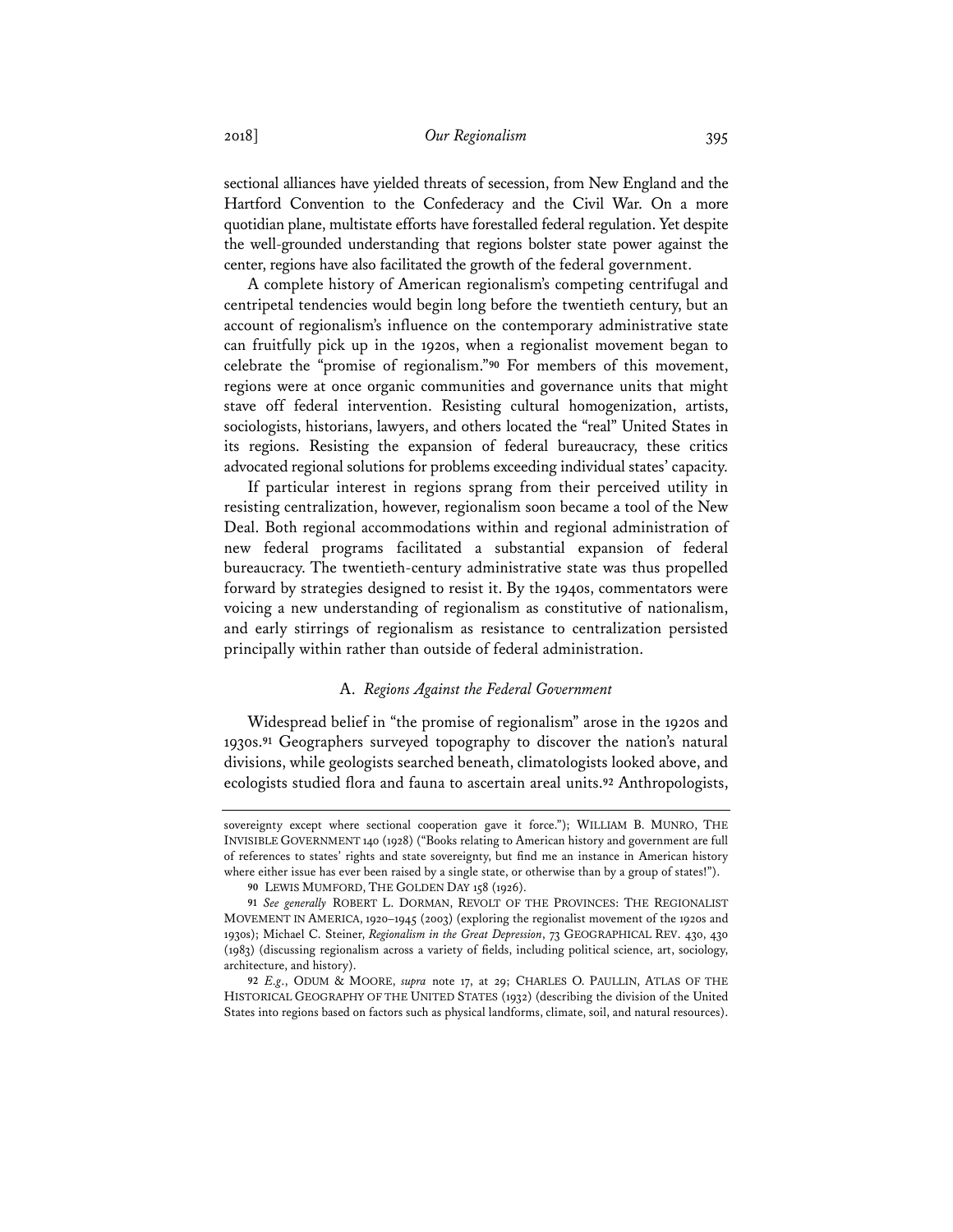sectional alliances have yielded threats of secession, from New England and the Hartford Convention to the Confederacy and the Civil War. On a more quotidian plane, multistate efforts have forestalled federal regulation. Yet despite the well-grounded understanding that regions bolster state power against the center, regions have also facilitated the growth of the federal government.

A complete history of American regionalism's competing centrifugal and centripetal tendencies would begin long before the twentieth century, but an account of regionalism's influence on the contemporary administrative state can fruitfully pick up in the 1920s, when a regionalist movement began to celebrate the "promise of regionalism."[90] For members of this movement, regions were at once organic communities and governance units that might stave off federal intervention. Resisting cultural homogenization, artists, sociologists, historians, lawyers, and others located the "real" United States in its regions. Resisting the expansion of federal bureaucracy, these critics advocated regional solutions for problems exceeding individual states' capacity.

If particular interest in regions sprang from their perceived utility in resisting centralization, however, regionalism soon became a tool of the New Deal. Both regional accommodations within and regional administration of new federal programs facilitated a substantial expansion of federal bureaucracy. The twentieth-century administrative state was thus propelled forward by strategies designed to resist it. By the 1940s, commentators were voicing a new understanding of regionalism as constitutive of nationalism, and early stirrings of regionalism as resistance to centralization persisted principally within rather than outside of federal administration.

### A. *Regions Against the Federal Government*

Widespread belief in "the promise of regionalism" arose in the 1920s and 1930s.[91] Geographers surveyed topography to discover the nation's natural divisions, while geologists searched beneath, climatologists looked above, and ecologists studied flora and fauna to ascertain areal units.[92] Anthropologists,

---

sovereignty except where sectional cooperation gave it force."); WILLIAM B. MUNRO, THE INVISIBLE GOVERNMENT 140 (1928) ("Books relating to American history and government are full of references to states' rights and state sovereignty, but find me an instance in American history where either issue has ever been raised by a single state, or otherwise than by a group of states!").

90 LEWIS MUMFORD, THE GOLDEN DAY 158 (1926).

91 *See generally* ROBERT L. DORMAN, REVOLT OF THE PROVINCES: THE REGIONALIST MOVEMENT IN AMERICA, 1920–1945 (2003) (exploring the regionalist movement of the 1920s and 1930s); Michael C. Steiner, *Regionalism in the Great Depression*, 73 GEOGRAPHICAL REV. 430, 430 (1983) (discussing regionalism across a variety of fields, including political science, art, sociology, architecture, and history).

92 *E.g.*, ODUM & MOORE, *supra* note 17, at 29; CHARLES O. PAULLIN, ATLAS OF THE HISTORICAL GEOGRAPHY OF THE UNITED STATES (1932) (describing the division of the United States into regions based on factors such as physical landforms, climate, soil, and natural resources).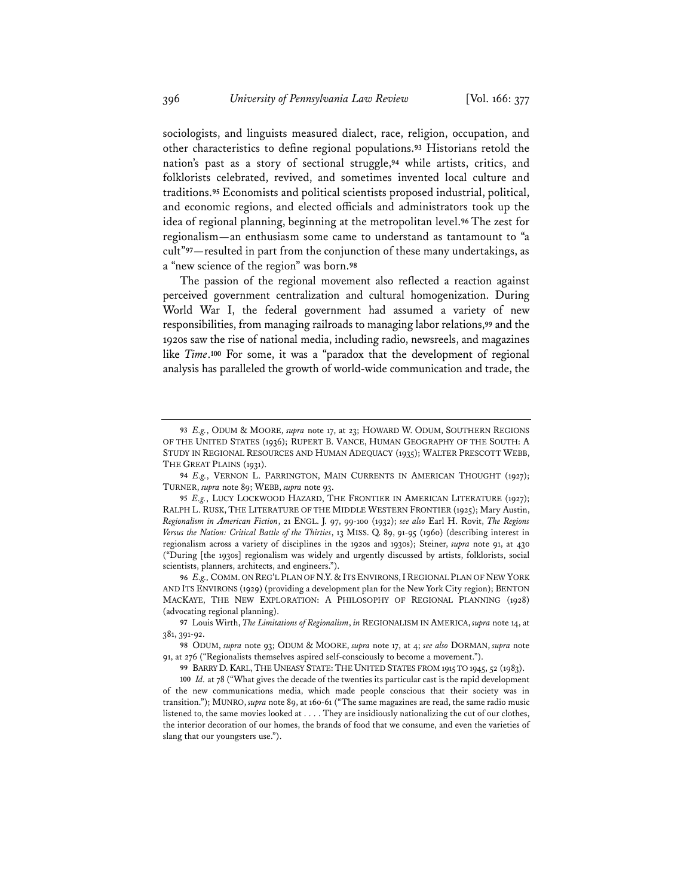sociologists, and linguists measured dialect, race, religion, occupation, and other characteristics to define regional populations.[93] Historians retold the nation's past as a story of sectional struggle,[94] while artists, critics, and folklorists celebrated, revived, and sometimes invented local culture and traditions.[95] Economists and political scientists proposed industrial, political, and economic regions, and elected officials and administrators took up the idea of regional planning, beginning at the metropolitan level.[96] The zest for regionalism—an enthusiasm some came to understand as tantamount to "a cult"[97]—resulted in part from the conjunction of these many undertakings, as a "new science of the region" was born.[98]

The passion of the regional movement also reflected a reaction against perceived government centralization and cultural homogenization. During World War I, the federal government had assumed a variety of new responsibilities, from managing railroads to managing labor relations,[99] and the 1920s saw the rise of national media, including radio, newsreels, and magazines like *Time*.[100] For some, it was a "paradox that the development of regional analysis has paralleled the growth of world-wide communication and trade, the

---

93 *E.g.*, ODUM & MOORE, *supra* note 17, at 23; HOWARD W. ODUM, SOUTHERN REGIONS OF THE UNITED STATES (1936); RUPERT B. VANCE, HUMAN GEOGRAPHY OF THE SOUTH: A STUDY IN REGIONAL RESOURCES AND HUMAN ADEQUACY (1935); WALTER PRESCOTT WEBB, THE GREAT PLAINS (1931).

94 *E.g.*, VERNON L. PARRINGTON, MAIN CURRENTS IN AMERICAN THOUGHT (1927); TURNER, *supra* note 89; WEBB, *supra* note 93.

95 *E.g.*, LUCY LOCKWOOD HAZARD, THE FRONTIER IN AMERICAN LITERATURE (1927); RALPH L. RUSK, THE LITERATURE OF THE MIDDLE WESTERN FRONTIER (1925); Mary Austin, *Regionalism in American Fiction*, 21 ENGL. J. 97, 99-100 (1932); *see also* Earl H. Rovit, *The Regions Versus the Nation: Critical Battle of the Thirties*, 13 MISS. Q. 89, 91-95 (1960) (describing interest in regionalism across a variety of disciplines in the 1920s and 1930s); Steiner, *supra* note 91, at 430 ("During [the 1930s] regionalism was widely and urgently discussed by artists, folklorists, social scientists, planners, architects, and engineers.").

96 *E.g.*, COMM. ON REG'L PLAN OF N.Y. & ITS ENVIRONS, I REGIONAL PLAN OF NEW YORK AND ITS ENVIRONS (1929) (providing a development plan for the New York City region); BENTON MACKAYE, THE NEW EXPLORATION: A PHILOSOPHY OF REGIONAL PLANNING (1928) (advocating regional planning).

97 Louis Wirth, *The Limitations of Regionalism*, *in* REGIONALISM IN AMERICA, *supra* note 14, at 381, 391-92.

98 ODUM, *supra* note 93; ODUM & MOORE, *supra* note 17, at 4; *see also* DORMAN, *supra* note 91, at 276 ("Regionalists themselves aspired self-consciously to become a movement.").

99 BARRY D. KARL, THE UNEASY STATE: THE UNITED STATES FROM 1915 TO 1945, 52 (1983).

100 *Id.* at 78 ("What gives the decade of the twenties its particular cast is the rapid development of the new communications media, which made people conscious that their society was in transition."); MUNRO, *supra* note 89, at 160-61 ("The same magazines are read, the same radio music listened to, the same movies looked at . . . . They are insidiously nationalizing the cut of our clothes, the interior decoration of our homes, the brands of food that we consume, and even the varieties of slang that our youngsters use.").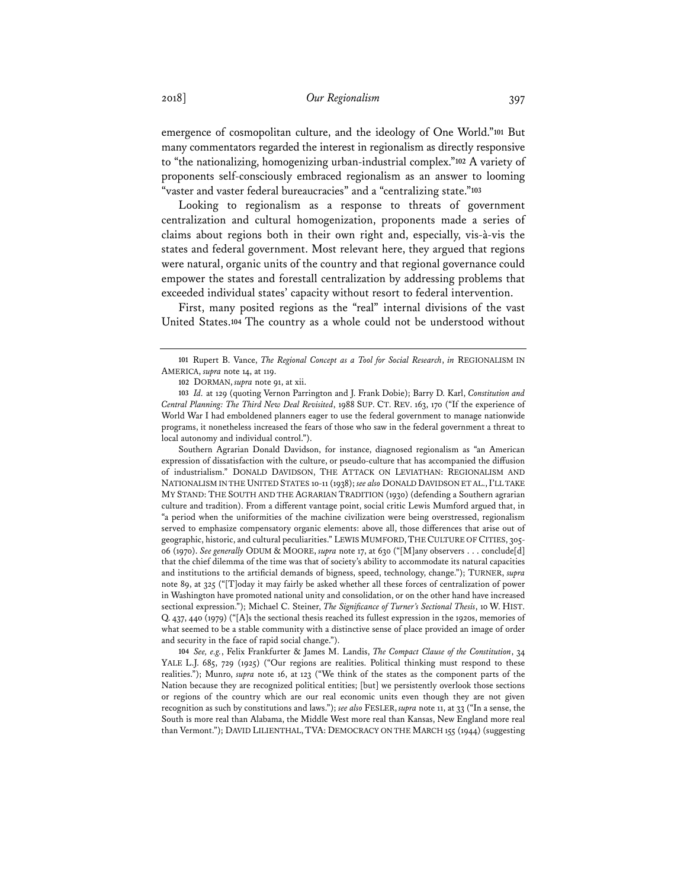emergence of cosmopolitan culture, and the ideology of One World."[101] But many commentators regarded the interest in regionalism as directly responsive to "the nationalizing, homogenizing urban-industrial complex."[102] A variety of proponents self-consciously embraced regionalism as an answer to looming "vaster and vaster federal bureaucracies" and a "centralizing state."[103]

Looking to regionalism as a response to threats of government centralization and cultural homogenization, proponents made a series of claims about regions both in their own right and, especially, vis-à-vis the states and federal government. Most relevant here, they argued that regions were natural, organic units of the country and that regional governance could empower the states and forestall centralization by addressing problems that exceeded individual states' capacity without resort to federal intervention.

First, many posited regions as the "real" internal divisions of the vast United States.[104] The country as a whole could not be understood without

---

[101] Rupert B. Vance, *The Regional Concept as a Tool for Social Research*, *in* REGIONALISM IN AMERICA, *supra* note 14, at 119.

[102] DORMAN, *supra* note 91, at xii.

[103] *Id.* at 129 (quoting Vernon Parrington and J. Frank Dobie); Barry D. Karl, *Constitution and Central Planning: The Third New Deal Revisited*, 1988 SUP. CT. REV. 163, 170 ("If the experience of World War I had emboldened planners eager to use the federal government to manage nationwide programs, it nonetheless increased the fears of those who saw in the federal government a threat to local autonomy and individual control.").

Southern Agrarian Donald Davidson, for instance, diagnosed regionalism as "an American expression of dissatisfaction with the culture, or pseudo-culture that has accompanied the diffusion of industrialism." DONALD DAVIDSON, THE ATTACK ON LEVIATHAN: REGIONALISM AND NATIONALISM IN THE UNITED STATES 10-11 (1938); *see also* DONALD DAVIDSON ET AL., I'LL TAKE MY STAND: THE SOUTH AND THE AGRARIAN TRADITION (1930) (defending a Southern agrarian culture and tradition). From a different vantage point, social critic Lewis Mumford argued that, in "a period when the uniformities of the machine civilization were being overstressed, regionalism served to emphasize compensatory organic elements: above all, those differences that arise out of geographic, historic, and cultural peculiarities." LEWIS MUMFORD, THE CULTURE OF CITIES, 305-06 (1970). *See generally* ODUM & MOORE, *supra* note 17, at 630 ("[M]any observers . . . conclude[d] that the chief dilemma of the time was that of society's ability to accommodate its natural capacities and institutions to the artificial demands of bigness, speed, technology, change."); TURNER, *supra* note 89, at 325 ("[T]oday it may fairly be asked whether all these forces of centralization of power in Washington have promoted national unity and consolidation, or on the other hand have increased sectional expression."); Michael C. Steiner, *The Significance of Turner's Sectional Thesis*, 10 W. HIST. Q. 437, 440 (1979) ("[A]s the sectional thesis reached its fullest expression in the 1920s, memories of what seemed to be a stable community with a distinctive sense of place provided an image of order and security in the face of rapid social change.").

[104] *See, e.g.*, Felix Frankfurter & James M. Landis, *The Compact Clause of the Constitution*, 34 YALE L.J. 685, 729 (1925) ("Our regions are realities. Political thinking must respond to these realities."); Munro, *supra* note 16, at 123 ("We think of the states as the component parts of the Nation because they are recognized political entities; [but] we persistently overlook those sections or regions of the country which are our real economic units even though they are not given recognition as such by constitutions and laws."); *see also* FESLER, *supra* note 11, at 33 ("In a sense, the South is more real than Alabama, the Middle West more real than Kansas, New England more real than Vermont."); DAVID LILIENTHAL, TVA: DEMOCRACY ON THE MARCH 155 (1944) (suggesting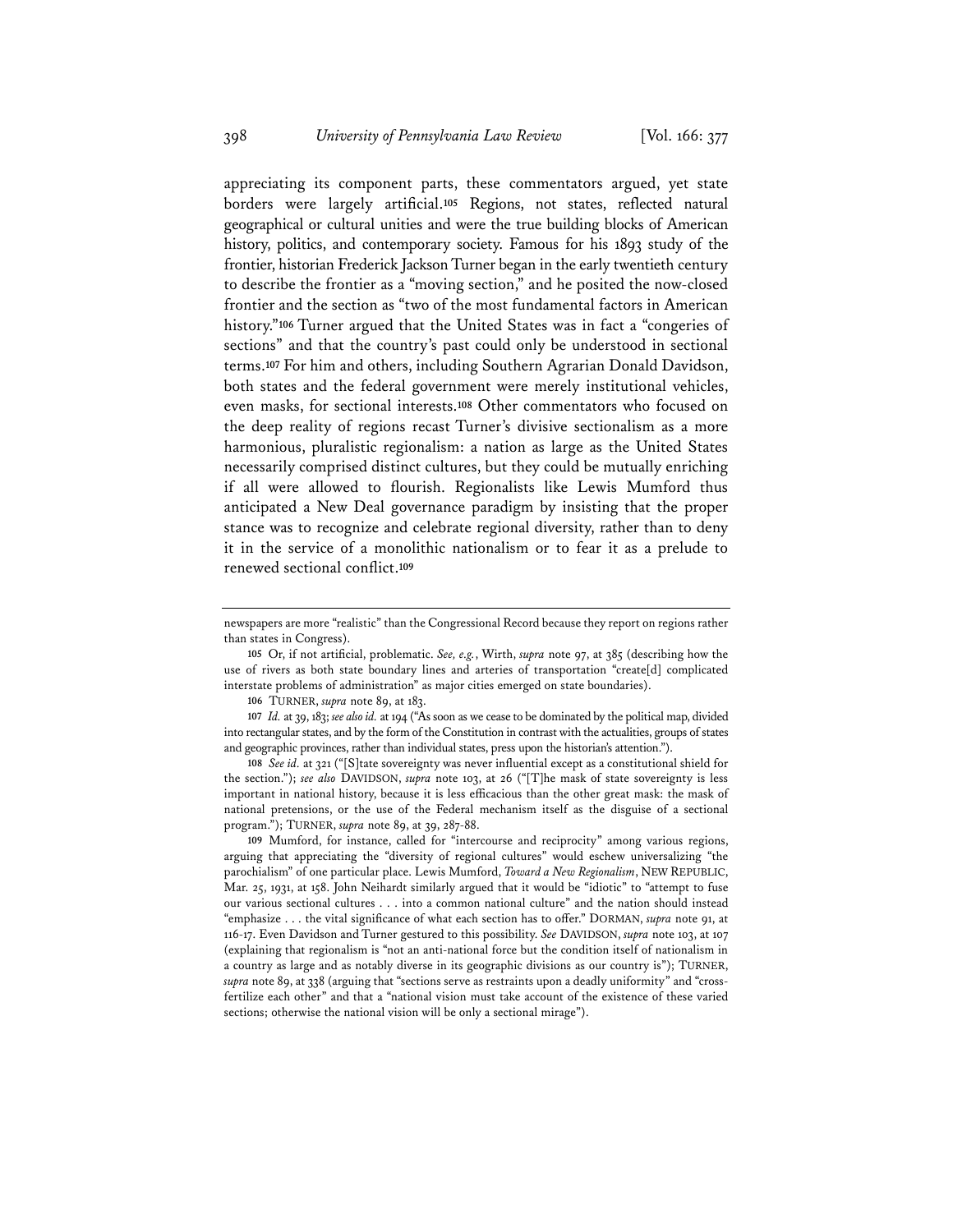appreciating its component parts, these commentators argued, yet state borders were largely artificial.[105] Regions, not states, reflected natural geographical or cultural unities and were the true building blocks of American history, politics, and contemporary society. Famous for his 1893 study of the frontier, historian Frederick Jackson Turner began in the early twentieth century to describe the frontier as a "moving section," and he posited the now-closed frontier and the section as "two of the most fundamental factors in American history."[106] Turner argued that the United States was in fact a "congeries of sections" and that the country's past could only be understood in sectional terms.[107] For him and others, including Southern Agrarian Donald Davidson, both states and the federal government were merely institutional vehicles, even masks, for sectional interests.[108] Other commentators who focused on the deep reality of regions recast Turner's divisive sectionalism as a more harmonious, pluralistic regionalism: a nation as large as the United States necessarily comprised distinct cultures, but they could be mutually enriching if all were allowed to flourish. Regionalists like Lewis Mumford thus anticipated a New Deal governance paradigm by insisting that the proper stance was to recognize and celebrate regional diversity, rather than to deny it in the service of a monolithic nationalism or to fear it as a prelude to renewed sectional conflict.[109]

---

newspapers are more "realistic" than the Congressional Record because they report on regions rather than states in Congress).

105 Or, if not artificial, problematic. *See, e.g.*, Wirth, *supra* note 97, at 385 (describing how the use of rivers as both state boundary lines and arteries of transportation "create[d] complicated interstate problems of administration" as major cities emerged on state boundaries).

106 TURNER, *supra* note 89, at 183.

107 *Id.* at 39, 183; *see also id.* at 194 ("As soon as we cease to be dominated by the political map, divided into rectangular states, and by the form of the Constitution in contrast with the actualities, groups of states and geographic provinces, rather than individual states, press upon the historian's attention.").

108 *See id.* at 321 ("[S]tate sovereignty was never influential except as a constitutional shield for the section."); *see also* DAVIDSON, *supra* note 103, at 26 ("[T]he mask of state sovereignty is less important in national history, because it is less efficacious than the other great mask: the mask of national pretensions, or the use of the Federal mechanism itself as the disguise of a sectional program."); TURNER, *supra* note 89, at 39, 287-88.

109 Mumford, for instance, called for "intercourse and reciprocity" among various regions, arguing that appreciating the "diversity of regional cultures" would eschew universalizing "the parochialism" of one particular place. Lewis Mumford, *Toward a New Regionalism*, NEW REPUBLIC, Mar. 25, 1931, at 158. John Neihardt similarly argued that it would be "idiotic" to "attempt to fuse our various sectional cultures . . . into a common national culture" and the nation should instead "emphasize . . . the vital significance of what each section has to offer." DORMAN, *supra* note 91, at 116-17. Even Davidson and Turner gestured to this possibility. *See* DAVIDSON, *supra* note 103, at 107 (explaining that regionalism is "not an anti-national force but the condition itself of nationalism in a country as large and as notably diverse in its geographic divisions as our country is"); TURNER, *supra* note 89, at 338 (arguing that "sections serve as restraints upon a deadly uniformity" and "cross-fertilize each other" and that a "national vision must take account of the existence of these varied sections; otherwise the national vision will be only a sectional mirage").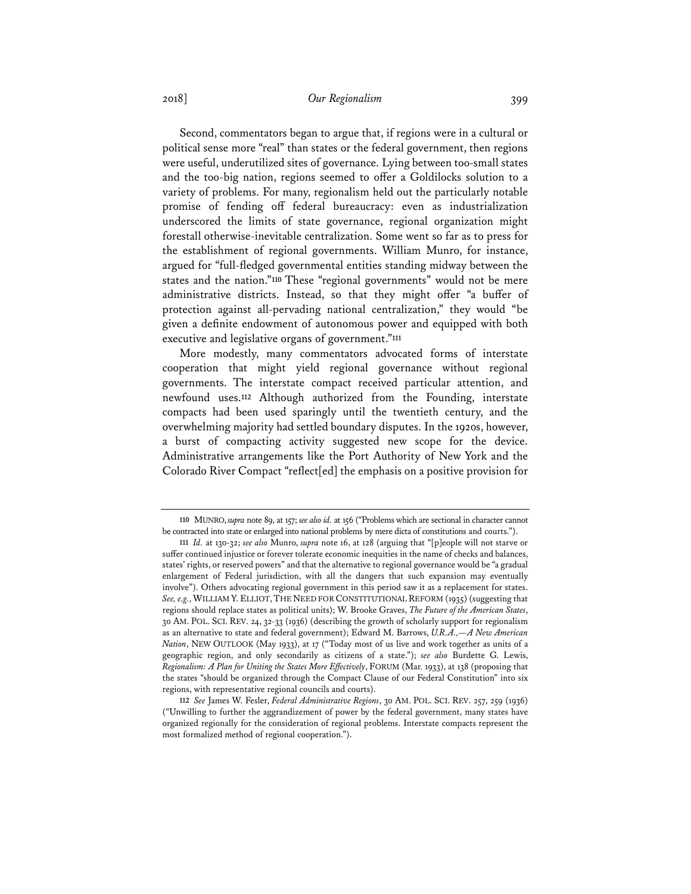Second, commentators began to argue that, if regions were in a cultural or political sense more "real" than states or the federal government, then regions were useful, underutilized sites of governance. Lying between too-small states and the too-big nation, regions seemed to offer a Goldilocks solution to a variety of problems. For many, regionalism held out the particularly notable promise of fending off federal bureaucracy: even as industrialization underscored the limits of state governance, regional organization might forestall otherwise-inevitable centralization. Some went so far as to press for the establishment of regional governments. William Munro, for instance, argued for "full-fledged governmental entities standing midway between the states and the nation."[110] These "regional governments" would not be mere administrative districts. Instead, so that they might offer "a buffer of protection against all-pervading national centralization," they would "be given a definite endowment of autonomous power and equipped with both executive and legislative organs of government."[111]

More modestly, many commentators advocated forms of interstate cooperation that might yield regional governance without regional governments. The interstate compact received particular attention, and newfound uses.[112] Although authorized from the Founding, interstate compacts had been used sparingly until the twentieth century, and the overwhelming majority had settled boundary disputes. In the 1920s, however, a burst of compacting activity suggested new scope for the device. Administrative arrangements like the Port Authority of New York and the Colorado River Compact "reflect[ed] the emphasis on a positive provision for

---

110 MUNRO, *supra* note 89, at 157; *see also id.* at 156 ("Problems which are sectional in character cannot be contracted into state or enlarged into national problems by mere dicta of constitutions and courts.").

111 *Id.* at 130-32; *see also* Munro, *supra* note 16, at 128 (arguing that "[p]eople will not starve or suffer continued injustice or forever tolerate economic inequities in the name of checks and balances, states' rights, or reserved powers" and that the alternative to regional governance would be "a gradual enlargement of Federal jurisdiction, with all the dangers that such expansion may eventually involve"). Others advocating regional government in this period saw it as a replacement for states. *See, e.g.*, WILLIAM Y. ELLIOT, THE NEED FOR CONSTITUTIONAL REFORM (1935) (suggesting that regions should replace states as political units); W. Brooke Graves, *The Future of the American States*, 30 AM. POL. SCI. REV. 24, 32-33 (1936) (describing the growth of scholarly support for regionalism as an alternative to state and federal government); Edward M. Barrows, *U.R.A.,—A New American Nation*, NEW OUTLOOK (May 1933), at 17 ("Today most of us live and work together as units of a geographic region, and only secondarily as citizens of a state."); *see also* Burdette G. Lewis, *Regionalism: A Plan for Uniting the States More Effectively*, FORUM (Mar. 1933), at 138 (proposing that the states "should be organized through the Compact Clause of our Federal Constitution" into six regions, with representative regional councils and courts).

112 *See* James W. Fesler, *Federal Administrative Regions*, 30 AM. POL. SCI. REV. 257, 259 (1936) ("Unwilling to further the aggrandizement of power by the federal government, many states have organized regionally for the consideration of regional problems. Interstate compacts represent the most formalized method of regional cooperation.").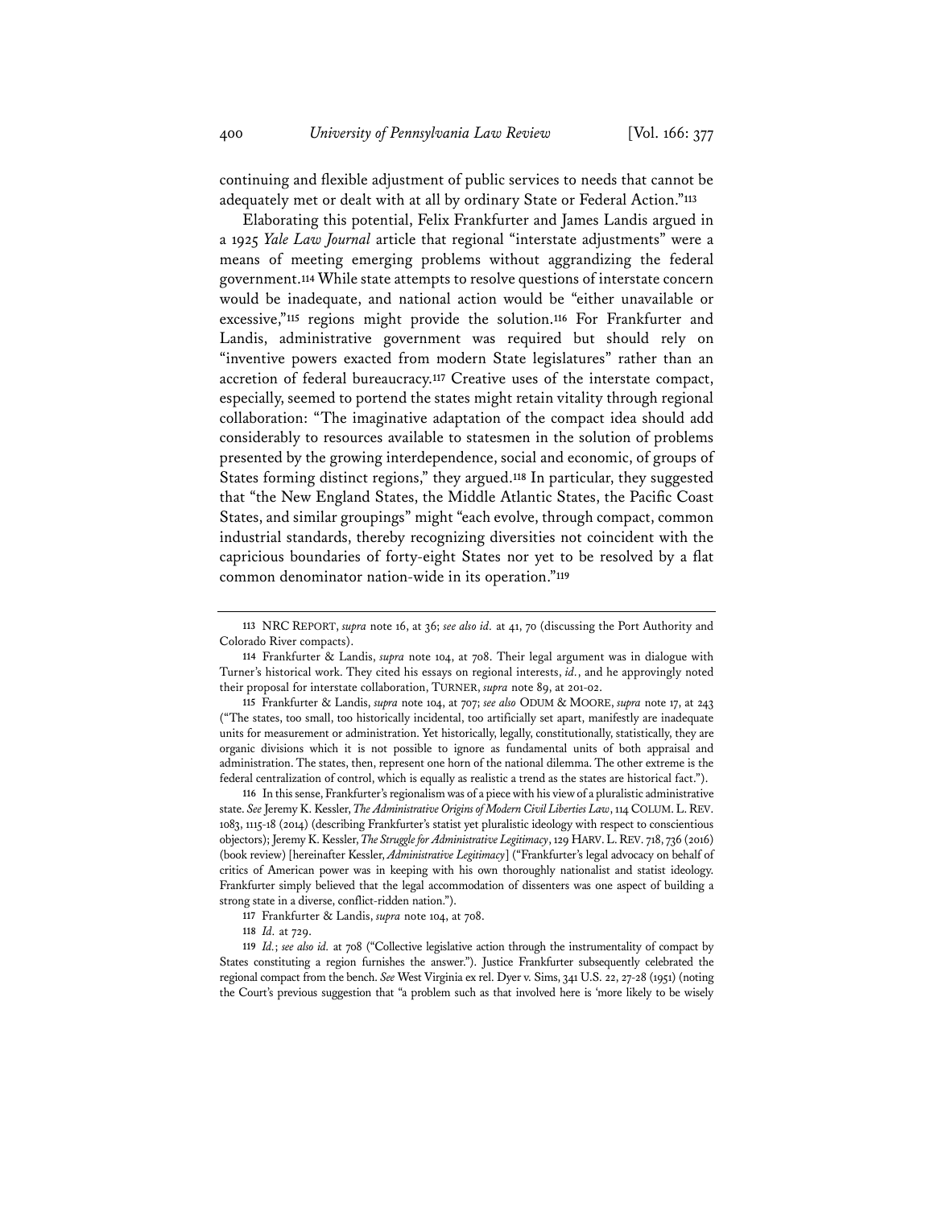continuing and flexible adjustment of public services to needs that cannot be adequately met or dealt with at all by ordinary State or Federal Action."[113]

Elaborating this potential, Felix Frankfurter and James Landis argued in a 1925 *Yale Law Journal* article that regional "interstate adjustments" were a means of meeting emerging problems without aggrandizing the federal government.[114] While state attempts to resolve questions of interstate concern would be inadequate, and national action would be "either unavailable or excessive,"[115] regions might provide the solution.[116] For Frankfurter and Landis, administrative government was required but should rely on "inventive powers exacted from modern State legislatures" rather than an accretion of federal bureaucracy.[117] Creative uses of the interstate compact, especially, seemed to portend the states might retain vitality through regional collaboration: "The imaginative adaptation of the compact idea should add considerably to resources available to statesmen in the solution of problems presented by the growing interdependence, social and economic, of groups of States forming distinct regions," they argued.[118] In particular, they suggested that "the New England States, the Middle Atlantic States, the Pacific Coast States, and similar groupings" might "each evolve, through compact, common industrial standards, thereby recognizing diversities not coincident with the capricious boundaries of forty-eight States nor yet to be resolved by a flat common denominator nation-wide in its operation."[119]

---

113 NRC REPORT, *supra* note 16, at 36; *see also id.* at 41, 70 (discussing the Port Authority and Colorado River compacts).

114 Frankfurter & Landis, *supra* note 104, at 708. Their legal argument was in dialogue with Turner's historical work. They cited his essays on regional interests, *id.*, and he approvingly noted their proposal for interstate collaboration, TURNER, *supra* note 89, at 201-02.

115 Frankfurter & Landis, *supra* note 104, at 707; *see also* ODUM & MOORE, *supra* note 17, at 243 ("The states, too small, too historically incidental, too artificially set apart, manifestly are inadequate units for measurement or administration. Yet historically, legally, constitutionally, statistically, they are organic divisions which it is not possible to ignore as fundamental units of both appraisal and administration. The states, then, represent one horn of the national dilemma. The other extreme is the federal centralization of control, which is equally as realistic a trend as the states are historical fact.").

116 In this sense, Frankfurter's regionalism was of a piece with his view of a pluralistic administrative state. *See* Jeremy K. Kessler, *The Administrative Origins of Modern Civil Liberties Law*, 114 COLUM. L. REV. 1083, 1115-18 (2014) (describing Frankfurter's statist yet pluralistic ideology with respect to conscientious objectors); Jeremy K. Kessler, *The Struggle for Administrative Legitimacy*, 129 HARV. L. REV. 718, 736 (2016) (book review) [hereinafter Kessler, *Administrative Legitimacy*] ("Frankfurter's legal advocacy on behalf of critics of American power was in keeping with his own thoroughly nationalist and statist ideology. Frankfurter simply believed that the legal accommodation of dissenters was one aspect of building a strong state in a diverse, conflict-ridden nation.").

117 Frankfurter & Landis, *supra* note 104, at 708.

118 *Id.* at 729.

119 *Id.*; *see also id.* at 708 ("Collective legislative action through the instrumentality of compact by States constituting a region furnishes the answer."). Justice Frankfurter subsequently celebrated the regional compact from the bench. *See* West Virginia ex rel. Dyer v. Sims, 341 U.S. 22, 27-28 (1951) (noting the Court's previous suggestion that "a problem such as that involved here is 'more likely to be wisely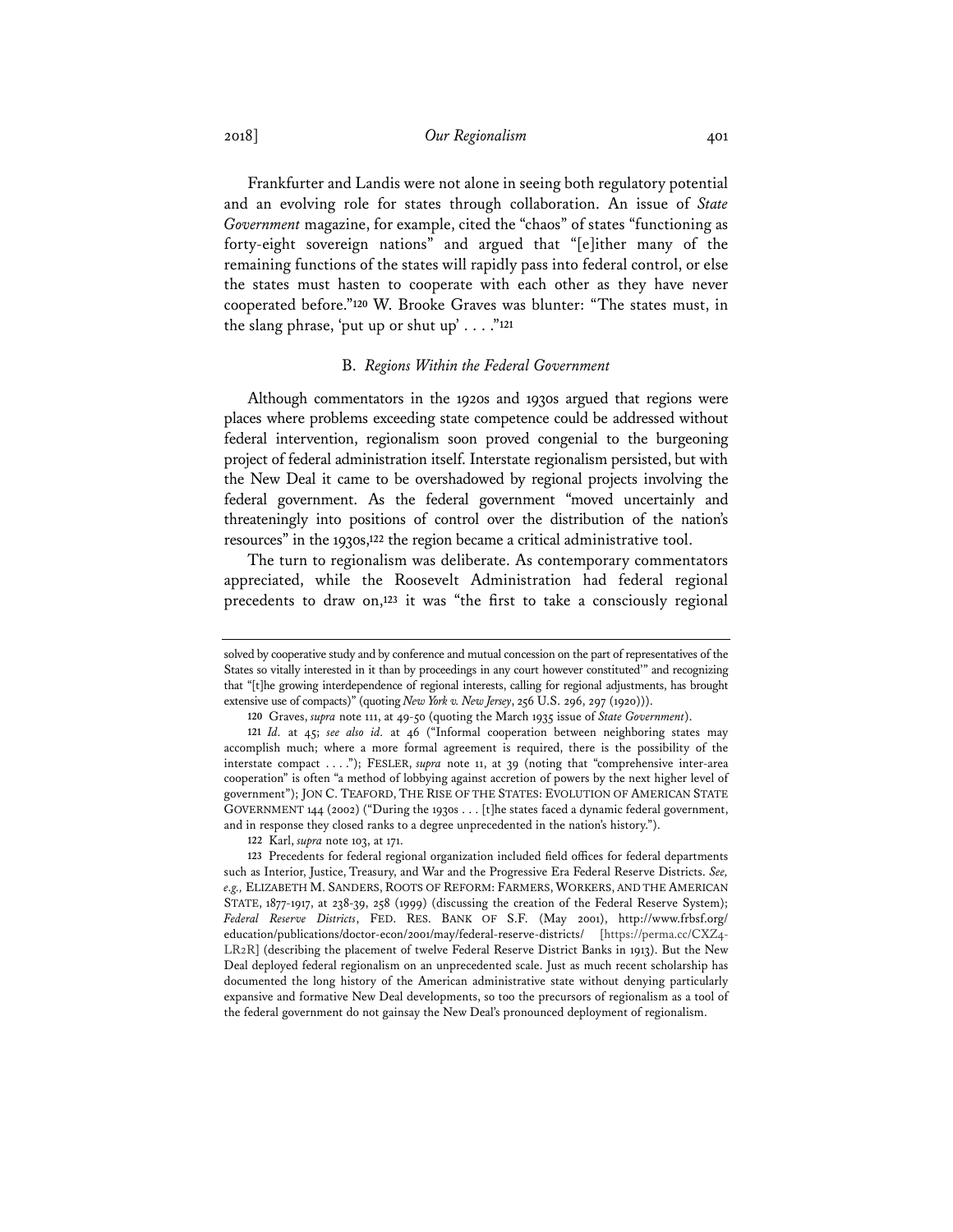Frankfurter and Landis were not alone in seeing both regulatory potential and an evolving role for states through collaboration. An issue of *State Government* magazine, for example, cited the "chaos" of states "functioning as forty-eight sovereign nations" and argued that "[e]ither many of the remaining functions of the states will rapidly pass into federal control, or else the states must hasten to cooperate with each other as they have never cooperated before."[120] W. Brooke Graves was blunter: "The states must, in the slang phrase, 'put up or shut up' . . . ."[121]

### B. *Regions Within the Federal Government*

Although commentators in the 1920s and 1930s argued that regions were places where problems exceeding state competence could be addressed without federal intervention, regionalism soon proved congenial to the burgeoning project of federal administration itself. Interstate regionalism persisted, but with the New Deal it came to be overshadowed by regional projects involving the federal government. As the federal government "moved uncertainly and threateningly into positions of control over the distribution of the nation's resources" in the 1930s,[122] the region became a critical administrative tool.

The turn to regionalism was deliberate. As contemporary commentators appreciated, while the Roosevelt Administration had federal regional precedents to draw on,[123] it was "the first to take a consciously regional

---

solved by cooperative study and by conference and mutual concession on the part of representatives of the States so vitally interested in it than by proceedings in any court however constituted'" and recognizing that "[t]he growing interdependence of regional interests, calling for regional adjustments, has brought extensive use of compacts)" (quoting *New York v. New Jersey*, 256 U.S. 296, 297 (1920))).

120 Graves, *supra* note 111, at 49-50 (quoting the March 1935 issue of *State Government*).

121 *Id.* at 45; *see also id.* at 46 ("Informal cooperation between neighboring states may accomplish much; where a more formal agreement is required, there is the possibility of the interstate compact . . . ."); FESLER, *supra* note 11, at 39 (noting that "comprehensive inter-area cooperation" is often "a method of lobbying against accretion of powers by the next higher level of government"); JON C. TEAFORD, THE RISE OF THE STATES: EVOLUTION OF AMERICAN STATE GOVERNMENT 144 (2002) ("During the 1930s . . . [t]he states faced a dynamic federal government, and in response they closed ranks to a degree unprecedented in the nation's history.").

122 Karl, *supra* note 103, at 171.

123 Precedents for federal regional organization included field offices for federal departments such as Interior, Justice, Treasury, and War and the Progressive Era Federal Reserve Districts. *See, e.g.*, ELIZABETH M. SANDERS, ROOTS OF REFORM: FARMERS, WORKERS, AND THE AMERICAN STATE, 1877-1917, at 238-39, 258 (1999) (discussing the creation of the Federal Reserve System); *Federal Reserve Districts*, FED. RES. BANK OF S.F. (May 2001), http://www.frbsf.org/education/publications/doctor-econ/2001/may/federal-reserve-districts/ [https://perma.cc/CXZ4-LR2R] (describing the placement of twelve Federal Reserve District Banks in 1913). But the New Deal deployed federal regionalism on an unprecedented scale. Just as much recent scholarship has documented the long history of the American administrative state without denying particularly expansive and formative New Deal developments, so too the precursors of regionalism as a tool of the federal government do not gainsay the New Deal's pronounced deployment of regionalism.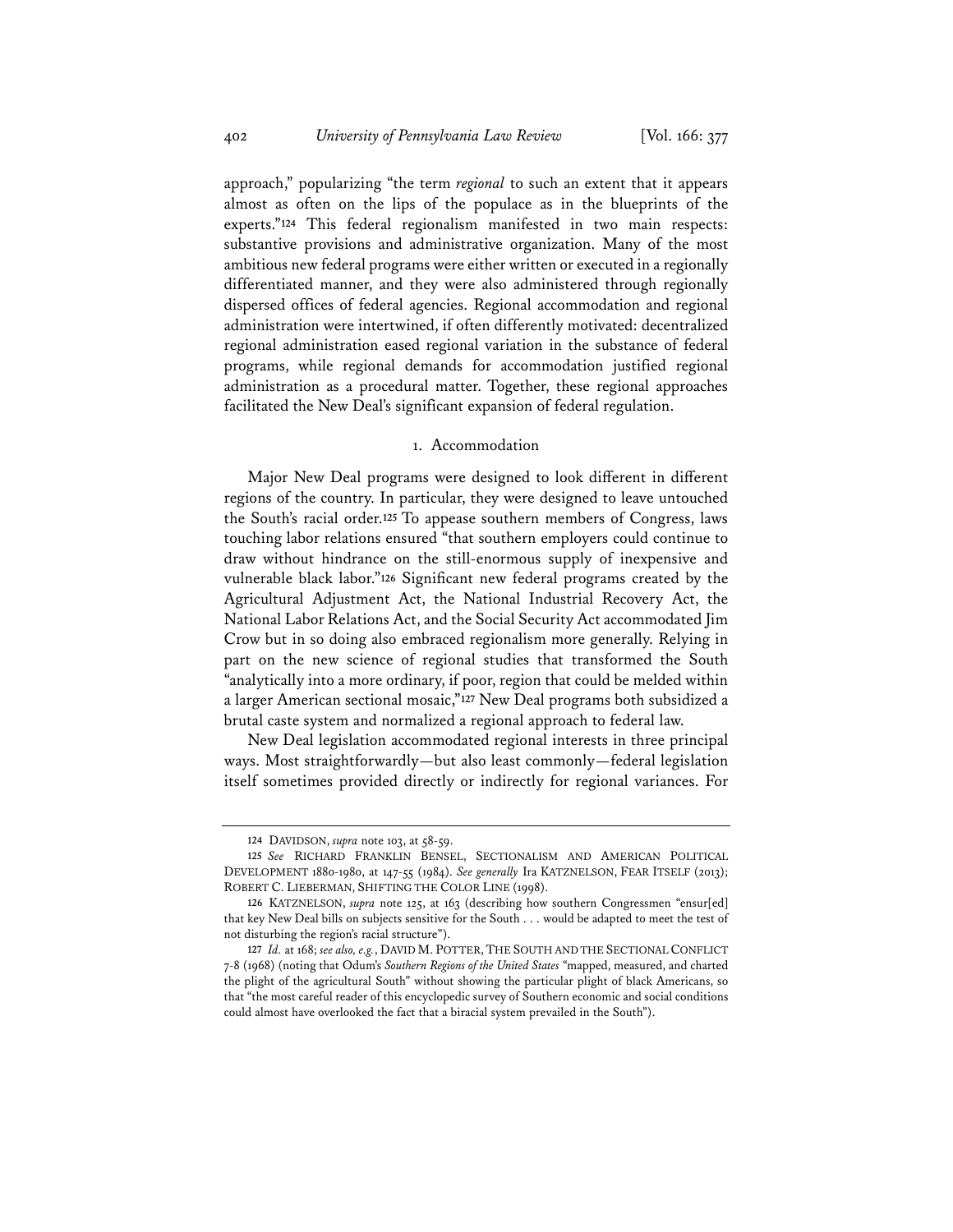approach," popularizing "the term *regional* to such an extent that it appears almost as often on the lips of the populace as in the blueprints of the experts."[124] This federal regionalism manifested in two main respects: substantive provisions and administrative organization. Many of the most ambitious new federal programs were either written or executed in a regionally differentiated manner, and they were also administered through regionally dispersed offices of federal agencies. Regional accommodation and regional administration were intertwined, if often differently motivated: decentralized regional administration eased regional variation in the substance of federal programs, while regional demands for accommodation justified regional administration as a procedural matter. Together, these regional approaches facilitated the New Deal's significant expansion of federal regulation.

### 1. Accommodation

Major New Deal programs were designed to look different in different regions of the country. In particular, they were designed to leave untouched the South's racial order.[125] To appease southern members of Congress, laws touching labor relations ensured "that southern employers could continue to draw without hindrance on the still-enormous supply of inexpensive and vulnerable black labor."[126] Significant new federal programs created by the Agricultural Adjustment Act, the National Industrial Recovery Act, the National Labor Relations Act, and the Social Security Act accommodated Jim Crow but in so doing also embraced regionalism more generally. Relying in part on the new science of regional studies that transformed the South "analytically into a more ordinary, if poor, region that could be melded within a larger American sectional mosaic,"[127] New Deal programs both subsidized a brutal caste system and normalized a regional approach to federal law.

New Deal legislation accommodated regional interests in three principal ways. Most straightforwardly—but also least commonly—federal legislation itself sometimes provided directly or indirectly for regional variances. For

---

[124] DAVIDSON, *supra* note 103, at 58-59.

[125] *See* RICHARD FRANKLIN BENSEL, SECTIONALISM AND AMERICAN POLITICAL DEVELOPMENT 1880-1980, at 147-55 (1984). *See generally* Ira KATZNELSON, FEAR ITSELF (2013); ROBERT C. LIEBERMAN, SHIFTING THE COLOR LINE (1998).

[126] KATZNELSON, *supra* note 125, at 163 (describing how southern Congressmen "ensur[ed] that key New Deal bills on subjects sensitive for the South . . . would be adapted to meet the test of not disturbing the region's racial structure").

[127] *Id.* at 168; *see also, e.g.*, DAVID M. POTTER, THE SOUTH AND THE SECTIONAL CONFLICT 7-8 (1968) (noting that Odum's *Southern Regions of the United States* "mapped, measured, and charted the plight of the agricultural South" without showing the particular plight of black Americans, so that "the most careful reader of this encyclopedic survey of Southern economic and social conditions could almost have overlooked the fact that a biracial system prevailed in the South").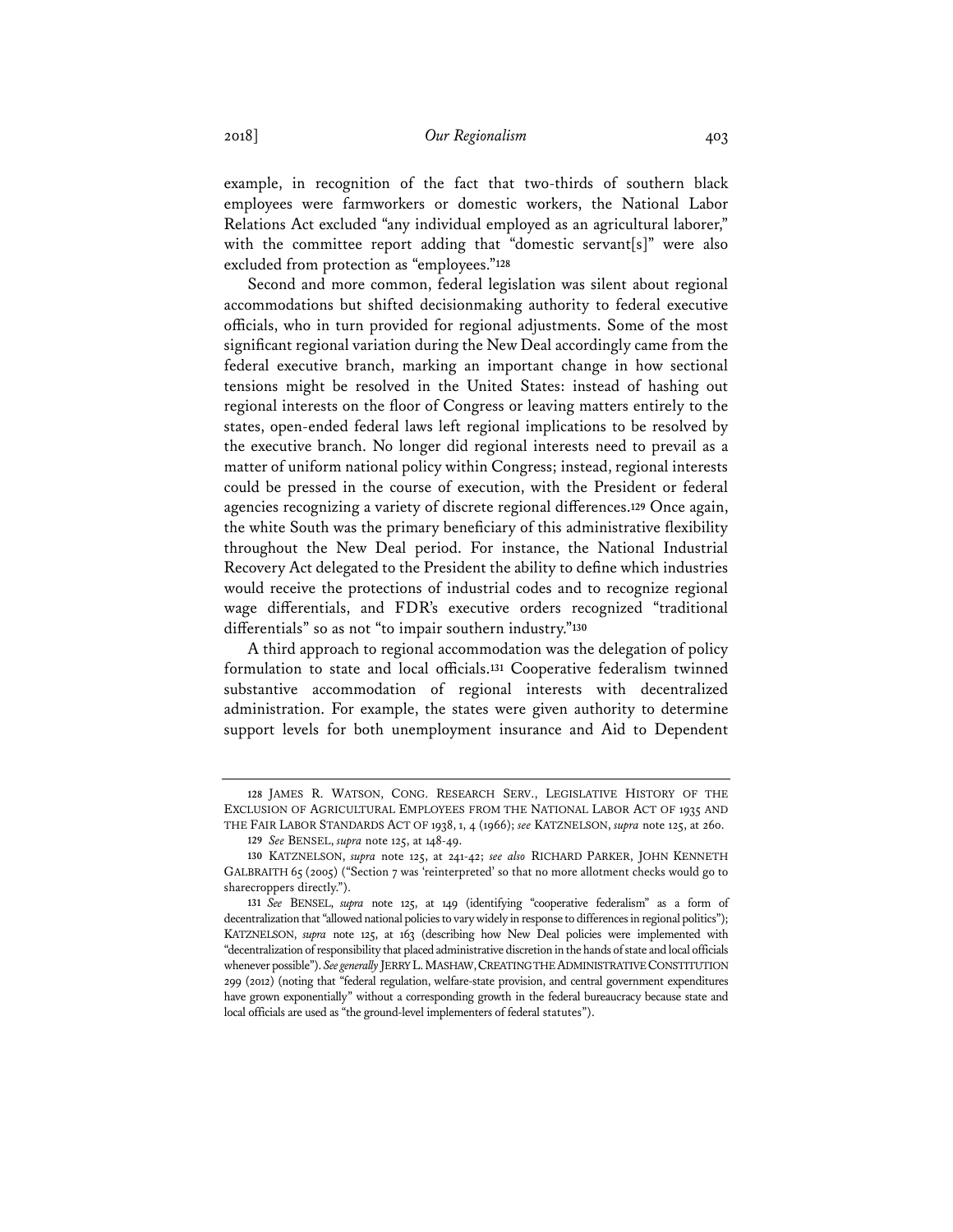example, in recognition of the fact that two-thirds of southern black employees were farmworkers or domestic workers, the National Labor Relations Act excluded "any individual employed as an agricultural laborer," with the committee report adding that "domestic servant[s]" were also excluded from protection as "employees."[128]

Second and more common, federal legislation was silent about regional accommodations but shifted decisionmaking authority to federal executive officials, who in turn provided for regional adjustments. Some of the most significant regional variation during the New Deal accordingly came from the federal executive branch, marking an important change in how sectional tensions might be resolved in the United States: instead of hashing out regional interests on the floor of Congress or leaving matters entirely to the states, open-ended federal laws left regional implications to be resolved by the executive branch. No longer did regional interests need to prevail as a matter of uniform national policy within Congress; instead, regional interests could be pressed in the course of execution, with the President or federal agencies recognizing a variety of discrete regional differences.[129] Once again, the white South was the primary beneficiary of this administrative flexibility throughout the New Deal period. For instance, the National Industrial Recovery Act delegated to the President the ability to define which industries would receive the protections of industrial codes and to recognize regional wage differentials, and FDR's executive orders recognized "traditional differentials" so as not "to impair southern industry."[130]

A third approach to regional accommodation was the delegation of policy formulation to state and local officials.[131] Cooperative federalism twinned substantive accommodation of regional interests with decentralized administration. For example, the states were given authority to determine support levels for both unemployment insurance and Aid to Dependent

---

128 JAMES R. WATSON, CONG. RESEARCH SERV., LEGISLATIVE HISTORY OF THE EXCLUSION OF AGRICULTURAL EMPLOYEES FROM THE NATIONAL LABOR ACT OF 1935 AND THE FAIR LABOR STANDARDS ACT OF 1938, 1, 4 (1966); *see* KATZNELSON, *supra* note 125, at 260.

129 *See* BENSEL, *supra* note 125, at 148-49.

130 KATZNELSON, *supra* note 125, at 241-42; *see also* RICHARD PARKER, JOHN KENNETH GALBRAITH 65 (2005) ("Section 7 was 'reinterpreted' so that no more allotment checks would go to sharecroppers directly.").

131 *See* BENSEL, *supra* note 125, at 149 (identifying "cooperative federalism" as a form of decentralization that "allowed national policies to vary widely in response to differences in regional politics"); KATZNELSON, *supra* note 125, at 163 (describing how New Deal policies were implemented with "decentralization of responsibility that placed administrative discretion in the hands of state and local officials whenever possible"). *See generally* JERRY L. MASHAW, CREATING THE ADMINISTRATIVE CONSTITUTION 299 (2012) (noting that "federal regulation, welfare-state provision, and central government expenditures have grown exponentially" without a corresponding growth in the federal bureaucracy because state and local officials are used as "the ground-level implementers of federal statutes").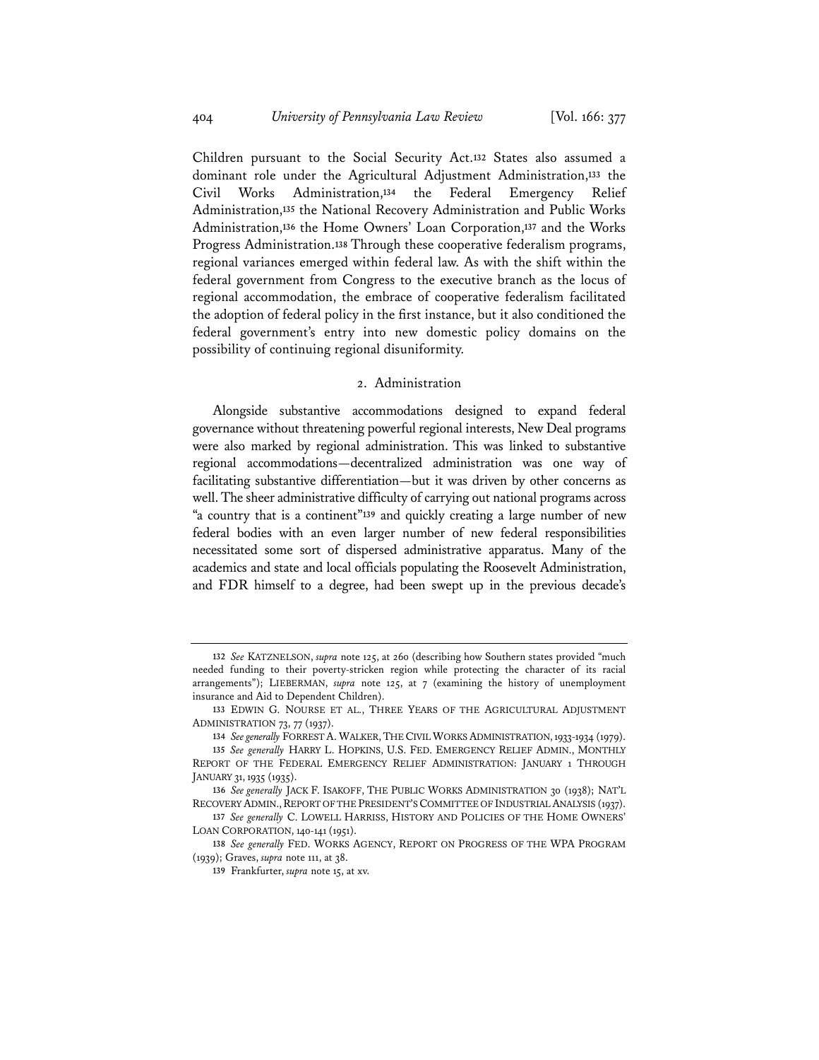Children pursuant to the Social Security Act.[132] States also assumed a dominant role under the Agricultural Adjustment Administration,[133] the Civil Works Administration,[134] the Federal Emergency Relief Administration,[135] the National Recovery Administration and Public Works Administration,[136] the Home Owners' Loan Corporation,[137] and the Works Progress Administration.[138] Through these cooperative federalism programs, regional variances emerged within federal law. As with the shift within the federal government from Congress to the executive branch as the locus of regional accommodation, the embrace of cooperative federalism facilitated the adoption of federal policy in the first instance, but it also conditioned the federal government's entry into new domestic policy domains on the possibility of continuing regional disuniformity.

### 2. Administration

Alongside substantive accommodations designed to expand federal governance without threatening powerful regional interests, New Deal programs were also marked by regional administration. This was linked to substantive regional accommodations—decentralized administration was one way of facilitating substantive differentiation—but it was driven by other concerns as well. The sheer administrative difficulty of carrying out national programs across "a country that is a continent"[139] and quickly creating a large number of new federal bodies with an even larger number of new federal responsibilities necessitated some sort of dispersed administrative apparatus. Many of the academics and state and local officials populating the Roosevelt Administration, and FDR himself to a degree, had been swept up in the previous decade's

---

132 *See* KATZNELSON, *supra* note 125, at 260 (describing how Southern states provided "much needed funding to their poverty-stricken region while protecting the character of its racial arrangements"); LIEBERMAN, *supra* note 125, at 7 (examining the history of unemployment insurance and Aid to Dependent Children).

133 EDWIN G. NOURSE ET AL., THREE YEARS OF THE AGRICULTURAL ADJUSTMENT ADMINISTRATION 73, 77 (1937).

134 *See generally* FORREST A. WALKER, THE CIVIL WORKS ADMINISTRATION, 1933-1934 (1979).

135 *See generally* HARRY L. HOPKINS, U.S. FED. EMERGENCY RELIEF ADMIN., MONTHLY REPORT OF THE FEDERAL EMERGENCY RELIEF ADMINISTRATION: JANUARY 1 THROUGH JANUARY 31, 1935 (1935).

136 *See generally* JACK F. ISAKOFF, THE PUBLIC WORKS ADMINISTRATION 30 (1938); NAT'L RECOVERY ADMIN., REPORT OF THE PRESIDENT'S COMMITTEE OF INDUSTRIAL ANALYSIS (1937).

137 *See generally* C. LOWELL HARRISS, HISTORY AND POLICIES OF THE HOME OWNERS' LOAN CORPORATION, 140-141 (1951).

138 *See generally* FED. WORKS AGENCY, REPORT ON PROGRESS OF THE WPA PROGRAM (1939); Graves, *supra* note 111, at 38.

139 Frankfurter, *supra* note 15, at xv.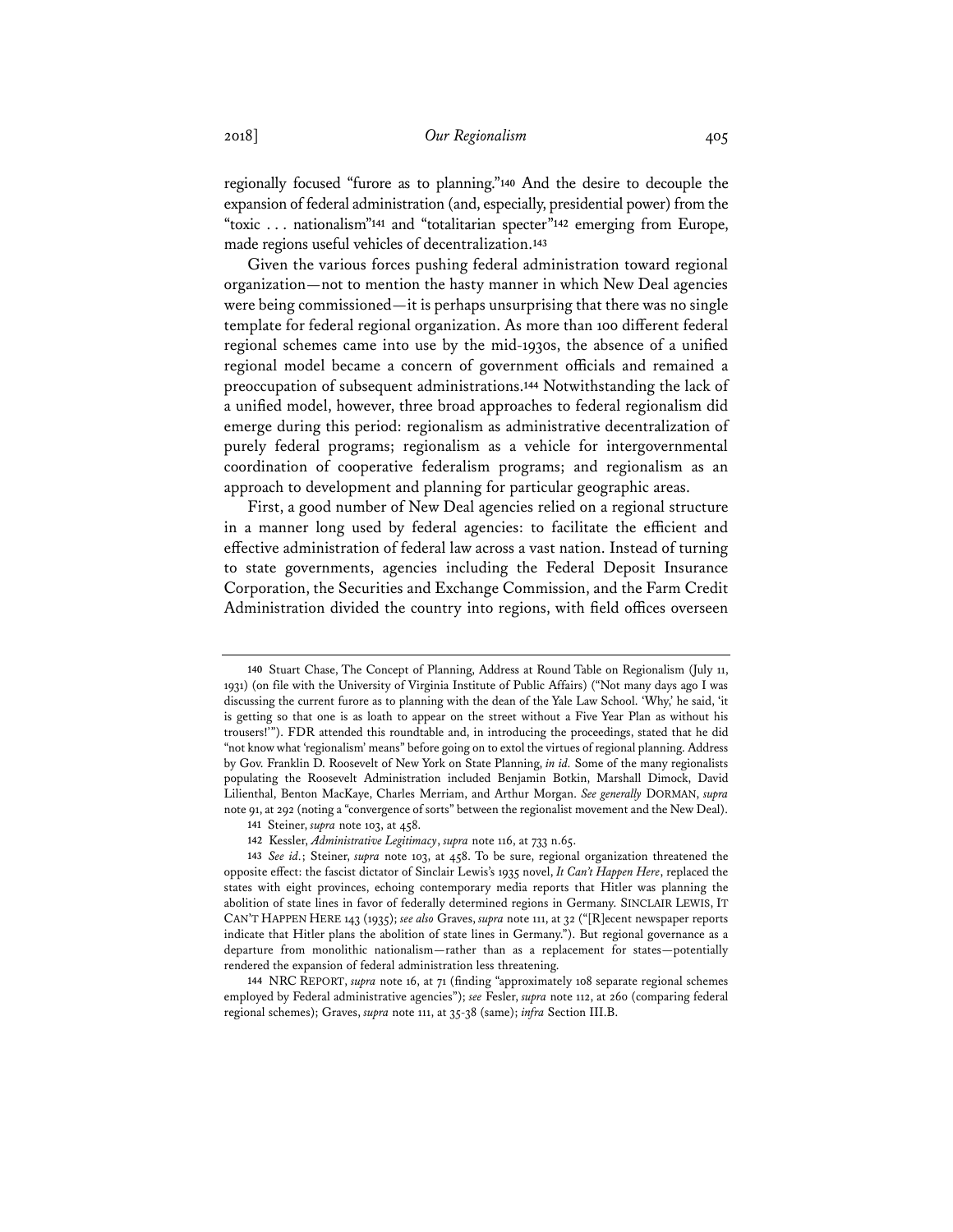regionally focused "furore as to planning."[140] And the desire to decouple the expansion of federal administration (and, especially, presidential power) from the "toxic . . . nationalism"[141] and "totalitarian specter"[142] emerging from Europe, made regions useful vehicles of decentralization.[143]

Given the various forces pushing federal administration toward regional organization—not to mention the hasty manner in which New Deal agencies were being commissioned—it is perhaps unsurprising that there was no single template for federal regional organization. As more than 100 different federal regional schemes came into use by the mid-1930s, the absence of a unified regional model became a concern of government officials and remained a preoccupation of subsequent administrations.[144] Notwithstanding the lack of a unified model, however, three broad approaches to federal regionalism did emerge during this period: regionalism as administrative decentralization of purely federal programs; regionalism as a vehicle for intergovernmental coordination of cooperative federalism programs; and regionalism as an approach to development and planning for particular geographic areas.

First, a good number of New Deal agencies relied on a regional structure in a manner long used by federal agencies: to facilitate the efficient and effective administration of federal law across a vast nation. Instead of turning to state governments, agencies including the Federal Deposit Insurance Corporation, the Securities and Exchange Commission, and the Farm Credit Administration divided the country into regions, with field offices overseen

---

140 Stuart Chase, The Concept of Planning, Address at Round Table on Regionalism (July 11, 1931) (on file with the University of Virginia Institute of Public Affairs) ("Not many days ago I was discussing the current furore as to planning with the dean of the Yale Law School. 'Why,' he said, 'it is getting so that one is as loath to appear on the street without a Five Year Plan as without his trousers!'"). FDR attended this roundtable and, in introducing the proceedings, stated that he did "not know what 'regionalism' means" before going on to extol the virtues of regional planning. Address by Gov. Franklin D. Roosevelt of New York on State Planning, *in id.* Some of the many regionalists populating the Roosevelt Administration included Benjamin Botkin, Marshall Dimock, David Lilienthal, Benton MacKaye, Charles Merriam, and Arthur Morgan. *See generally* DORMAN, *supra* note 91, at 292 (noting a "convergence of sorts" between the regionalist movement and the New Deal).

141 Steiner, *supra* note 103, at 458.

142 Kessler, *Administrative Legitimacy*, *supra* note 116, at 733 n.65.

143 *See id.*; Steiner, *supra* note 103, at 458. To be sure, regional organization threatened the opposite effect: the fascist dictator of Sinclair Lewis's 1935 novel, *It Can't Happen Here*, replaced the states with eight provinces, echoing contemporary media reports that Hitler was planning the abolition of state lines in favor of federally determined regions in Germany. SINCLAIR LEWIS, IT CAN'T HAPPEN HERE 143 (1935); *see also* Graves, *supra* note 111, at 32 ("[R]ecent newspaper reports indicate that Hitler plans the abolition of state lines in Germany."). But regional governance as a departure from monolithic nationalism—rather than as a replacement for states—potentially rendered the expansion of federal administration less threatening.

144 NRC REPORT, *supra* note 16, at 71 (finding "approximately 108 separate regional schemes employed by Federal administrative agencies"); *see* Fesler, *supra* note 112, at 260 (comparing federal regional schemes); Graves, *supra* note 111, at 35-38 (same); *infra* Section III.B.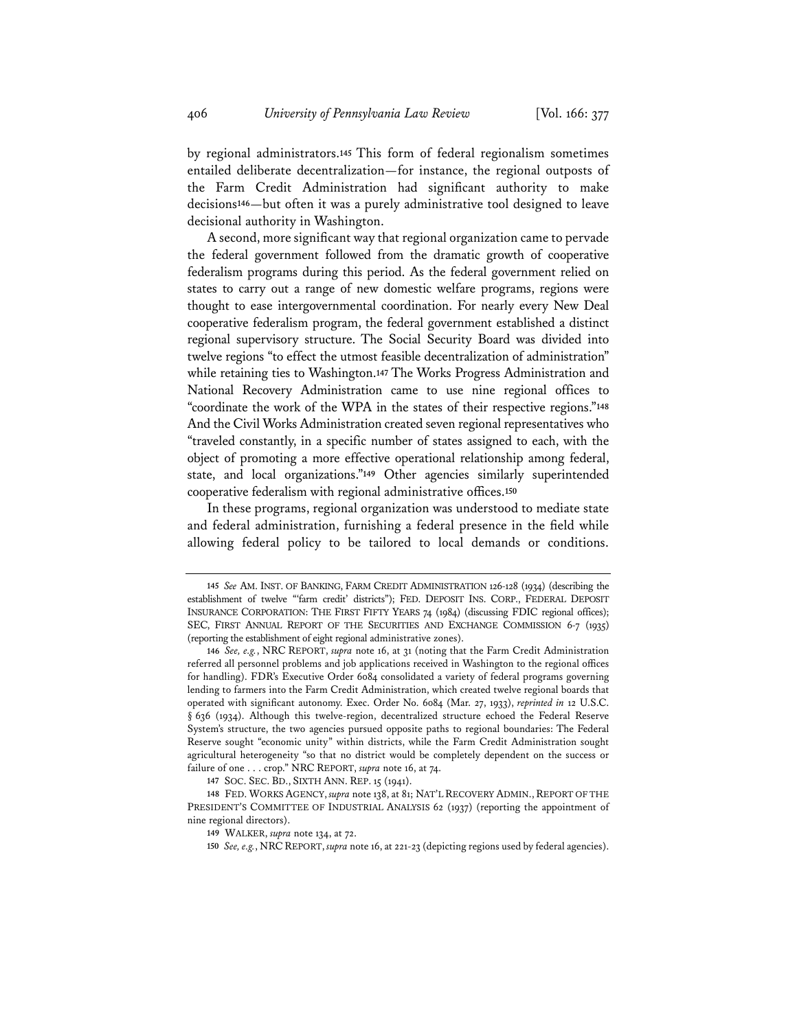by regional administrators.[145] This form of federal regionalism sometimes entailed deliberate decentralization—for instance, the regional outposts of the Farm Credit Administration had significant authority to make decisions[146]—but often it was a purely administrative tool designed to leave decisional authority in Washington.

A second, more significant way that regional organization came to pervade the federal government followed from the dramatic growth of cooperative federalism programs during this period. As the federal government relied on states to carry out a range of new domestic welfare programs, regions were thought to ease intergovernmental coordination. For nearly every New Deal cooperative federalism program, the federal government established a distinct regional supervisory structure. The Social Security Board was divided into twelve regions "to effect the utmost feasible decentralization of administration" while retaining ties to Washington.[147] The Works Progress Administration and National Recovery Administration came to use nine regional offices to "coordinate the work of the WPA in the states of their respective regions."[148] And the Civil Works Administration created seven regional representatives who "traveled constantly, in a specific number of states assigned to each, with the object of promoting a more effective operational relationship among federal, state, and local organizations."[149] Other agencies similarly superintended cooperative federalism with regional administrative offices.[150]

In these programs, regional organization was understood to mediate state and federal administration, furnishing a federal presence in the field while allowing federal policy to be tailored to local demands or conditions.

---

[145] *See* AM. INST. OF BANKING, FARM CREDIT ADMINISTRATION 126-128 (1934) (describing the establishment of twelve "'farm credit' districts"); FED. DEPOSIT INS. CORP., FEDERAL DEPOSIT INSURANCE CORPORATION: THE FIRST FIFTY YEARS 74 (1984) (discussing FDIC regional offices); SEC, FIRST ANNUAL REPORT OF THE SECURITIES AND EXCHANGE COMMISSION 6-7 (1935) (reporting the establishment of eight regional administrative zones).

[146] *See, e.g.*, NRC REPORT, *supra* note 16, at 31 (noting that the Farm Credit Administration referred all personnel problems and job applications received in Washington to the regional offices for handling). FDR's Executive Order 6084 consolidated a variety of federal programs governing lending to farmers into the Farm Credit Administration, which created twelve regional boards that operated with significant autonomy. Exec. Order No. 6084 (Mar. 27, 1933), *reprinted in* 12 U.S.C. § 636 (1934). Although this twelve-region, decentralized structure echoed the Federal Reserve System's structure, the two agencies pursued opposite paths to regional boundaries: The Federal Reserve sought "economic unity" within districts, while the Farm Credit Administration sought agricultural heterogeneity "so that no district would be completely dependent on the success or failure of one . . . crop." NRC REPORT, *supra* note 16, at 74.

[147] SOC. SEC. BD., SIXTH ANN. REP. 15 (1941).

[148] FED. WORKS AGENCY, *supra* note 138, at 81; NAT'L RECOVERY ADMIN., REPORT OF THE PRESIDENT'S COMMITTEE OF INDUSTRIAL ANALYSIS 62 (1937) (reporting the appointment of nine regional directors).

[149] WALKER, *supra* note 134, at 72.

[150] *See, e.g.*, NRC REPORT, *supra* note 16, at 221-23 (depicting regions used by federal agencies).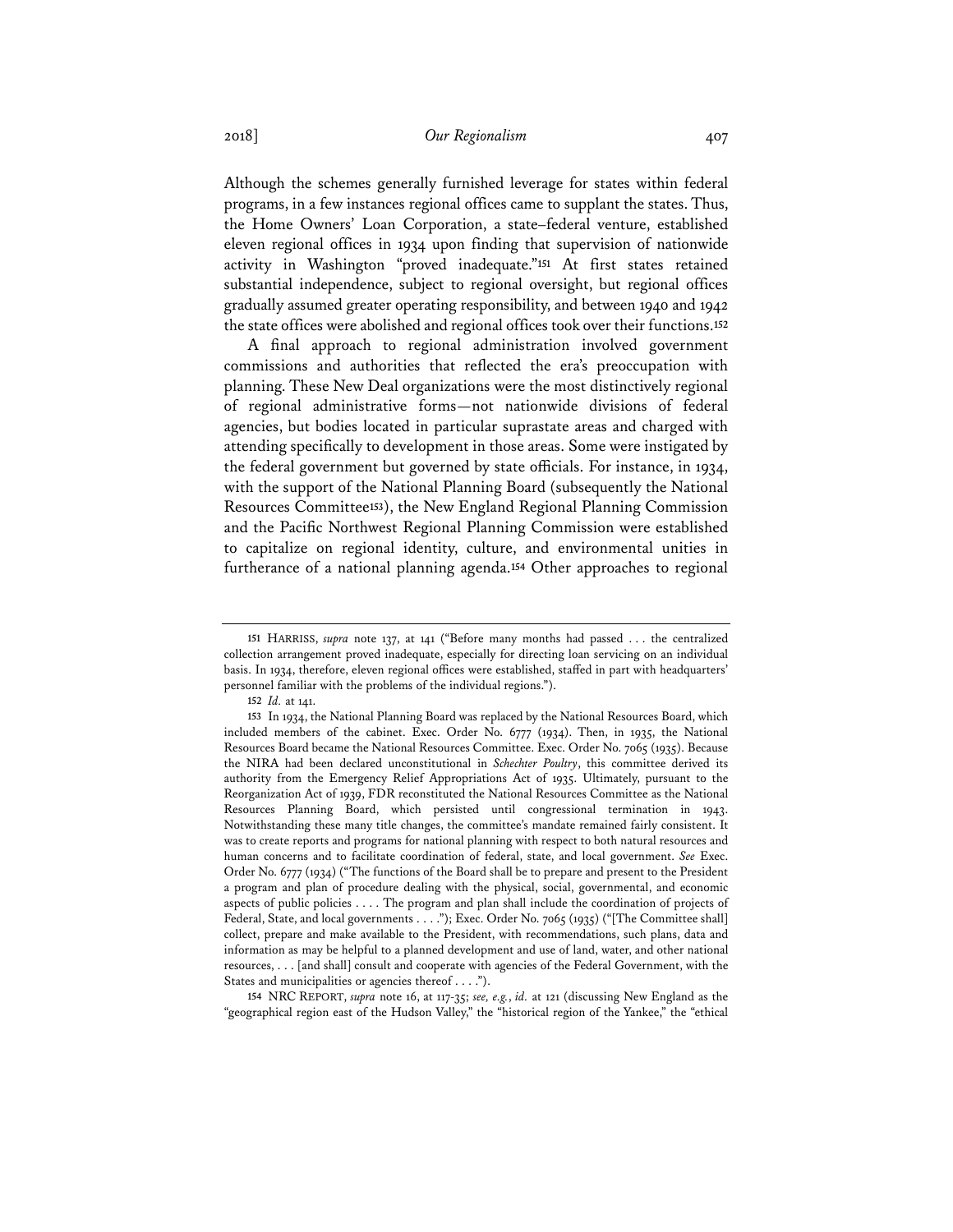Although the schemes generally furnished leverage for states within federal programs, in a few instances regional offices came to supplant the states. Thus, the Home Owners' Loan Corporation, a state–federal venture, established eleven regional offices in 1934 upon finding that supervision of nationwide activity in Washington "proved inadequate."[151] At first states retained substantial independence, subject to regional oversight, but regional offices gradually assumed greater operating responsibility, and between 1940 and 1942 the state offices were abolished and regional offices took over their functions.[152]

A final approach to regional administration involved government commissions and authorities that reflected the era's preoccupation with planning. These New Deal organizations were the most distinctively regional of regional administrative forms—not nationwide divisions of federal agencies, but bodies located in particular suprastate areas and charged with attending specifically to development in those areas. Some were instigated by the federal government but governed by state officials. For instance, in 1934, with the support of the National Planning Board (subsequently the National Resources Committee[153]), the New England Regional Planning Commission and the Pacific Northwest Regional Planning Commission were established to capitalize on regional identity, culture, and environmental unities in furtherance of a national planning agenda.[154] Other approaches to regional

---

[151] HARRISS, *supra* note 137, at 141 ("Before many months had passed . . . the centralized collection arrangement proved inadequate, especially for directing loan servicing on an individual basis. In 1934, therefore, eleven regional offices were established, staffed in part with headquarters' personnel familiar with the problems of the individual regions.").

[152] *Id.* at 141.

[153] In 1934, the National Planning Board was replaced by the National Resources Board, which included members of the cabinet. Exec. Order No. 6777 (1934). Then, in 1935, the National Resources Board became the National Resources Committee. Exec. Order No. 7065 (1935). Because the NIRA had been declared unconstitutional in *Schechter Poultry*, this committee derived its authority from the Emergency Relief Appropriations Act of 1935. Ultimately, pursuant to the Reorganization Act of 1939, FDR reconstituted the National Resources Committee as the National Resources Planning Board, which persisted until congressional termination in 1943. Notwithstanding these many title changes, the committee's mandate remained fairly consistent. It was to create reports and programs for national planning with respect to both natural resources and human concerns and to facilitate coordination of federal, state, and local government. *See* Exec. Order No. 6777 (1934) ("The functions of the Board shall be to prepare and present to the President a program and plan of procedure dealing with the physical, social, governmental, and economic aspects of public policies . . . . The program and plan shall include the coordination of projects of Federal, State, and local governments . . . ."); Exec. Order No. 7065 (1935) ("[The Committee shall] collect, prepare and make available to the President, with recommendations, such plans, data and information as may be helpful to a planned development and use of land, water, and other national resources, . . . [and shall] consult and cooperate with agencies of the Federal Government, with the States and municipalities or agencies thereof . . . .").

[154] NRC REPORT, *supra* note 16, at 117-35; *see, e.g.*, *id.* at 121 (discussing New England as the "geographical region east of the Hudson Valley," the "historical region of the Yankee," the "ethical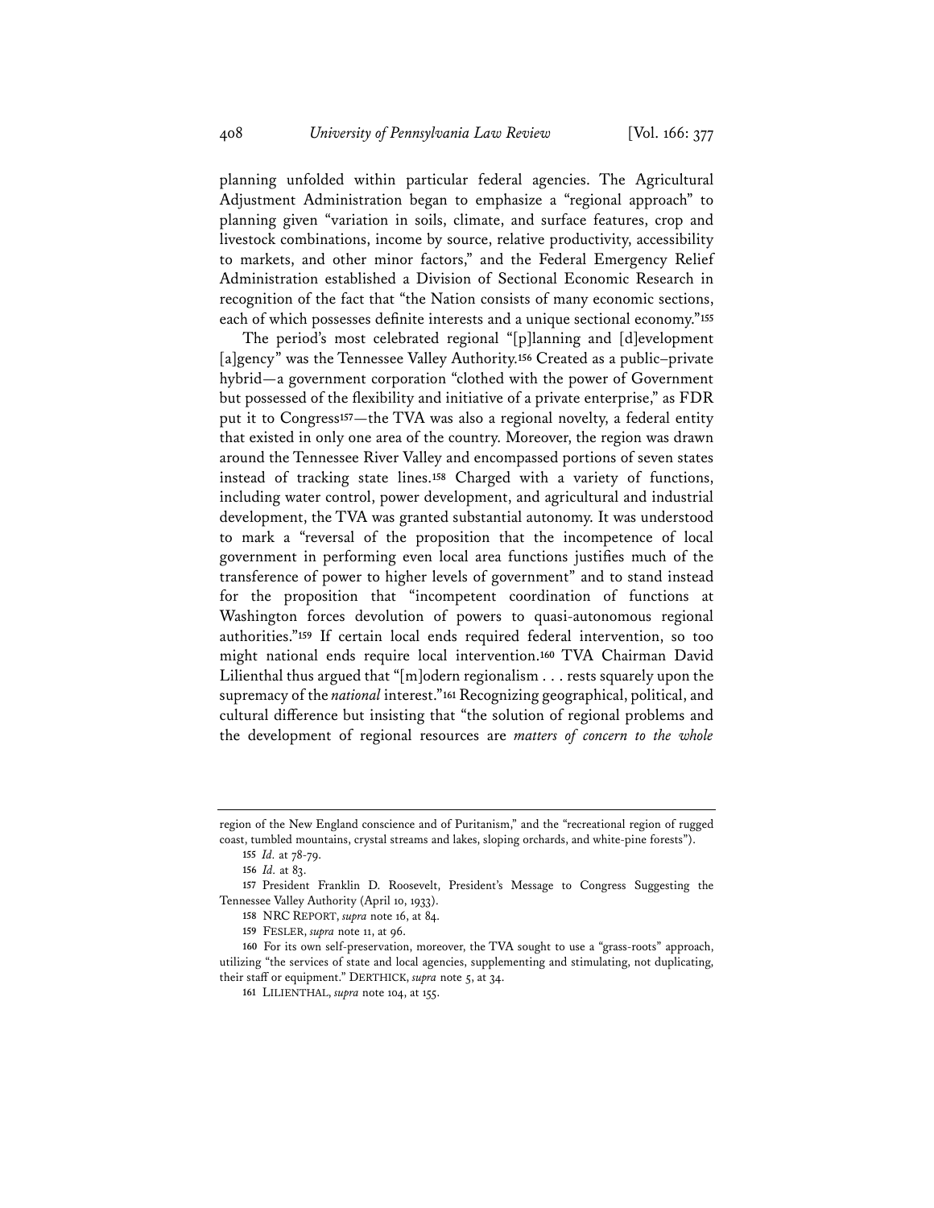planning unfolded within particular federal agencies. The Agricultural Adjustment Administration began to emphasize a "regional approach" to planning given "variation in soils, climate, and surface features, crop and livestock combinations, income by source, relative productivity, accessibility to markets, and other minor factors," and the Federal Emergency Relief Administration established a Division of Sectional Economic Research in recognition of the fact that "the Nation consists of many economic sections, each of which possesses definite interests and a unique sectional economy."[155]

The period's most celebrated regional "[p]lanning and [d]evelopment [a]gency" was the Tennessee Valley Authority.[156] Created as a public–private hybrid—a government corporation "clothed with the power of Government but possessed of the flexibility and initiative of a private enterprise," as FDR put it to Congress[157]—the TVA was also a regional novelty, a federal entity that existed in only one area of the country. Moreover, the region was drawn around the Tennessee River Valley and encompassed portions of seven states instead of tracking state lines.[158] Charged with a variety of functions, including water control, power development, and agricultural and industrial development, the TVA was granted substantial autonomy. It was understood to mark a "reversal of the proposition that the incompetence of local government in performing even local area functions justifies much of the transference of power to higher levels of government" and to stand instead for the proposition that "incompetent coordination of functions at Washington forces devolution of powers to quasi-autonomous regional authorities."[159] If certain local ends required federal intervention, so too might national ends require local intervention.[160] TVA Chairman David Lilienthal thus argued that "[m]odern regionalism . . . rests squarely upon the supremacy of the *national* interest."[161] Recognizing geographical, political, and cultural difference but insisting that "the solution of regional problems and the development of regional resources are *matters of concern to the whole*

---

region of the New England conscience and of Puritanism," and the "recreational region of rugged coast, tumbled mountains, crystal streams and lakes, sloping orchards, and white-pine forests").

155 *Id.* at 78-79.

156 *Id.* at 83.

157 President Franklin D. Roosevelt, President's Message to Congress Suggesting the Tennessee Valley Authority (April 10, 1933).

158 NRC REPORT, *supra* note 16, at 84.

159 FESLER, *supra* note 11, at 96.

160 For its own self-preservation, moreover, the TVA sought to use a "grass-roots" approach, utilizing "the services of state and local agencies, supplementing and stimulating, not duplicating, their staff or equipment." DERTHICK, *supra* note 5, at 34.

161 LILIENTHAL, *supra* note 104, at 155.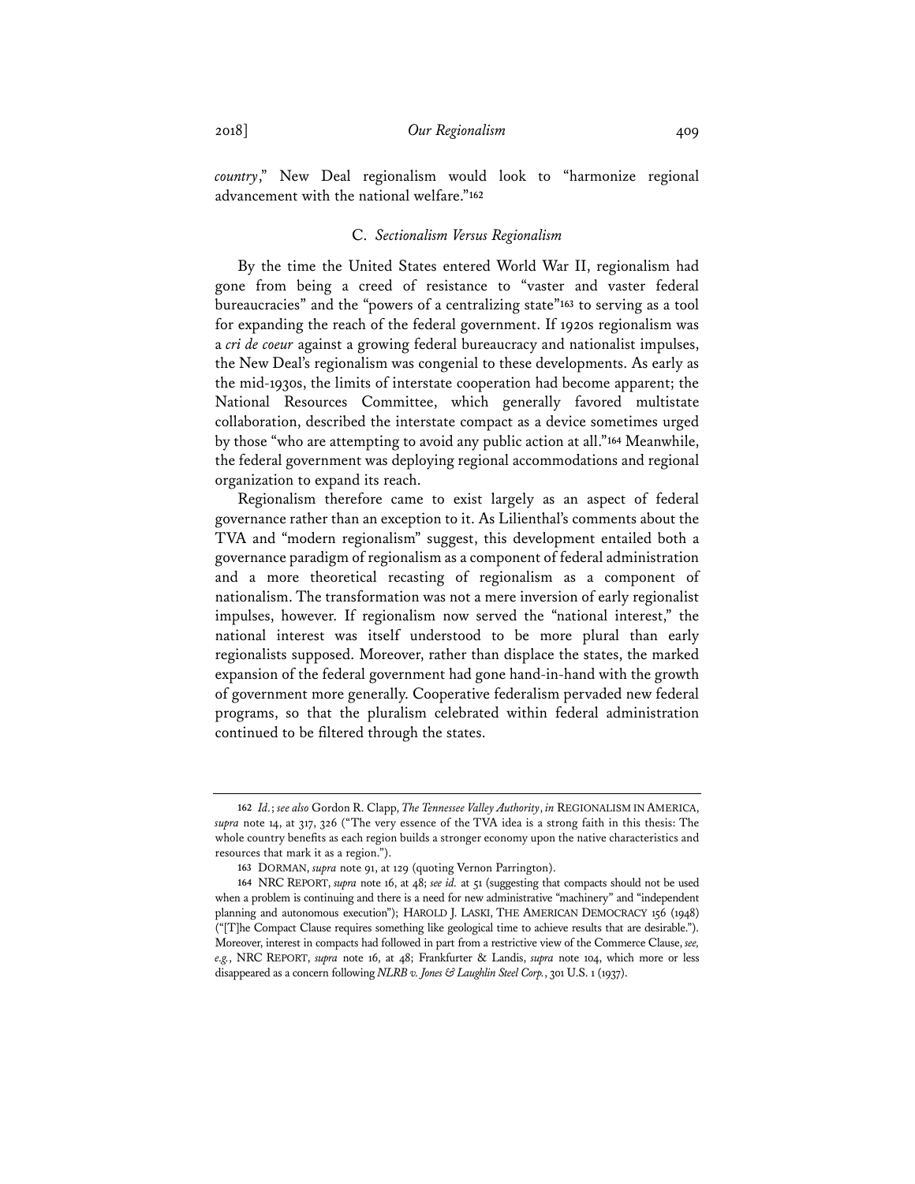*country*," New Deal regionalism would look to "harmonize regional advancement with the national welfare."[162]

### C. *Sectionalism Versus Regionalism*

By the time the United States entered World War II, regionalism had gone from being a creed of resistance to "vaster and vaster federal bureaucracies" and the "powers of a centralizing state"[163] to serving as a tool for expanding the reach of the federal government. If 1920s regionalism was a *cri de coeur* against a growing federal bureaucracy and nationalist impulses, the New Deal's regionalism was congenial to these developments. As early as the mid-1930s, the limits of interstate cooperation had become apparent; the National Resources Committee, which generally favored multistate collaboration, described the interstate compact as a device sometimes urged by those "who are attempting to avoid any public action at all."[164] Meanwhile, the federal government was deploying regional accommodations and regional organization to expand its reach.

Regionalism therefore came to exist largely as an aspect of federal governance rather than an exception to it. As Lilienthal's comments about the TVA and "modern regionalism" suggest, this development entailed both a governance paradigm of regionalism as a component of federal administration and a more theoretical recasting of regionalism as a component of nationalism. The transformation was not a mere inversion of early regionalist impulses, however. If regionalism now served the "national interest," the national interest was itself understood to be more plural than early regionalists supposed. Moreover, rather than displace the states, the marked expansion of the federal government had gone hand-in-hand with the growth of government more generally. Cooperative federalism pervaded new federal programs, so that the pluralism celebrated within federal administration continued to be filtered through the states.

---

162 *Id.*; *see also* Gordon R. Clapp, *The Tennessee Valley Authority*, *in* REGIONALISM IN AMERICA, *supra* note 14, at 317, 326 ("The very essence of the TVA idea is a strong faith in this thesis: The whole country benefits as each region builds a stronger economy upon the native characteristics and resources that mark it as a region.").

163 DORMAN, *supra* note 91, at 129 (quoting Vernon Parrington).

164 NRC REPORT, *supra* note 16, at 48; *see id.* at 51 (suggesting that compacts should not be used when a problem is continuing and there is a need for new administrative "machinery" and "independent planning and autonomous execution"); HAROLD J. LASKI, THE AMERICAN DEMOCRACY 156 (1948) ("[T]he Compact Clause requires something like geological time to achieve results that are desirable."). Moreover, interest in compacts had followed in part from a restrictive view of the Commerce Clause, *see, e.g.*, NRC REPORT, *supra* note 16, at 48; Frankfurter & Landis, *supra* note 104, which more or less disappeared as a concern following *NLRB v. Jones & Laughlin Steel Corp.*, 301 U.S. 1 (1937).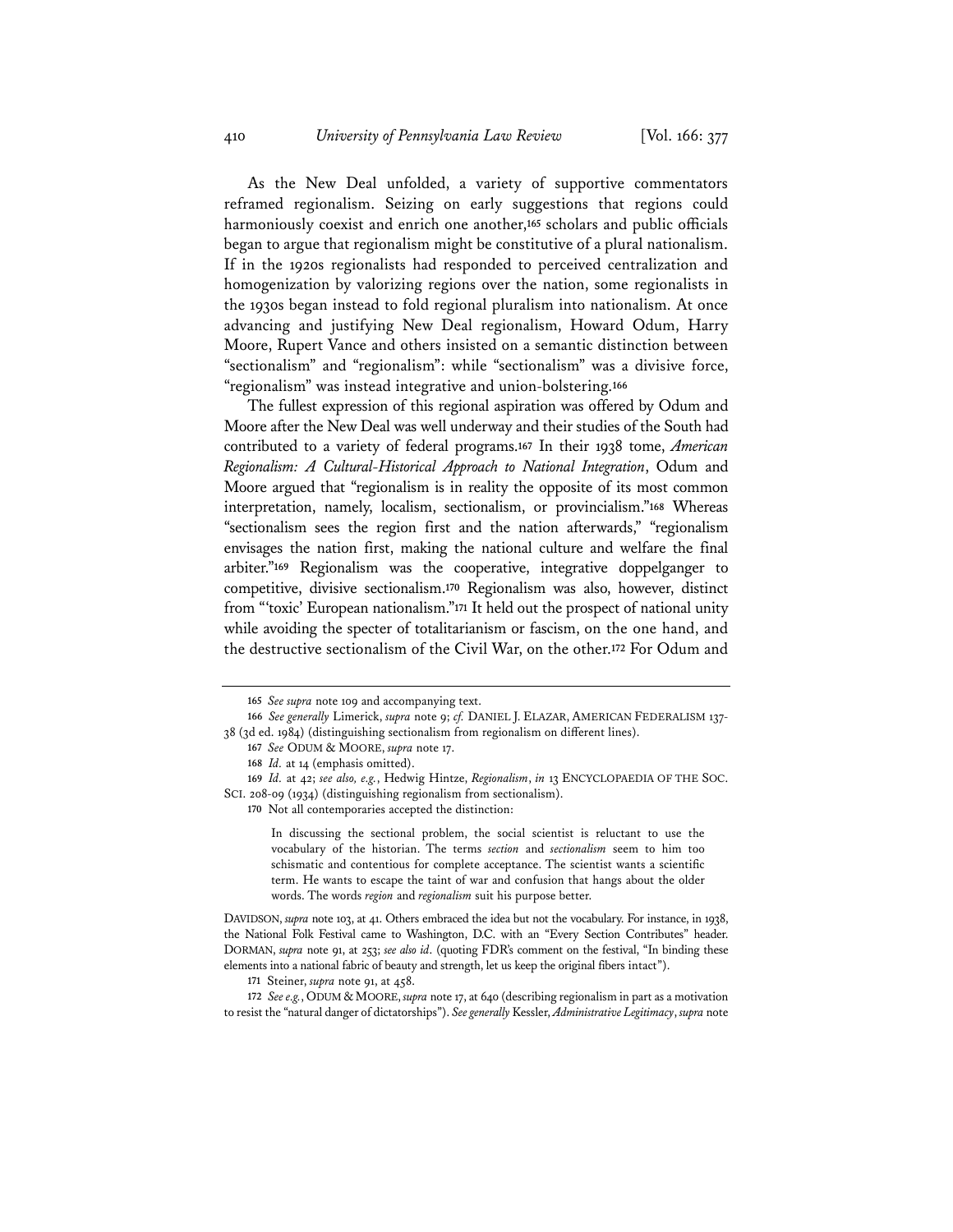As the New Deal unfolded, a variety of supportive commentators reframed regionalism. Seizing on early suggestions that regions could harmoniously coexist and enrich one another,[165] scholars and public officials began to argue that regionalism might be constitutive of a plural nationalism. If in the 1920s regionalists had responded to perceived centralization and homogenization by valorizing regions over the nation, some regionalists in the 1930s began instead to fold regional pluralism into nationalism. At once advancing and justifying New Deal regionalism, Howard Odum, Harry Moore, Rupert Vance and others insisted on a semantic distinction between "sectionalism" and "regionalism": while "sectionalism" was a divisive force, "regionalism" was instead integrative and union-bolstering.[166]

The fullest expression of this regional aspiration was offered by Odum and Moore after the New Deal was well underway and their studies of the South had contributed to a variety of federal programs.[167] In their 1938 tome, *American Regionalism: A Cultural-Historical Approach to National Integration*, Odum and Moore argued that "regionalism is in reality the opposite of its most common interpretation, namely, localism, sectionalism, or provincialism."[168] Whereas "sectionalism sees the region first and the nation afterwards," "regionalism envisages the nation first, making the national culture and welfare the final arbiter."[169] Regionalism was the cooperative, integrative doppelganger to competitive, divisive sectionalism.[170] Regionalism was also, however, distinct from "'toxic' European nationalism."[171] It held out the prospect of national unity while avoiding the specter of totalitarianism or fascism, on the one hand, and the destructive sectionalism of the Civil War, on the other.[172] For Odum and

---

165 *See supra* note 109 and accompanying text.

166 *See generally* Limerick, *supra* note 9; *cf.* DANIEL J. ELAZAR, AMERICAN FEDERALISM 137-38 (3d ed. 1984) (distinguishing sectionalism from regionalism on different lines).

167 *See* ODUM & MOORE, *supra* note 17.

168 *Id.* at 14 (emphasis omitted).

169 *Id.* at 42; *see also, e.g.*, Hedwig Hintze, *Regionalism*, *in* 13 ENCYCLOPAEDIA OF THE SOC. SCI. 208-09 (1934) (distinguishing regionalism from sectionalism).

170 Not all contemporaries accepted the distinction:

> In discussing the sectional problem, the social scientist is reluctant to use the vocabulary of the historian. The terms *section* and *sectionalism* seem to him too schismatic and contentious for complete acceptance. The scientist wants a scientific term. He wants to escape the taint of war and confusion that hangs about the older words. The words *region* and *regionalism* suit his purpose better.

DAVIDSON, *supra* note 103, at 41. Others embraced the idea but not the vocabulary. For instance, in 1938, the National Folk Festival came to Washington, D.C. with an "Every Section Contributes" header. DORMAN, *supra* note 91, at 253; *see also id.* (quoting FDR's comment on the festival, "In binding these elements into a national fabric of beauty and strength, let us keep the original fibers intact").

171 Steiner, *supra* note 91, at 458.

172 *See e.g.*, ODUM & MOORE, *supra* note 17, at 640 (describing regionalism in part as a motivation to resist the "natural danger of dictatorships"). *See generally* Kessler, *Administrative Legitimacy*, *supra* note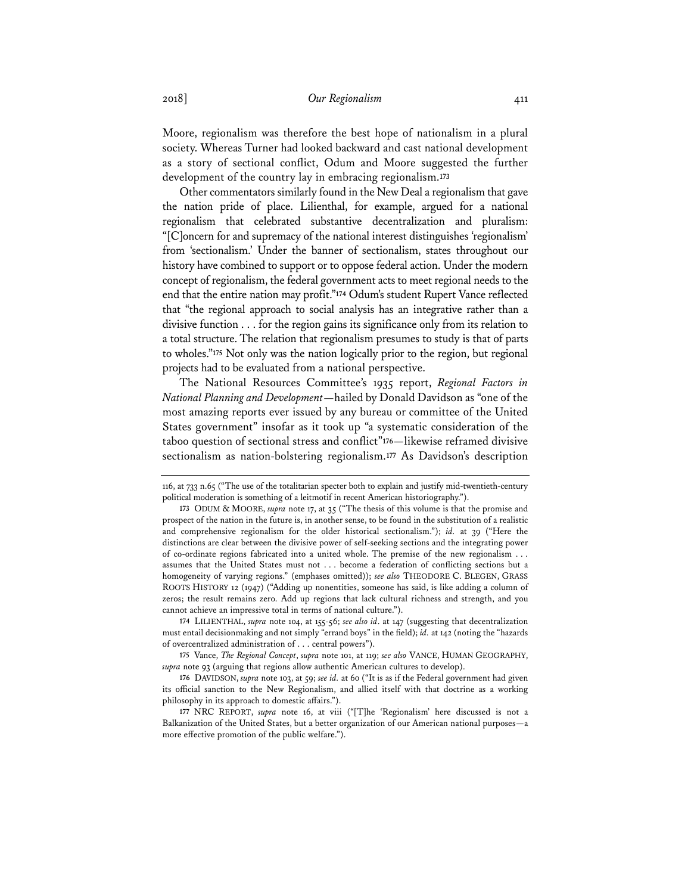Moore, regionalism was therefore the best hope of nationalism in a plural society. Whereas Turner had looked backward and cast national development as a story of sectional conflict, Odum and Moore suggested the further development of the country lay in embracing regionalism.[173]

Other commentators similarly found in the New Deal a regionalism that gave the nation pride of place. Lilienthal, for example, argued for a national regionalism that celebrated substantive decentralization and pluralism: "[C]oncern for and supremacy of the national interest distinguishes 'regionalism' from 'sectionalism.' Under the banner of sectionalism, states throughout our history have combined to support or to oppose federal action. Under the modern concept of regionalism, the federal government acts to meet regional needs to the end that the entire nation may profit."[174] Odum's student Rupert Vance reflected that "the regional approach to social analysis has an integrative rather than a divisive function . . . for the region gains its significance only from its relation to a total structure. The relation that regionalism presumes to study is that of parts to wholes."[175] Not only was the nation logically prior to the region, but regional projects had to be evaluated from a national perspective.

The National Resources Committee's 1935 report, *Regional Factors in National Planning and Development*—hailed by Donald Davidson as "one of the most amazing reports ever issued by any bureau or committee of the United States government" insofar as it took up "a systematic consideration of the taboo question of sectional stress and conflict"[176]—likewise reframed divisive sectionalism as nation-bolstering regionalism.[177] As Davidson's description

---

116, at 733 n.65 ("The use of the totalitarian specter both to explain and justify mid-twentieth-century political moderation is something of a leitmotif in recent American historiography.").

173 ODUM & MOORE, *supra* note 17, at 35 ("The thesis of this volume is that the promise and prospect of the nation in the future is, in another sense, to be found in the substitution of a realistic and comprehensive regionalism for the older historical sectionalism."); *id.* at 39 ("Here the distinctions are clear between the divisive power of self-seeking sections and the integrating power of co-ordinate regions fabricated into a united whole. The premise of the new regionalism . . . assumes that the United States must not . . . become a federation of conflicting sections but a homogeneity of varying regions." (emphases omitted)); *see also* THEODORE C. BLEGEN, GRASS ROOTS HISTORY 12 (1947) ("Adding up nonentities, someone has said, is like adding a column of zeros; the result remains zero. Add up regions that lack cultural richness and strength, and you cannot achieve an impressive total in terms of national culture.").

174 LILIENTHAL, *supra* note 104, at 155-56; *see also id*. at 147 (suggesting that decentralization must entail decisionmaking and not simply "errand boys" in the field); *id.* at 142 (noting the "hazards of overcentralized administration of . . . central powers").

175 Vance, *The Regional Concept*, *supra* note 101, at 119; *see also* VANCE, HUMAN GEOGRAPHY, *supra* note 93 (arguing that regions allow authentic American cultures to develop).

176 DAVIDSON, *supra* note 103, at 59; *see id.* at 60 ("It is as if the Federal government had given its official sanction to the New Regionalism, and allied itself with that doctrine as a working philosophy in its approach to domestic affairs.").

177 NRC REPORT, *supra* note 16, at viii ("[T]he 'Regionalism' here discussed is not a Balkanization of the United States, but a better organization of our American national purposes—a more effective promotion of the public welfare.").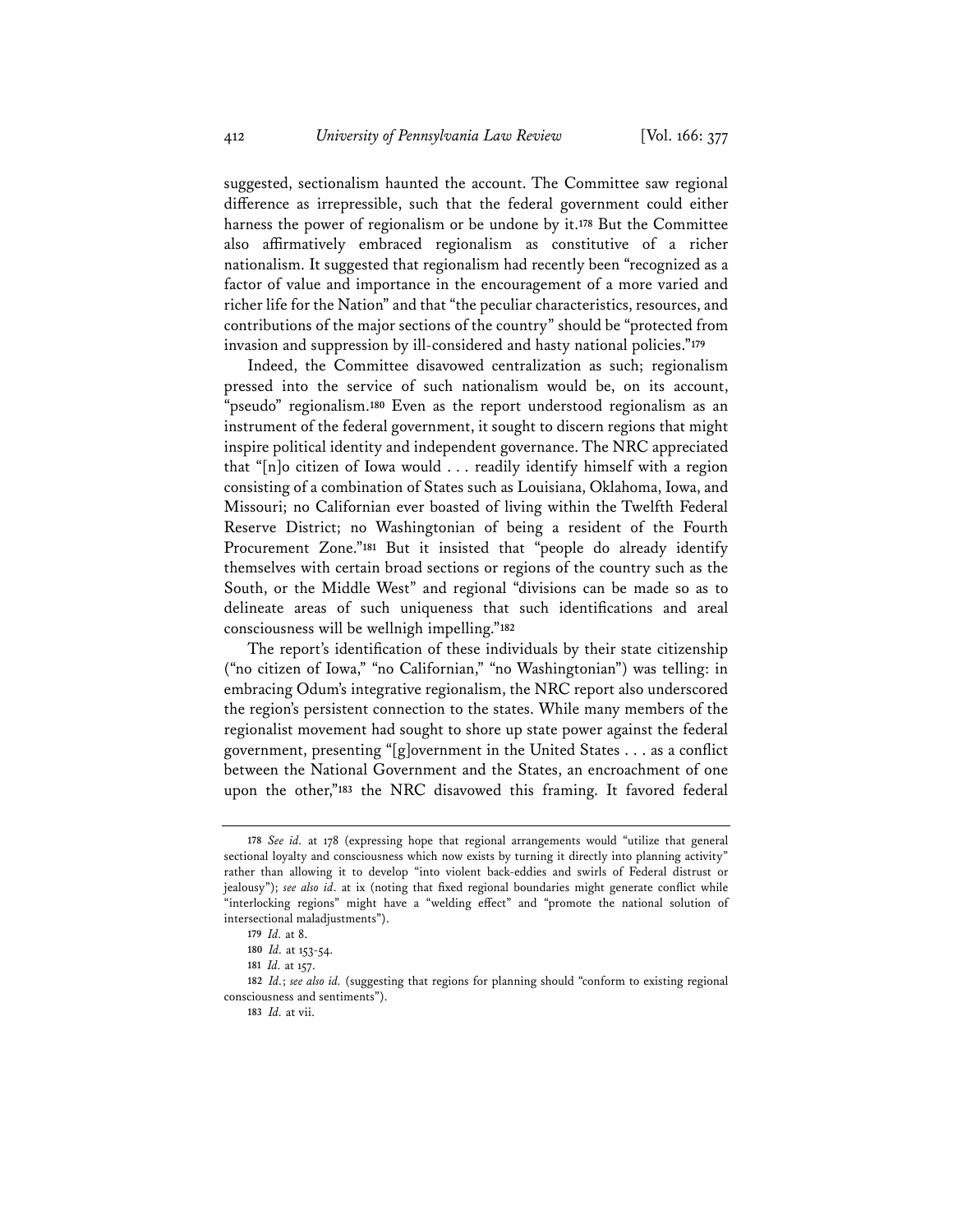suggested, sectionalism haunted the account. The Committee saw regional difference as irrepressible, such that the federal government could either harness the power of regionalism or be undone by it.[178] But the Committee also affirmatively embraced regionalism as constitutive of a richer nationalism. It suggested that regionalism had recently been "recognized as a factor of value and importance in the encouragement of a more varied and richer life for the Nation" and that "the peculiar characteristics, resources, and contributions of the major sections of the country" should be "protected from invasion and suppression by ill-considered and hasty national policies."[179]

Indeed, the Committee disavowed centralization as such; regionalism pressed into the service of such nationalism would be, on its account, "pseudo" regionalism.[180] Even as the report understood regionalism as an instrument of the federal government, it sought to discern regions that might inspire political identity and independent governance. The NRC appreciated that "[n]o citizen of Iowa would . . . readily identify himself with a region consisting of a combination of States such as Louisiana, Oklahoma, Iowa, and Missouri; no Californian ever boasted of living within the Twelfth Federal Reserve District; no Washingtonian of being a resident of the Fourth Procurement Zone."[181] But it insisted that "people do already identify themselves with certain broad sections or regions of the country such as the South, or the Middle West" and regional "divisions can be made so as to delineate areas of such uniqueness that such identifications and areal consciousness will be wellnigh impelling."[182]

The report's identification of these individuals by their state citizenship ("no citizen of Iowa," "no Californian," "no Washingtonian") was telling: in embracing Odum's integrative regionalism, the NRC report also underscored the region's persistent connection to the states. While many members of the regionalist movement had sought to shore up state power against the federal government, presenting "[g]overnment in the United States . . . as a conflict between the National Government and the States, an encroachment of one upon the other,"[183] the NRC disavowed this framing. It favored federal

---

178 *See id.* at 178 (expressing hope that regional arrangements would "utilize that general sectional loyalty and consciousness which now exists by turning it directly into planning activity" rather than allowing it to develop "into violent back-eddies and swirls of Federal distrust or jealousy"); *see also id.* at ix (noting that fixed regional boundaries might generate conflict while "interlocking regions" might have a "welding effect" and "promote the national solution of intersectional maladjustments").

179 *Id.* at 8.

180 *Id.* at 153-54.

181 *Id.* at 157.

182 *Id.*; *see also id.* (suggesting that regions for planning should "conform to existing regional consciousness and sentiments").

183 *Id.* at vii.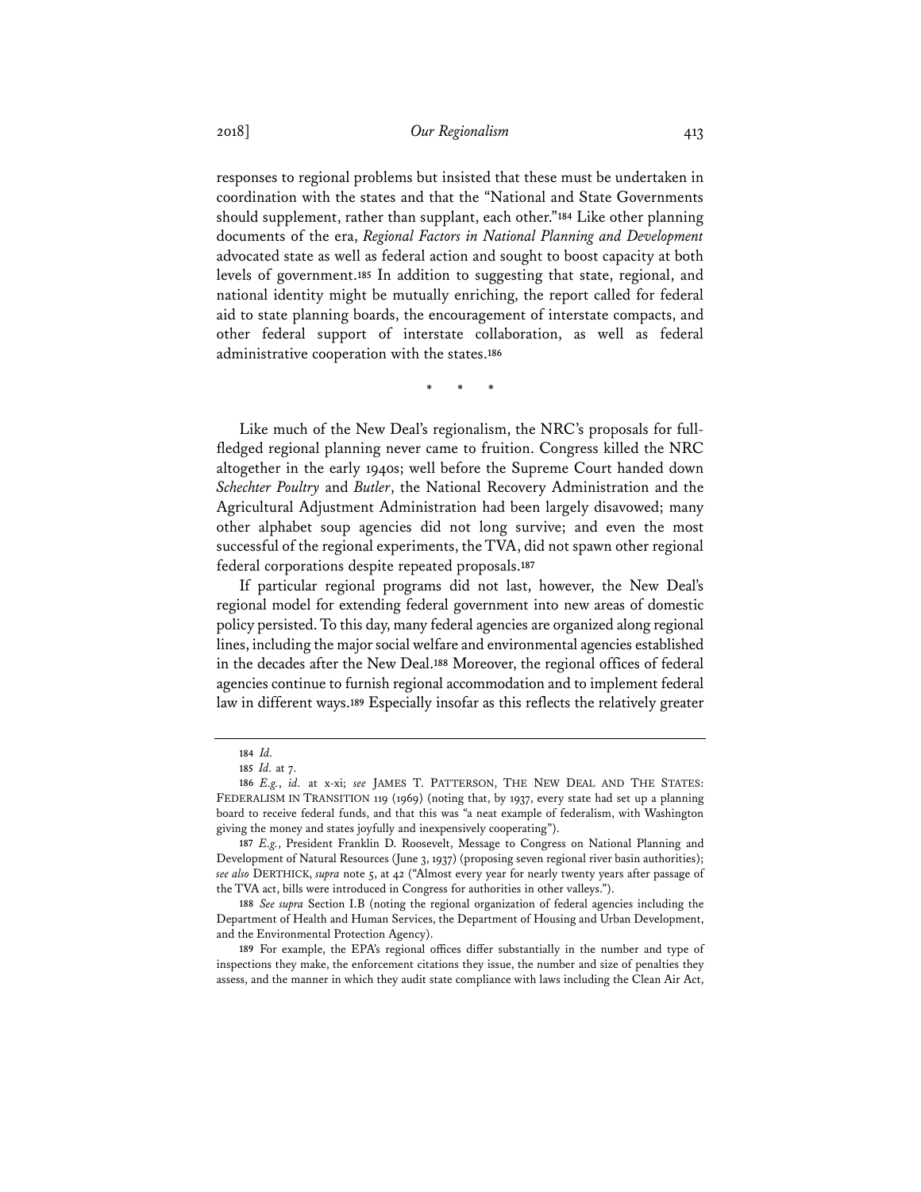responses to regional problems but insisted that these must be undertaken in coordination with the states and that the "National and State Governments should supplement, rather than supplant, each other."[184] Like other planning documents of the era, *Regional Factors in National Planning and Development* advocated state as well as federal action and sought to boost capacity at both levels of government.[185] In addition to suggesting that state, regional, and national identity might be mutually enriching, the report called for federal aid to state planning boards, the encouragement of interstate compacts, and other federal support of interstate collaboration, as well as federal administrative cooperation with the states.[186]

\* \* \*

Like much of the New Deal's regionalism, the NRC's proposals for full-fledged regional planning never came to fruition. Congress killed the NRC altogether in the early 1940s; well before the Supreme Court handed down *Schechter Poultry* and *Butler*, the National Recovery Administration and the Agricultural Adjustment Administration had been largely disavowed; many other alphabet soup agencies did not long survive; and even the most successful of the regional experiments, the TVA, did not spawn other regional federal corporations despite repeated proposals.[187]

If particular regional programs did not last, however, the New Deal's regional model for extending federal government into new areas of domestic policy persisted. To this day, many federal agencies are organized along regional lines, including the major social welfare and environmental agencies established in the decades after the New Deal.[188] Moreover, the regional offices of federal agencies continue to furnish regional accommodation and to implement federal law in different ways.[189] Especially insofar as this reflects the relatively greater

---

[184] *Id.*

[185] *Id.* at 7.

[186] *E.g.*, *id.* at x-xi; *see* JAMES T. PATTERSON, THE NEW DEAL AND THE STATES: FEDERALISM IN TRANSITION 119 (1969) (noting that, by 1937, every state had set up a planning board to receive federal funds, and that this was "a neat example of federalism, with Washington giving the money and states joyfully and inexpensively cooperating").

[187] *E.g.*, President Franklin D. Roosevelt, Message to Congress on National Planning and Development of Natural Resources (June 3, 1937) (proposing seven regional river basin authorities); *see also* DERTHICK, *supra* note 5, at 42 ("Almost every year for nearly twenty years after passage of the TVA act, bills were introduced in Congress for authorities in other valleys.").

[188] *See supra* Section I.B (noting the regional organization of federal agencies including the Department of Health and Human Services, the Department of Housing and Urban Development, and the Environmental Protection Agency).

[189] For example, the EPA's regional offices differ substantially in the number and type of inspections they make, the enforcement citations they issue, the number and size of penalties they assess, and the manner in which they audit state compliance with laws including the Clean Air Act,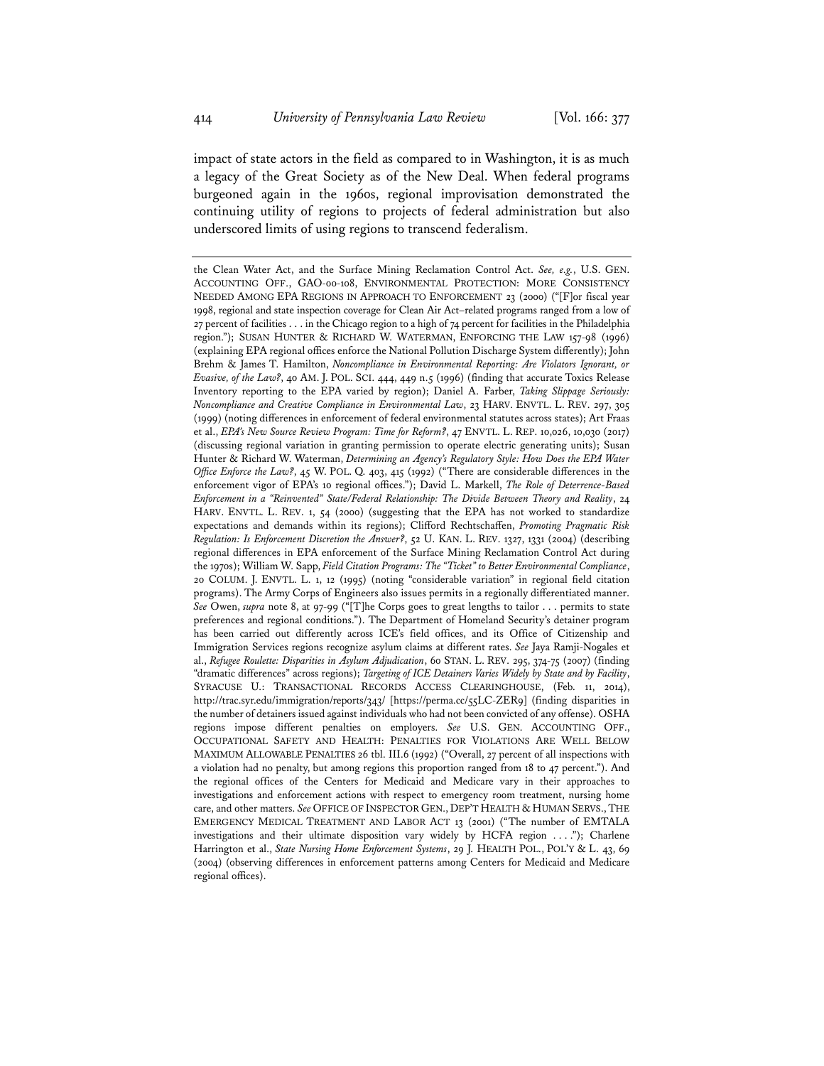impact of state actors in the field as compared to in Washington, it is as much a legacy of the Great Society as of the New Deal. When federal programs burgeoned again in the 1960s, regional improvisation demonstrated the continuing utility of regions to projects of federal administration but also underscored limits of using regions to transcend federalism.

---

the Clean Water Act, and the Surface Mining Reclamation Control Act. *See, e.g.*, U.S. GEN. ACCOUNTING OFF., GAO-00-108, ENVIRONMENTAL PROTECTION: MORE CONSISTENCY NEEDED AMONG EPA REGIONS IN APPROACH TO ENFORCEMENT 23 (2000) ("[F]or fiscal year 1998, regional and state inspection coverage for Clean Air Act–related programs ranged from a low of 27 percent of facilities . . . in the Chicago region to a high of 74 percent for facilities in the Philadelphia region."); SUSAN HUNTER & RICHARD W. WATERMAN, ENFORCING THE LAW 157-98 (1996) (explaining EPA regional offices enforce the National Pollution Discharge System differently); John Brehm & James T. Hamilton, *Noncompliance in Environmental Reporting: Are Violators Ignorant, or Evasive, of the Law?*, 40 AM. J. POL. SCI. 444, 449 n.5 (1996) (finding that accurate Toxics Release Inventory reporting to the EPA varied by region); Daniel A. Farber, *Taking Slippage Seriously: Noncompliance and Creative Compliance in Environmental Law*, 23 HARV. ENVTL. L. REV. 297, 305 (1999) (noting differences in enforcement of federal environmental statutes across states); Art Fraas et al., *EPA's New Source Review Program: Time for Reform?*, 47 ENVTL. L. REP. 10,026, 10,030 (2017) (discussing regional variation in granting permission to operate electric generating units); Susan Hunter & Richard W. Waterman, *Determining an Agency's Regulatory Style: How Does the EPA Water Office Enforce the Law?*, 45 W. POL. Q. 403, 415 (1992) ("There are considerable differences in the enforcement vigor of EPA's 10 regional offices."); David L. Markell, *The Role of Deterrence-Based Enforcement in a "Reinvented" State/Federal Relationship: The Divide Between Theory and Reality*, 24 HARV. ENVTL. L. REV. 1, 54 (2000) (suggesting that the EPA has not worked to standardize expectations and demands within its regions); Clifford Rechtschaffen, *Promoting Pragmatic Risk Regulation: Is Enforcement Discretion the Answer?*, 52 U. KAN. L. REV. 1327, 1331 (2004) (describing regional differences in EPA enforcement of the Surface Mining Reclamation Control Act during the 1970s); William W. Sapp, *Field Citation Programs: The "Ticket" to Better Environmental Compliance*, 20 COLUM. J. ENVTL. L. 1, 12 (1995) (noting "considerable variation" in regional field citation programs). The Army Corps of Engineers also issues permits in a regionally differentiated manner. *See* Owen, *supra* note 8, at 97-99 ("[T]he Corps goes to great lengths to tailor . . . permits to state preferences and regional conditions."). The Department of Homeland Security's detainer program has been carried out differently across ICE's field offices, and its Office of Citizenship and Immigration Services regions recognize asylum claims at different rates. *See* Jaya Ramji-Nogales et al., *Refugee Roulette: Disparities in Asylum Adjudication*, 60 STAN. L. REV. 295, 374-75 (2007) (finding "dramatic differences" across regions); *Targeting of ICE Detainers Varies Widely by State and by Facility*, SYRACUSE U.: TRANSACTIONAL RECORDS ACCESS CLEARINGHOUSE, (Feb. 11, 2014), http://trac.syr.edu/immigration/reports/343/ [https://perma.cc/55LC-ZER9] (finding disparities in the number of detainers issued against individuals who had not been convicted of any offense). OSHA regions impose different penalties on employers. *See* U.S. GEN. ACCOUNTING OFF., OCCUPATIONAL SAFETY AND HEALTH: PENALTIES FOR VIOLATIONS ARE WELL BELOW MAXIMUM ALLOWABLE PENALTIES 26 tbl. III.6 (1992) ("Overall, 27 percent of all inspections with a violation had no penalty, but among regions this proportion ranged from 18 to 47 percent."). And the regional offices of the Centers for Medicaid and Medicare vary in their approaches to investigations and enforcement actions with respect to emergency room treatment, nursing home care, and other matters. *See* OFFICE OF INSPECTOR GEN., DEP'T HEALTH & HUMAN SERVS., THE EMERGENCY MEDICAL TREATMENT AND LABOR ACT 13 (2001) ("The number of EMTALA investigations and their ultimate disposition vary widely by HCFA region . . . ."); Charlene Harrington et al., *State Nursing Home Enforcement Systems*, 29 J. HEALTH POL., POL'Y & L. 43, 69 (2004) (observing differences in enforcement patterns among Centers for Medicaid and Medicare regional offices).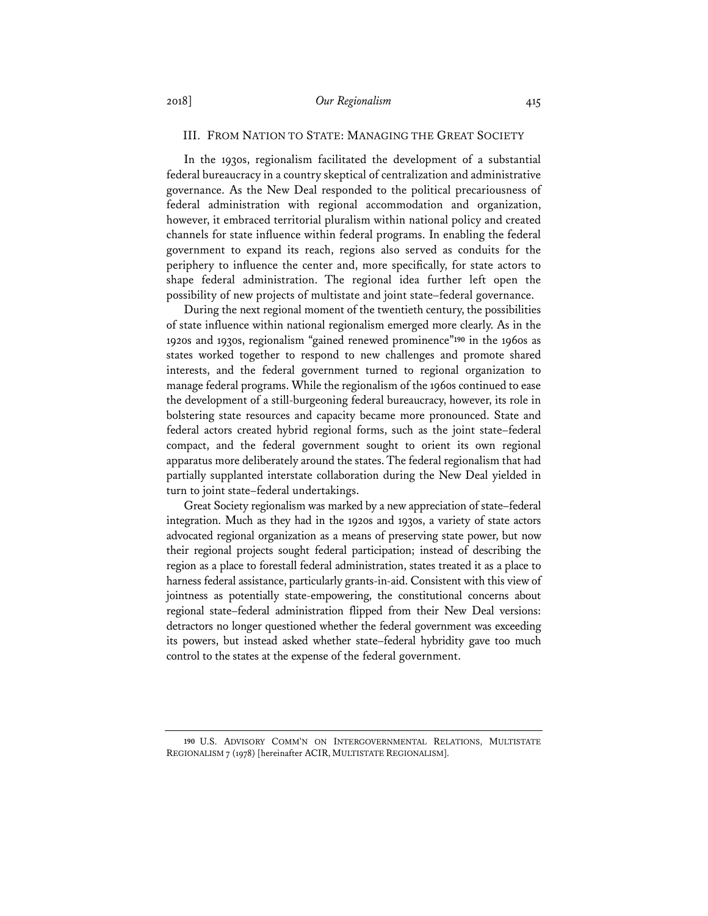## III. FROM NATION TO STATE: MANAGING THE GREAT SOCIETY

In the 1930s, regionalism facilitated the development of a substantial federal bureaucracy in a country skeptical of centralization and administrative governance. As the New Deal responded to the political precariousness of federal administration with regional accommodation and organization, however, it embraced territorial pluralism within national policy and created channels for state influence within federal programs. In enabling the federal government to expand its reach, regions also served as conduits for the periphery to influence the center and, more specifically, for state actors to shape federal administration. The regional idea further left open the possibility of new projects of multistate and joint state–federal governance.

During the next regional moment of the twentieth century, the possibilities of state influence within national regionalism emerged more clearly. As in the 1920s and 1930s, regionalism "gained renewed prominence"[190] in the 1960s as states worked together to respond to new challenges and promote shared interests, and the federal government turned to regional organization to manage federal programs. While the regionalism of the 1960s continued to ease the development of a still-burgeoning federal bureaucracy, however, its role in bolstering state resources and capacity became more pronounced. State and federal actors created hybrid regional forms, such as the joint state–federal compact, and the federal government sought to orient its own regional apparatus more deliberately around the states. The federal regionalism that had partially supplanted interstate collaboration during the New Deal yielded in turn to joint state–federal undertakings.

Great Society regionalism was marked by a new appreciation of state–federal integration. Much as they had in the 1920s and 1930s, a variety of state actors advocated regional organization as a means of preserving state power, but now their regional projects sought federal participation; instead of describing the region as a place to forestall federal administration, states treated it as a place to harness federal assistance, particularly grants-in-aid. Consistent with this view of jointness as potentially state-empowering, the constitutional concerns about regional state–federal administration flipped from their New Deal versions: detractors no longer questioned whether the federal government was exceeding its powers, but instead asked whether state–federal hybridity gave too much control to the states at the expense of the federal government.

---

[190] U.S. ADVISORY COMM'N ON INTERGOVERNMENTAL RELATIONS, MULTISTATE REGIONALISM 7 (1978) [hereinafter ACIR, MULTISTATE REGIONALISM].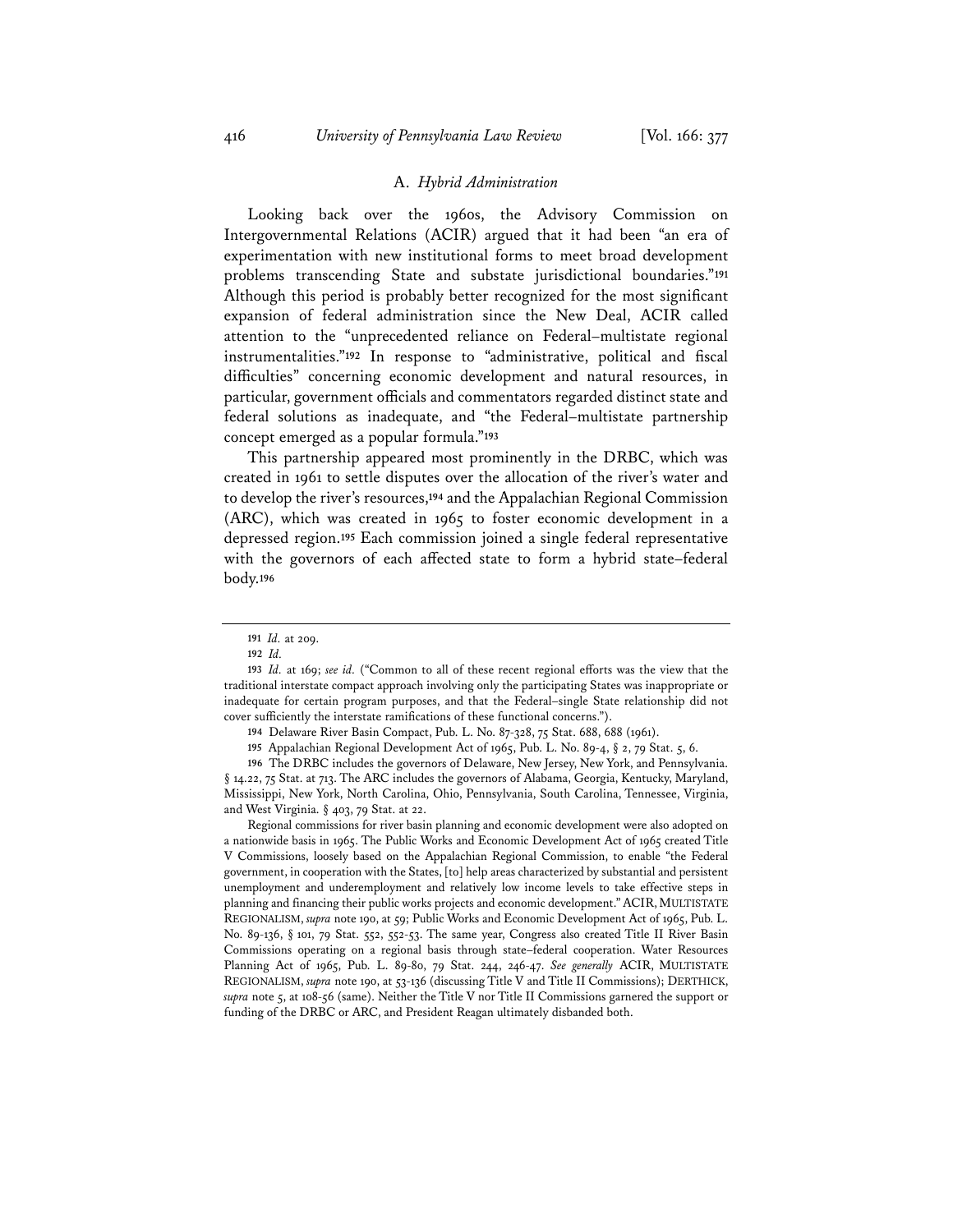### A. *Hybrid Administration*

Looking back over the 1960s, the Advisory Commission on Intergovernmental Relations (ACIR) argued that it had been "an era of experimentation with new institutional forms to meet broad development problems transcending State and substate jurisdictional boundaries."[191] Although this period is probably better recognized for the most significant expansion of federal administration since the New Deal, ACIR called attention to the "unprecedented reliance on Federal–multistate regional instrumentalities."[192] In response to "administrative, political and fiscal difficulties" concerning economic development and natural resources, in particular, government officials and commentators regarded distinct state and federal solutions as inadequate, and "the Federal–multistate partnership concept emerged as a popular formula."[193]

This partnership appeared most prominently in the DRBC, which was created in 1961 to settle disputes over the allocation of the river's water and to develop the river's resources,[194] and the Appalachian Regional Commission (ARC), which was created in 1965 to foster economic development in a depressed region.[195] Each commission joined a single federal representative with the governors of each affected state to form a hybrid state–federal body.[196]

---

[191] *Id.* at 209.

[192] *Id.*

[193] *Id.* at 169; *see id.* ("Common to all of these recent regional efforts was the view that the traditional interstate compact approach involving only the participating States was inappropriate or inadequate for certain program purposes, and that the Federal–single State relationship did not cover sufficiently the interstate ramifications of these functional concerns.").

[194] Delaware River Basin Compact, Pub. L. No. 87-328, 75 Stat. 688, 688 (1961).

[195] Appalachian Regional Development Act of 1965, Pub. L. No. 89-4, § 2, 79 Stat. 5, 6.

[196] The DRBC includes the governors of Delaware, New Jersey, New York, and Pennsylvania. § 14.22, 75 Stat. at 713. The ARC includes the governors of Alabama, Georgia, Kentucky, Maryland, Mississippi, New York, North Carolina, Ohio, Pennsylvania, South Carolina, Tennessee, Virginia, and West Virginia. § 403, 79 Stat. at 22.

Regional commissions for river basin planning and economic development were also adopted on a nationwide basis in 1965. The Public Works and Economic Development Act of 1965 created Title V Commissions, loosely based on the Appalachian Regional Commission, to enable "the Federal government, in cooperation with the States, [to] help areas characterized by substantial and persistent unemployment and underemployment and relatively low income levels to take effective steps in planning and financing their public works projects and economic development." ACIR, MULTISTATE REGIONALISM, *supra* note 190, at 59; Public Works and Economic Development Act of 1965, Pub. L. No. 89-136, § 101, 79 Stat. 552, 552-53. The same year, Congress also created Title II River Basin Commissions operating on a regional basis through state–federal cooperation. Water Resources Planning Act of 1965, Pub. L. 89-80, 79 Stat. 244, 246-47. *See generally* ACIR, MULTISTATE REGIONALISM, *supra* note 190, at 53-136 (discussing Title V and Title II Commissions); DERTHICK, *supra* note 5, at 108-56 (same). Neither the Title V nor Title II Commissions garnered the support or funding of the DRBC or ARC, and President Reagan ultimately disbanded both.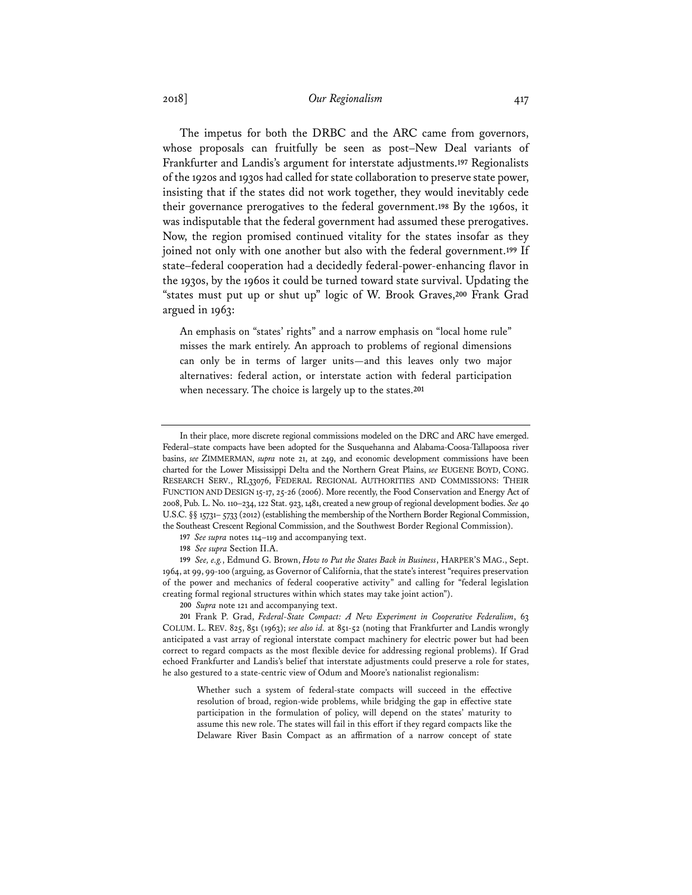The impetus for both the DRBC and the ARC came from governors, whose proposals can fruitfully be seen as post–New Deal variants of Frankfurter and Landis's argument for interstate adjustments.[197] Regionalists of the 1920s and 1930s had called for state collaboration to preserve state power, insisting that if the states did not work together, they would inevitably cede their governance prerogatives to the federal government.[198] By the 1960s, it was indisputable that the federal government had assumed these prerogatives. Now, the region promised continued vitality for the states insofar as they joined not only with one another but also with the federal government.[199] If state–federal cooperation had a decidedly federal-power-enhancing flavor in the 1930s, by the 1960s it could be turned toward state survival. Updating the "states must put up or shut up" logic of W. Brook Graves,[200] Frank Grad argued in 1963:

> An emphasis on "states' rights" and a narrow emphasis on "local home rule" misses the mark entirely. An approach to problems of regional dimensions can only be in terms of larger units—and this leaves only two major alternatives: federal action, or interstate action with federal participation when necessary. The choice is largely up to the states.[201]

---

In their place, more discrete regional commissions modeled on the DRC and ARC have emerged. Federal–state compacts have been adopted for the Susquehanna and Alabama-Coosa-Tallapoosa river basins, *see* ZIMMERMAN, *supra* note 21, at 249, and economic development commissions have been charted for the Lower Mississippi Delta and the Northern Great Plains, *see* EUGENE BOYD, CONG. RESEARCH SERV., RL33076, FEDERAL REGIONAL AUTHORITIES AND COMMISSIONS: THEIR FUNCTION AND DESIGN 15-17, 25-26 (2006). More recently, the Food Conservation and Energy Act of 2008, Pub. L. No. 110–234, 122 Stat. 923, 1481, created a new group of regional development bodies. *See* 40 U.S.C. §§ 15731– 5733 (2012) (establishing the membership of the Northern Border Regional Commission, the Southeast Crescent Regional Commission, and the Southwest Border Regional Commission).

197 *See supra* notes 114–119 and accompanying text.

198 *See supra* Section II.A.

199 *See, e.g.*, Edmund G. Brown, *How to Put the States Back in Business*, HARPER'S MAG., Sept. 1964, at 99, 99-100 (arguing, as Governor of California, that the state's interest "requires preservation of the power and mechanics of federal cooperative activity" and calling for "federal legislation creating formal regional structures within which states may take joint action").

200 *Supra* note 121 and accompanying text.

201 Frank P. Grad, *Federal-State Compact: A New Experiment in Cooperative Federalism*, 63 COLUM. L. REV. 825, 851 (1963); *see also id.* at 851-52 (noting that Frankfurter and Landis wrongly anticipated a vast array of regional interstate compact machinery for electric power but had been correct to regard compacts as the most flexible device for addressing regional problems). If Grad echoed Frankfurter and Landis's belief that interstate adjustments could preserve a role for states, he also gestured to a state-centric view of Odum and Moore's nationalist regionalism:

> Whether such a system of federal-state compacts will succeed in the effective resolution of broad, region-wide problems, while bridging the gap in effective state participation in the formulation of policy, will depend on the states' maturity to assume this new role. The states will fail in this effort if they regard compacts like the Delaware River Basin Compact as an affirmation of a narrow concept of state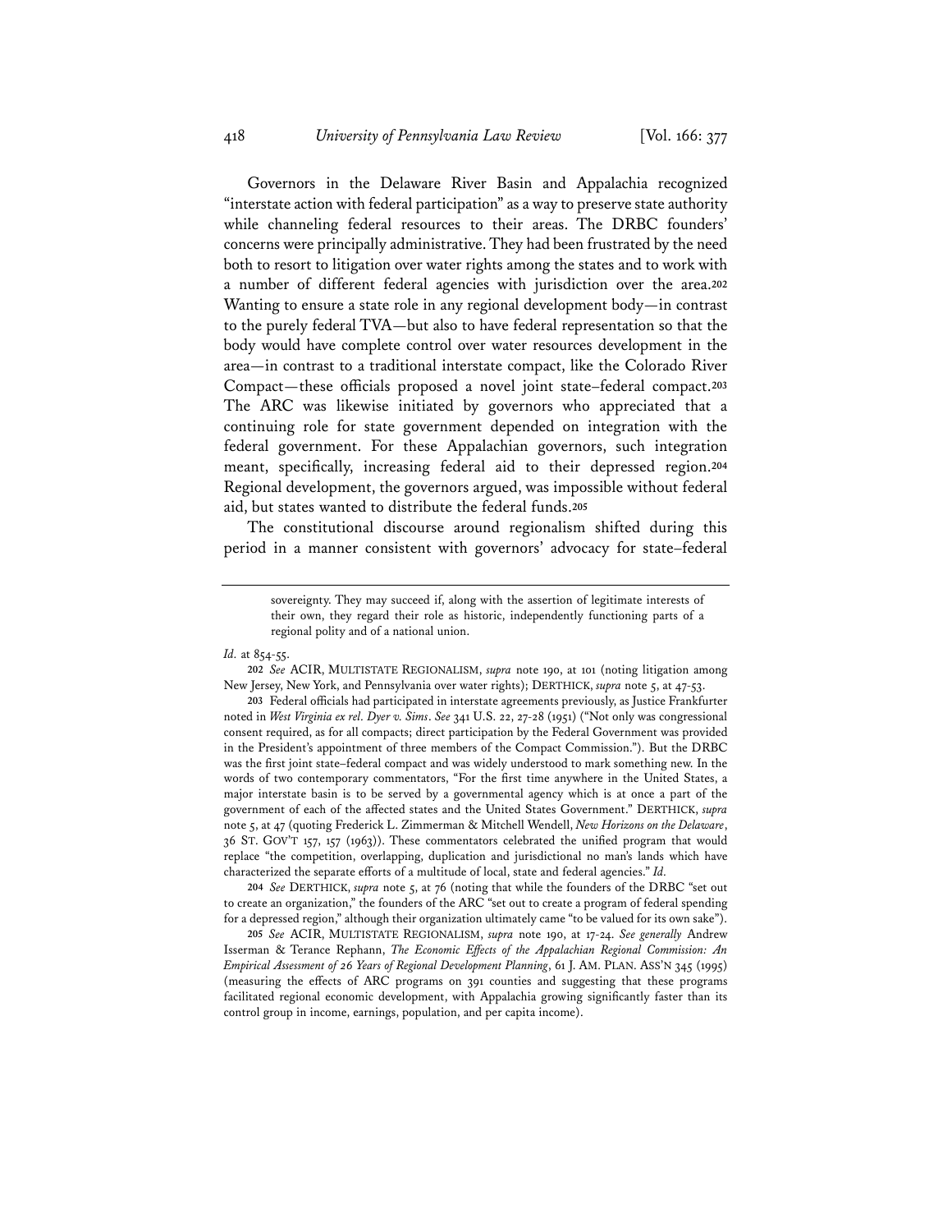Governors in the Delaware River Basin and Appalachia recognized "interstate action with federal participation" as a way to preserve state authority while channeling federal resources to their areas. The DRBC founders' concerns were principally administrative. They had been frustrated by the need both to resort to litigation over water rights among the states and to work with a number of different federal agencies with jurisdiction over the area.[202] Wanting to ensure a state role in any regional development body—in contrast to the purely federal TVA—but also to have federal representation so that the body would have complete control over water resources development in the area—in contrast to a traditional interstate compact, like the Colorado River Compact—these officials proposed a novel joint state–federal compact.[203] The ARC was likewise initiated by governors who appreciated that a continuing role for state government depended on integration with the federal government. For these Appalachian governors, such integration meant, specifically, increasing federal aid to their depressed region.[204] Regional development, the governors argued, was impossible without federal aid, but states wanted to distribute the federal funds.[205]

The constitutional discourse around regionalism shifted during this period in a manner consistent with governors' advocacy for state–federal

> sovereignty. They may succeed if, along with the assertion of legitimate interests of their own, they regard their role as historic, independently functioning parts of a regional polity and of a national union.

*Id.* at 854-55.

[202] *See* ACIR, MULTISTATE REGIONALISM, *supra* note 190, at 101 (noting litigation among New Jersey, New York, and Pennsylvania over water rights); DERTHICK, *supra* note 5, at 47-53.

[203] Federal officials had participated in interstate agreements previously, as Justice Frankfurter noted in *West Virginia ex rel. Dyer v. Sims*. *See* 341 U.S. 22, 27-28 (1951) ("Not only was congressional consent required, as for all compacts; direct participation by the Federal Government was provided in the President's appointment of three members of the Compact Commission."). But the DRBC was the first joint state–federal compact and was widely understood to mark something new. In the words of two contemporary commentators, "For the first time anywhere in the United States, a major interstate basin is to be served by a governmental agency which is at once a part of the government of each of the affected states and the United States Government." DERTHICK, *supra* note 5, at 47 (quoting Frederick L. Zimmerman & Mitchell Wendell, *New Horizons on the Delaware*, 36 ST. GOV'T 157, 157 (1963)). These commentators celebrated the unified program that would replace "the competition, overlapping, duplication and jurisdictional no man's lands which have characterized the separate efforts of a multitude of local, state and federal agencies." *Id.*

[204] *See* DERTHICK, *supra* note 5, at 76 (noting that while the founders of the DRBC "set out to create an organization," the founders of the ARC "set out to create a program of federal spending for a depressed region," although their organization ultimately came "to be valued for its own sake").

[205] *See* ACIR, MULTISTATE REGIONALISM, *supra* note 190, at 17-24. *See generally* Andrew Isserman & Terance Rephann, *The Economic Effects of the Appalachian Regional Commission: An Empirical Assessment of 26 Years of Regional Development Planning*, 61 J. AM. PLAN. ASS'N 345 (1995) (measuring the effects of ARC programs on 391 counties and suggesting that these programs facilitated regional economic development, with Appalachia growing significantly faster than its control group in income, earnings, population, and per capita income).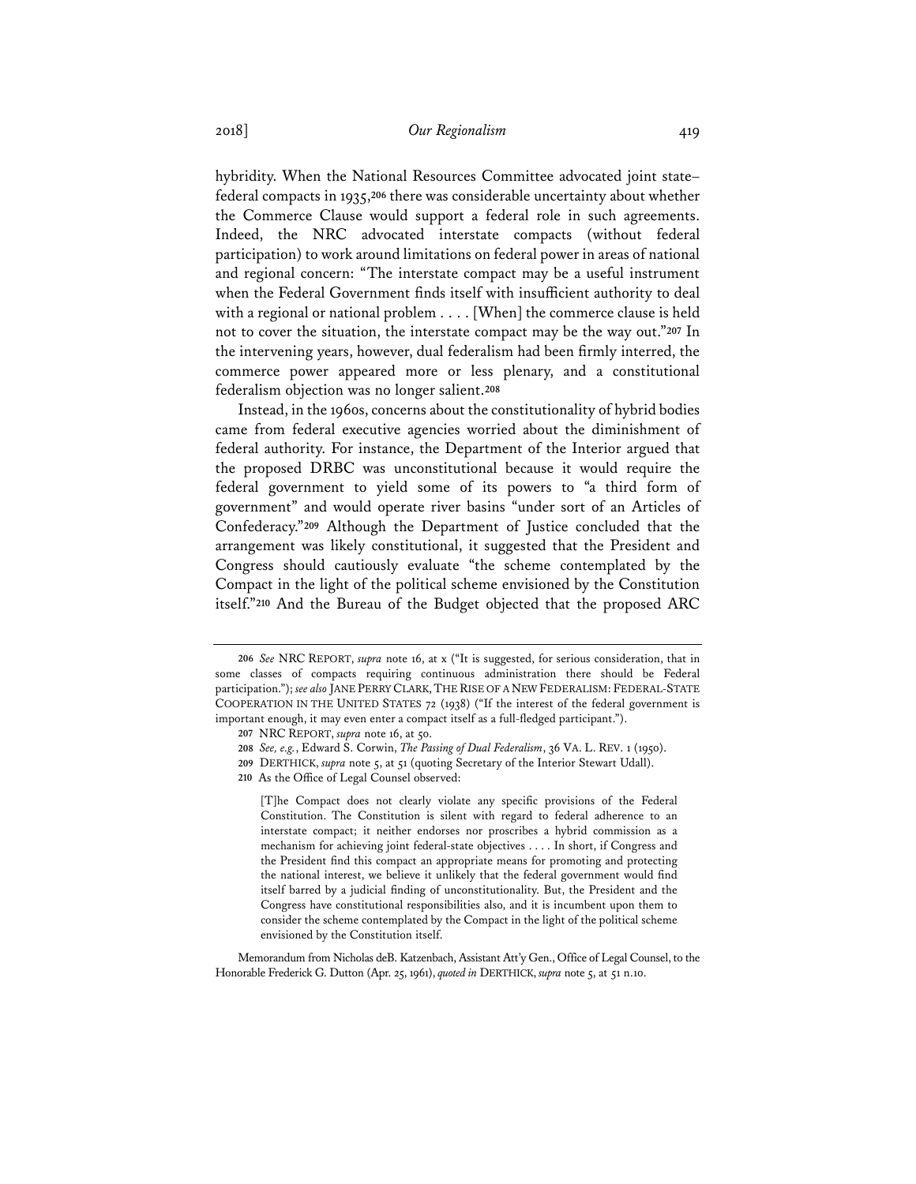hybridity. When the National Resources Committee advocated joint state–federal compacts in 1935,[206] there was considerable uncertainty about whether the Commerce Clause would support a federal role in such agreements. Indeed, the NRC advocated interstate compacts (without federal participation) to work around limitations on federal power in areas of national and regional concern: "The interstate compact may be a useful instrument when the Federal Government finds itself with insufficient authority to deal with a regional or national problem . . . . [When] the commerce clause is held not to cover the situation, the interstate compact may be the way out."[207] In the intervening years, however, dual federalism had been firmly interred, the commerce power appeared more or less plenary, and a constitutional federalism objection was no longer salient.[208]

Instead, in the 1960s, concerns about the constitutionality of hybrid bodies came from federal executive agencies worried about the diminishment of federal authority. For instance, the Department of the Interior argued that the proposed DRBC was unconstitutional because it would require the federal government to yield some of its powers to "a third form of government" and would operate river basins "under sort of an Articles of Confederacy."[209] Although the Department of Justice concluded that the arrangement was likely constitutional, it suggested that the President and Congress should cautiously evaluate "the scheme contemplated by the Compact in the light of the political scheme envisioned by the Constitution itself."[210] And the Bureau of the Budget objected that the proposed ARC

---

206 *See* NRC REPORT, *supra* note 16, at x ("It is suggested, for serious consideration, that in some classes of compacts requiring continuous administration there should be Federal participation."); *see also* JANE PERRY CLARK, THE RISE OF A NEW FEDERALISM: FEDERAL-STATE COOPERATION IN THE UNITED STATES 72 (1938) ("If the interest of the federal government is important enough, it may even enter a compact itself as a full-fledged participant.").

207 NRC REPORT, *supra* note 16, at 50.

208 *See, e.g.*, Edward S. Corwin, *The Passing of Dual Federalism*, 36 VA. L. REV. 1 (1950).

209 DERTHICK, *supra* note 5, at 51 (quoting Secretary of the Interior Stewart Udall).

210 As the Office of Legal Counsel observed:

> [T]he Compact does not clearly violate any specific provisions of the Federal Constitution. The Constitution is silent with regard to federal adherence to an interstate compact; it neither endorses nor proscribes a hybrid commission as a mechanism for achieving joint federal-state objectives . . . . In short, if Congress and the President find this compact an appropriate means for promoting and protecting the national interest, we believe it unlikely that the federal government would find itself barred by a judicial finding of unconstitutionality. But, the President and the Congress have constitutional responsibilities also, and it is incumbent upon them to consider the scheme contemplated by the Compact in the light of the political scheme envisioned by the Constitution itself.

Memorandum from Nicholas deB. Katzenbach, Assistant Att'y Gen., Office of Legal Counsel, to the Honorable Frederick G. Dutton (Apr. 25, 1961), *quoted in* DERTHICK, *supra* note 5, at 51 n.10.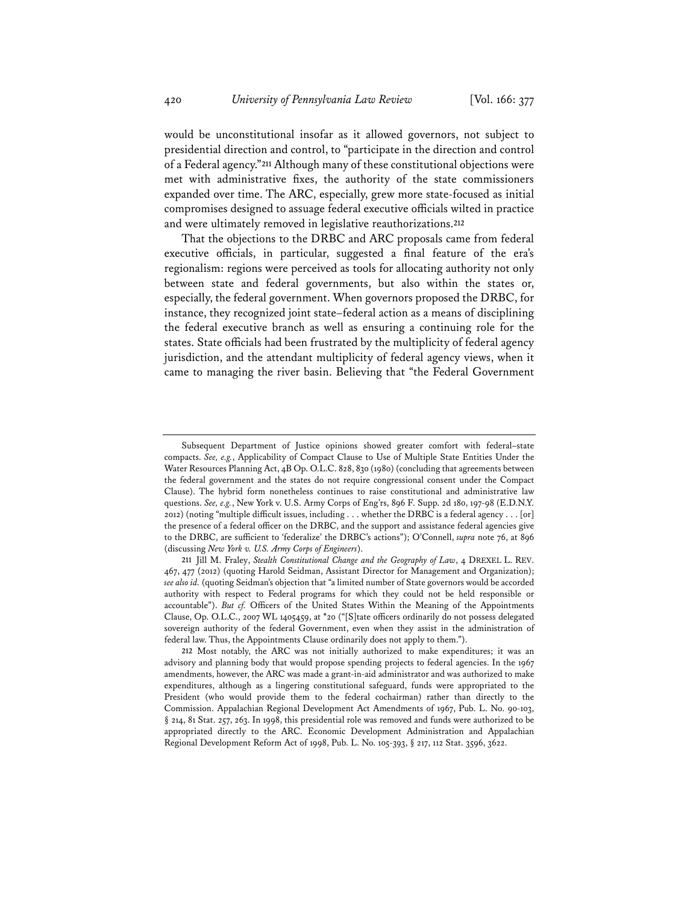would be unconstitutional insofar as it allowed governors, not subject to presidential direction and control, to "participate in the direction and control of a Federal agency."[211] Although many of these constitutional objections were met with administrative fixes, the authority of the state commissioners expanded over time. The ARC, especially, grew more state-focused as initial compromises designed to assuage federal executive officials wilted in practice and were ultimately removed in legislative reauthorizations.[212]

That the objections to the DRBC and ARC proposals came from federal executive officials, in particular, suggested a final feature of the era's regionalism: regions were perceived as tools for allocating authority not only between state and federal governments, but also within the states or, especially, the federal government. When governors proposed the DRBC, for instance, they recognized joint state–federal action as a means of disciplining the federal executive branch as well as ensuring a continuing role for the states. State officials had been frustrated by the multiplicity of federal agency jurisdiction, and the attendant multiplicity of federal agency views, when it came to managing the river basin. Believing that "the Federal Government

---

Subsequent Department of Justice opinions showed greater comfort with federal–state compacts. *See, e.g.*, Applicability of Compact Clause to Use of Multiple State Entities Under the Water Resources Planning Act, 4B Op. O.L.C. 828, 830 (1980) (concluding that agreements between the federal government and the states do not require congressional consent under the Compact Clause). The hybrid form nonetheless continues to raise constitutional and administrative law questions. *See, e.g.*, New York v. U.S. Army Corps of Eng'rs, 896 F. Supp. 2d 180, 197-98 (E.D.N.Y. 2012) (noting "multiple difficult issues, including . . . whether the DRBC is a federal agency . . . [or] the presence of a federal officer on the DRBC, and the support and assistance federal agencies give to the DRBC, are sufficient to 'federalize' the DRBC's actions"); O'Connell, *supra* note 76, at 896 (discussing *New York v. U.S. Army Corps of Engineers*).

211 Jill M. Fraley, *Stealth Constitutional Change and the Geography of Law*, 4 DREXEL L. REV. 467, 477 (2012) (quoting Harold Seidman, Assistant Director for Management and Organization); *see also id.* (quoting Seidman's objection that "a limited number of State governors would be accorded authority with respect to Federal programs for which they could not be held responsible or accountable"). *But cf.* Officers of the United States Within the Meaning of the Appointments Clause, Op. O.L.C., 2007 WL 1405459, at \*20 ("[S]tate officers ordinarily do not possess delegated sovereign authority of the federal Government, even when they assist in the administration of federal law. Thus, the Appointments Clause ordinarily does not apply to them.").

212 Most notably, the ARC was not initially authorized to make expenditures; it was an advisory and planning body that would propose spending projects to federal agencies. In the 1967 amendments, however, the ARC was made a grant-in-aid administrator and was authorized to make expenditures, although as a lingering constitutional safeguard, funds were appropriated to the President (who would provide them to the federal cochairman) rather than directly to the Commission. Appalachian Regional Development Act Amendments of 1967, Pub. L. No. 90-103, § 214, 81 Stat. 257, 263. In 1998, this presidential role was removed and funds were authorized to be appropriated directly to the ARC. Economic Development Administration and Appalachian Regional Development Reform Act of 1998, Pub. L. No. 105-393, § 217, 112 Stat. 3596, 3622.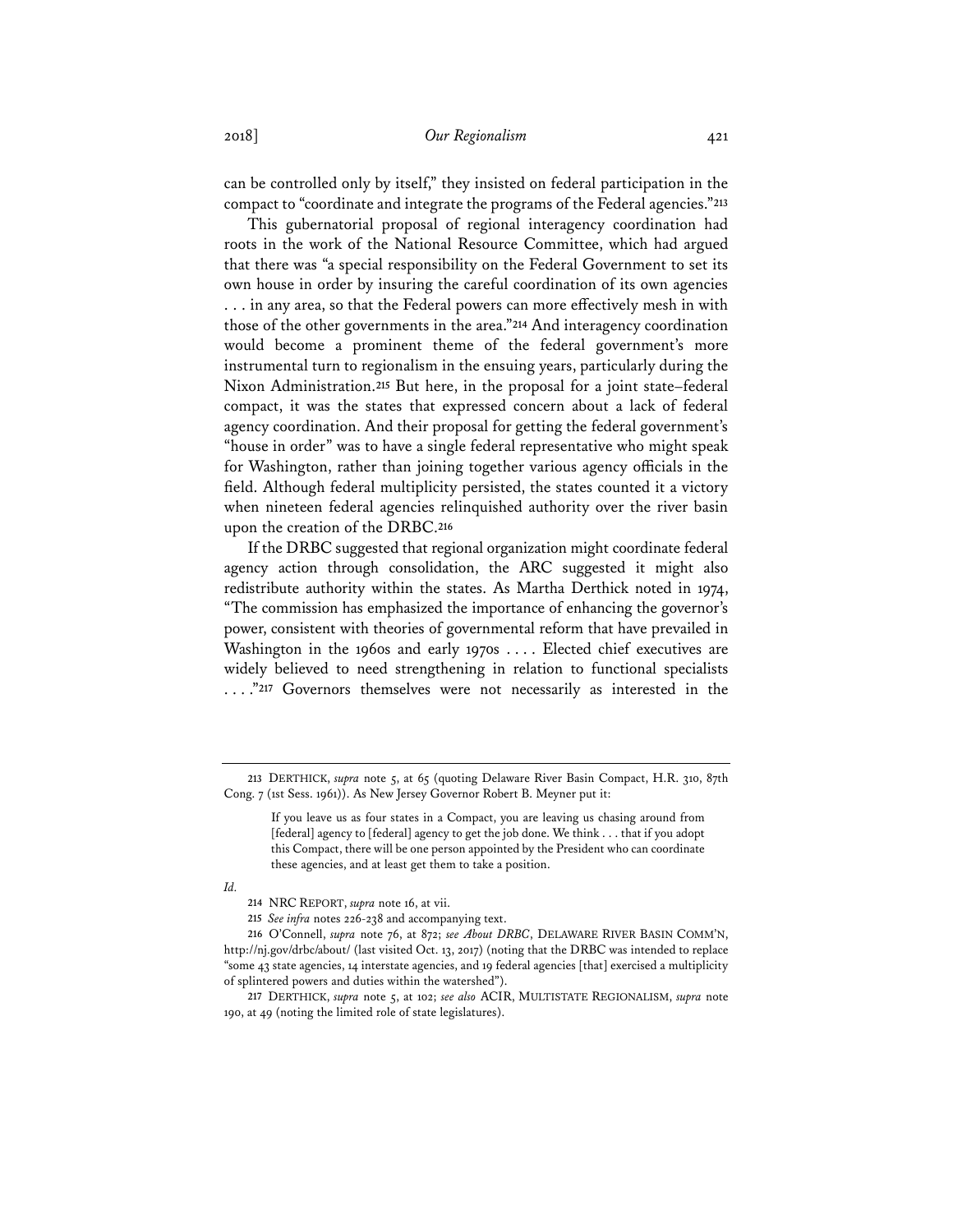can be controlled only by itself," they insisted on federal participation in the compact to "coordinate and integrate the programs of the Federal agencies."[213]

This gubernatorial proposal of regional interagency coordination had roots in the work of the National Resource Committee, which had argued that there was "a special responsibility on the Federal Government to set its own house in order by insuring the careful coordination of its own agencies . . . in any area, so that the Federal powers can more effectively mesh in with those of the other governments in the area."[214] And interagency coordination would become a prominent theme of the federal government's more instrumental turn to regionalism in the ensuing years, particularly during the Nixon Administration.[215] But here, in the proposal for a joint state–federal compact, it was the states that expressed concern about a lack of federal agency coordination. And their proposal for getting the federal government's "house in order" was to have a single federal representative who might speak for Washington, rather than joining together various agency officials in the field. Although federal multiplicity persisted, the states counted it a victory when nineteen federal agencies relinquished authority over the river basin upon the creation of the DRBC.[216]

If the DRBC suggested that regional organization might coordinate federal agency action through consolidation, the ARC suggested it might also redistribute authority within the states. As Martha Derthick noted in 1974, "The commission has emphasized the importance of enhancing the governor's power, consistent with theories of governmental reform that have prevailed in Washington in the 1960s and early 1970s . . . . Elected chief executives are widely believed to need strengthening in relation to functional specialists . . . ."[217] Governors themselves were not necessarily as interested in the

---

213 DERTHICK, *supra* note 5, at 65 (quoting Delaware River Basin Compact, H.R. 310, 87th Cong. 7 (1st Sess. 1961)). As New Jersey Governor Robert B. Meyner put it:

> If you leave us as four states in a Compact, you are leaving us chasing around from [federal] agency to [federal] agency to get the job done. We think . . . that if you adopt this Compact, there will be one person appointed by the President who can coordinate these agencies, and at least get them to take a position.

*Id.*

214 NRC REPORT, *supra* note 16, at vii.

215 *See infra* notes 226-238 and accompanying text.

216 O'Connell, *supra* note 76, at 872; *see About DRBC*, DELAWARE RIVER BASIN COMM'N, http://nj.gov/drbc/about/ (last visited Oct. 13, 2017) (noting that the DRBC was intended to replace "some 43 state agencies, 14 interstate agencies, and 19 federal agencies [that] exercised a multiplicity of splintered powers and duties within the watershed").

217 DERTHICK, *supra* note 5, at 102; *see also* ACIR, MULTISTATE REGIONALISM, *supra* note 190, at 49 (noting the limited role of state legislatures).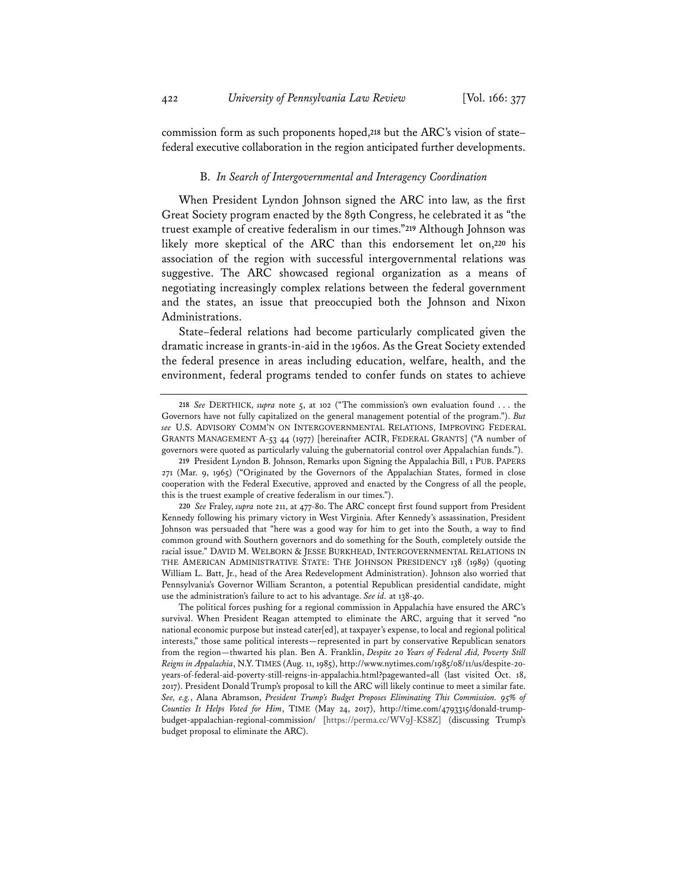commission form as such proponents hoped,[218] but the ARC's vision of state–federal executive collaboration in the region anticipated further developments.

### B. *In Search of Intergovernmental and Interagency Coordination*

When President Lyndon Johnson signed the ARC into law, as the first Great Society program enacted by the 89th Congress, he celebrated it as "the truest example of creative federalism in our times."[219] Although Johnson was likely more skeptical of the ARC than this endorsement let on,[220] his association of the region with successful intergovernmental relations was suggestive. The ARC showcased regional organization as a means of negotiating increasingly complex relations between the federal government and the states, an issue that preoccupied both the Johnson and Nixon Administrations.

State–federal relations had become particularly complicated given the dramatic increase in grants-in-aid in the 1960s. As the Great Society extended the federal presence in areas including education, welfare, health, and the environment, federal programs tended to confer funds on states to achieve

---

218 *See* DERTHICK, *supra* note 5, at 102 ("The commission's own evaluation found . . . the Governors have not fully capitalized on the general management potential of the program."). *But see* U.S. ADVISORY COMM'N ON INTERGOVERNMENTAL RELATIONS, IMPROVING FEDERAL GRANTS MANAGEMENT A-53 44 (1977) [hereinafter ACIR, FEDERAL GRANTS] ("A number of governors were quoted as particularly valuing the gubernatorial control over Appalachian funds.").

219 President Lyndon B. Johnson, Remarks upon Signing the Appalachia Bill, 1 PUB. PAPERS 271 (Mar. 9, 1965) ("Originated by the Governors of the Appalachian States, formed in close cooperation with the Federal Executive, approved and enacted by the Congress of all the people, this is the truest example of creative federalism in our times.").

220 *See* Fraley, *supra* note 211, at 477-80. The ARC concept first found support from President Kennedy following his primary victory in West Virginia. After Kennedy's assassination, President Johnson was persuaded that "here was a good way for him to get into the South, a way to find common ground with Southern governors and do something for the South, completely outside the racial issue." DAVID M. WELBORN & JESSE BURKHEAD, INTERGOVERNMENTAL RELATIONS IN THE AMERICAN ADMINISTRATIVE STATE: THE JOHNSON PRESIDENCY 138 (1989) (quoting William L. Batt, Jr., head of the Area Redevelopment Administration). Johnson also worried that Pennsylvania's Governor William Scranton, a potential Republican presidential candidate, might use the administration's failure to act to his advantage. *See id.* at 138-40.

The political forces pushing for a regional commission in Appalachia have ensured the ARC's survival. When President Reagan attempted to eliminate the ARC, arguing that it served "no national economic purpose but instead cater[ed], at taxpayer's expense, to local and regional political interests," those same political interests—represented in part by conservative Republican senators from the region—thwarted his plan. Ben A. Franklin, *Despite 20 Years of Federal Aid, Poverty Still Reigns in Appalachia*, N.Y. TIMES (Aug. 11, 1985), http://www.nytimes.com/1985/08/11/us/despite-20-years-of-federal-aid-poverty-still-reigns-in-appalachia.html?pagewanted=all (last visited Oct. 18, 2017). President Donald Trump's proposal to kill the ARC will likely continue to meet a similar fate. *See, e.g.*, Alana Abramson, *President Trump's Budget Proposes Eliminating This Commission. 95% of Counties It Helps Voted for Him*, TIME (May 24, 2017), http://time.com/4793315/donald-trump-budget-appalachian-regional-commission/ [https://perma.cc/WV9J-KS8Z] (discussing Trump's budget proposal to eliminate the ARC).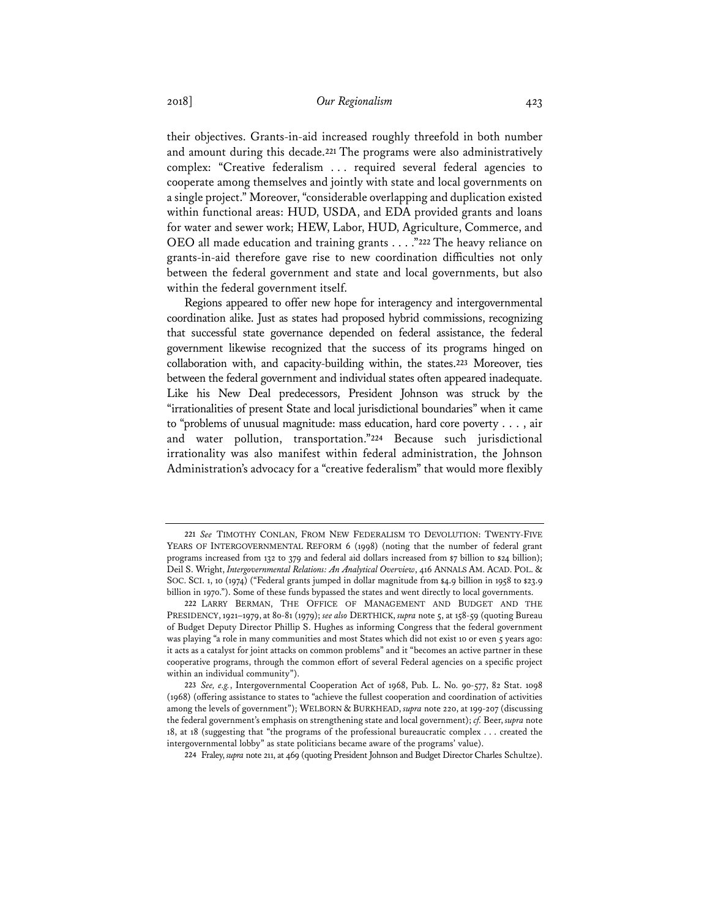their objectives. Grants-in-aid increased roughly threefold in both number and amount during this decade.[221] The programs were also administratively complex: "Creative federalism . . . required several federal agencies to cooperate among themselves and jointly with state and local governments on a single project." Moreover, "considerable overlapping and duplication existed within functional areas: HUD, USDA, and EDA provided grants and loans for water and sewer work; HEW, Labor, HUD, Agriculture, Commerce, and OEO all made education and training grants . . . ."[222] The heavy reliance on grants-in-aid therefore gave rise to new coordination difficulties not only between the federal government and state and local governments, but also within the federal government itself.

Regions appeared to offer new hope for interagency and intergovernmental coordination alike. Just as states had proposed hybrid commissions, recognizing that successful state governance depended on federal assistance, the federal government likewise recognized that the success of its programs hinged on collaboration with, and capacity-building within, the states.[223] Moreover, ties between the federal government and individual states often appeared inadequate. Like his New Deal predecessors, President Johnson was struck by the "irrationalities of present State and local jurisdictional boundaries" when it came to "problems of unusual magnitude: mass education, hard core poverty . . . , air and water pollution, transportation."[224] Because such jurisdictional irrationality was also manifest within federal administration, the Johnson Administration's advocacy for a "creative federalism" that would more flexibly

---

221 *See* TIMOTHY CONLAN, FROM NEW FEDERALISM TO DEVOLUTION: TWENTY-FIVE YEARS OF INTERGOVERNMENTAL REFORM 6 (1998) (noting that the number of federal grant programs increased from 132 to 379 and federal aid dollars increased from $7 billion to $24 billion); Deil S. Wright, *Intergovernmental Relations: An Analytical Overview*, 416 ANNALS AM. ACAD. POL. & SOC. SCI. 1, 10 (1974) ("Federal grants jumped in dollar magnitude from $4.9 billion in 1958 to $23.9 billion in 1970."). Some of these funds bypassed the states and went directly to local governments.

222 LARRY BERMAN, THE OFFICE OF MANAGEMENT AND BUDGET AND THE PRESIDENCY, 1921–1979, at 80-81 (1979); *see also* DERTHICK, *supra* note 5, at 158-59 (quoting Bureau of Budget Deputy Director Phillip S. Hughes as informing Congress that the federal government was playing "a role in many communities and most States which did not exist 10 or even 5 years ago: it acts as a catalyst for joint attacks on common problems" and it "becomes an active partner in these cooperative programs, through the common effort of several Federal agencies on a specific project within an individual community").

223 *See, e.g.*, Intergovernmental Cooperation Act of 1968, Pub. L. No. 90-577, 82 Stat. 1098 (1968) (offering assistance to states to "achieve the fullest cooperation and coordination of activities among the levels of government"); WELBORN & BURKHEAD, *supra* note 220, at 199-207 (discussing the federal government's emphasis on strengthening state and local government); *cf.* Beer, *supra* note 18, at 18 (suggesting that "the programs of the professional bureaucratic complex . . . created the intergovernmental lobby" as state politicians became aware of the programs' value).

224 Fraley, *supra* note 211, at 469 (quoting President Johnson and Budget Director Charles Schultze).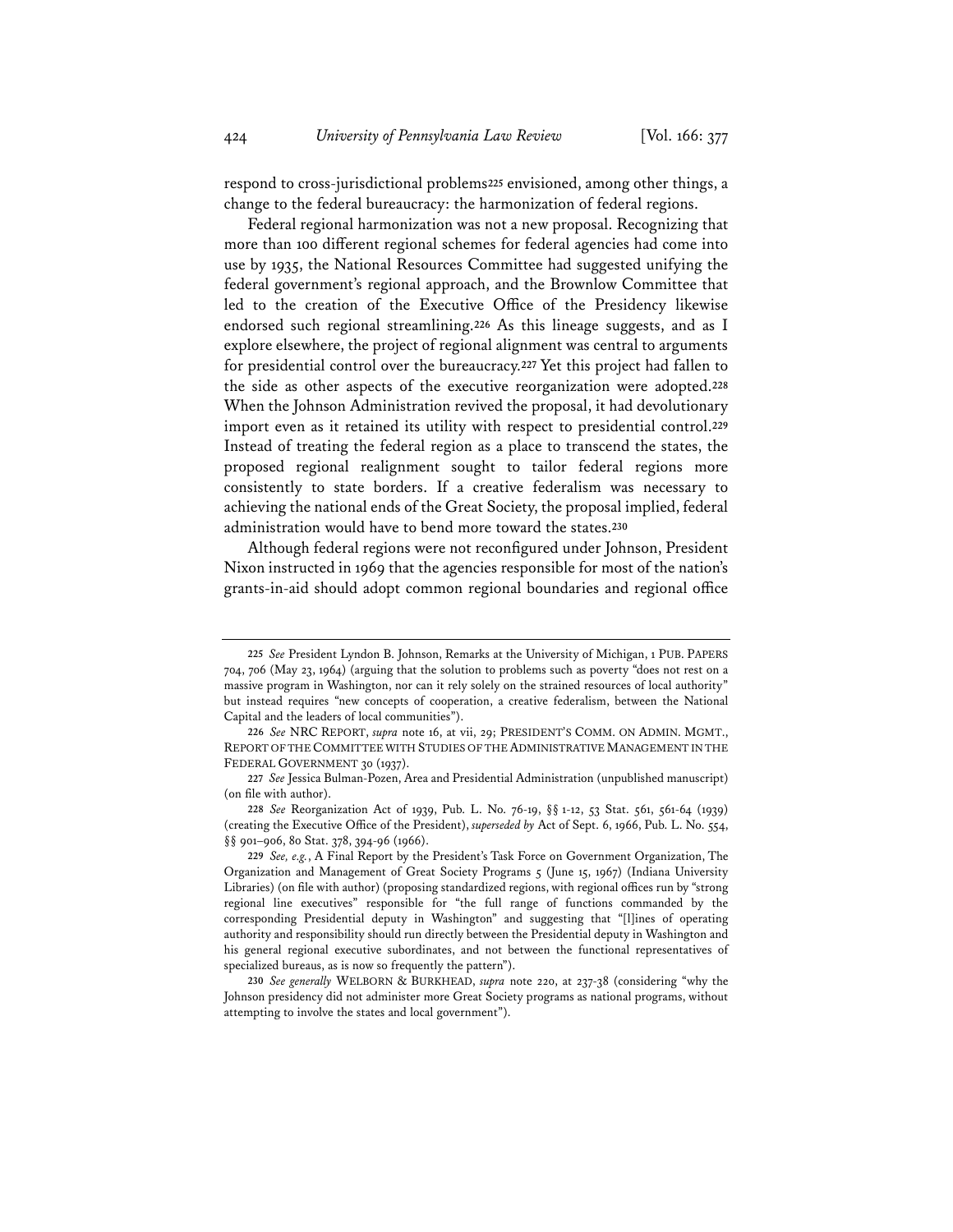respond to cross-jurisdictional problems[225] envisioned, among other things, a change to the federal bureaucracy: the harmonization of federal regions.

Federal regional harmonization was not a new proposal. Recognizing that more than 100 different regional schemes for federal agencies had come into use by 1935, the National Resources Committee had suggested unifying the federal government's regional approach, and the Brownlow Committee that led to the creation of the Executive Office of the Presidency likewise endorsed such regional streamlining.[226] As this lineage suggests, and as I explore elsewhere, the project of regional alignment was central to arguments for presidential control over the bureaucracy.[227] Yet this project had fallen to the side as other aspects of the executive reorganization were adopted.[228] When the Johnson Administration revived the proposal, it had devolutionary import even as it retained its utility with respect to presidential control.[229] Instead of treating the federal region as a place to transcend the states, the proposed regional realignment sought to tailor federal regions more consistently to state borders. If a creative federalism was necessary to achieving the national ends of the Great Society, the proposal implied, federal administration would have to bend more toward the states.[230]

Although federal regions were not reconfigured under Johnson, President Nixon instructed in 1969 that the agencies responsible for most of the nation's grants-in-aid should adopt common regional boundaries and regional office

---

225 *See* President Lyndon B. Johnson, Remarks at the University of Michigan, 1 PUB. PAPERS 704, 706 (May 23, 1964) (arguing that the solution to problems such as poverty "does not rest on a massive program in Washington, nor can it rely solely on the strained resources of local authority" but instead requires "new concepts of cooperation, a creative federalism, between the National Capital and the leaders of local communities").

226 *See* NRC REPORT, *supra* note 16, at vii, 29; PRESIDENT'S COMM. ON ADMIN. MGMT., REPORT OF THE COMMITTEE WITH STUDIES OF THE ADMINISTRATIVE MANAGEMENT IN THE FEDERAL GOVERNMENT 30 (1937).

227 *See* Jessica Bulman-Pozen, Area and Presidential Administration (unpublished manuscript) (on file with author).

228 *See* Reorganization Act of 1939, Pub. L. No. 76-19, §§ 1-12, 53 Stat. 561, 561-64 (1939) (creating the Executive Office of the President), *superseded by* Act of Sept. 6, 1966, Pub. L. No. 554, §§ 901–906, 80 Stat. 378, 394-96 (1966).

229 *See, e.g.*, A Final Report by the President's Task Force on Government Organization, The Organization and Management of Great Society Programs 5 (June 15, 1967) (Indiana University Libraries) (on file with author) (proposing standardized regions, with regional offices run by "strong regional line executives" responsible for "the full range of functions commanded by the corresponding Presidential deputy in Washington" and suggesting that "[l]ines of operating authority and responsibility should run directly between the Presidential deputy in Washington and his general regional executive subordinates, and not between the functional representatives of specialized bureaus, as is now so frequently the pattern").

230 *See generally* WELBORN & BURKHEAD, *supra* note 220, at 237-38 (considering "why the Johnson presidency did not administer more Great Society programs as national programs, without attempting to involve the states and local government").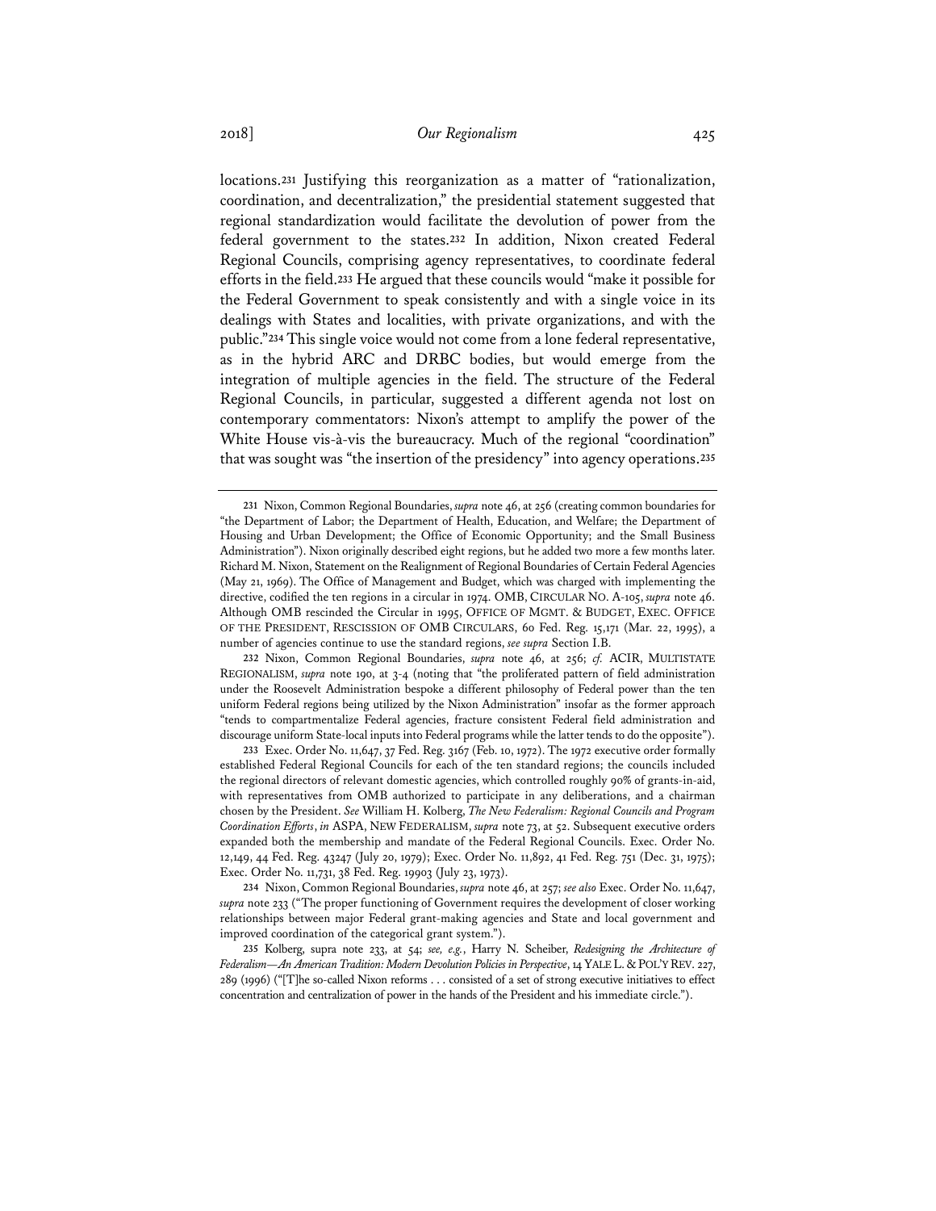locations.[231] Justifying this reorganization as a matter of "rationalization, coordination, and decentralization," the presidential statement suggested that regional standardization would facilitate the devolution of power from the federal government to the states.[232] In addition, Nixon created Federal Regional Councils, comprising agency representatives, to coordinate federal efforts in the field.[233] He argued that these councils would "make it possible for the Federal Government to speak consistently and with a single voice in its dealings with States and localities, with private organizations, and with the public."[234] This single voice would not come from a lone federal representative, as in the hybrid ARC and DRBC bodies, but would emerge from the integration of multiple agencies in the field. The structure of the Federal Regional Councils, in particular, suggested a different agenda not lost on contemporary commentators: Nixon's attempt to amplify the power of the White House vis-à-vis the bureaucracy. Much of the regional "coordination" that was sought was "the insertion of the presidency" into agency operations.[235]

---

[231] Nixon, Common Regional Boundaries, *supra* note 46, at 256 (creating common boundaries for "the Department of Labor; the Department of Health, Education, and Welfare; the Department of Housing and Urban Development; the Office of Economic Opportunity; and the Small Business Administration"). Nixon originally described eight regions, but he added two more a few months later. Richard M. Nixon, Statement on the Realignment of Regional Boundaries of Certain Federal Agencies (May 21, 1969). The Office of Management and Budget, which was charged with implementing the directive, codified the ten regions in a circular in 1974. OMB, CIRCULAR NO. A-105, *supra* note 46. Although OMB rescinded the Circular in 1995, OFFICE OF MGMT. & BUDGET, EXEC. OFFICE OF THE PRESIDENT, RESCISSION OF OMB CIRCULARS, 60 Fed. Reg. 15,171 (Mar. 22, 1995), a number of agencies continue to use the standard regions, *see supra* Section I.B.

[232] Nixon, Common Regional Boundaries, *supra* note 46, at 256; *cf.* ACIR, MULTISTATE REGIONALISM, *supra* note 190, at 3-4 (noting that "the proliferated pattern of field administration under the Roosevelt Administration bespoke a different philosophy of Federal power than the ten uniform Federal regions being utilized by the Nixon Administration" insofar as the former approach "tends to compartmentalize Federal agencies, fracture consistent Federal field administration and discourage uniform State-local inputs into Federal programs while the latter tends to do the opposite").

[233] Exec. Order No. 11,647, 37 Fed. Reg. 3167 (Feb. 10, 1972). The 1972 executive order formally established Federal Regional Councils for each of the ten standard regions; the councils included the regional directors of relevant domestic agencies, which controlled roughly 90% of grants-in-aid, with representatives from OMB authorized to participate in any deliberations, and a chairman chosen by the President. *See* William H. Kolberg, *The New Federalism: Regional Councils and Program Coordination Efforts*, *in* ASPA, NEW FEDERALISM, *supra* note 73, at 52. Subsequent executive orders expanded both the membership and mandate of the Federal Regional Councils. Exec. Order No. 12,149, 44 Fed. Reg. 43247 (July 20, 1979); Exec. Order No. 11,892, 41 Fed. Reg. 751 (Dec. 31, 1975); Exec. Order No. 11,731, 38 Fed. Reg. 19903 (July 23, 1973).

[234] Nixon, Common Regional Boundaries, *supra* note 46, at 257; *see also* Exec. Order No. 11,647, *supra* note 233 ("The proper functioning of Government requires the development of closer working relationships between major Federal grant-making agencies and State and local government and improved coordination of the categorical grant system.").

[235] Kolberg, supra note 233, at 54; *see, e.g.*, Harry N. Scheiber, *Redesigning the Architecture of Federalism—An American Tradition: Modern Devolution Policies in Perspective*, 14 YALE L. & POL'Y REV. 227, 289 (1996) ("[T]he so-called Nixon reforms . . . consisted of a set of strong executive initiatives to effect concentration and centralization of power in the hands of the President and his immediate circle.").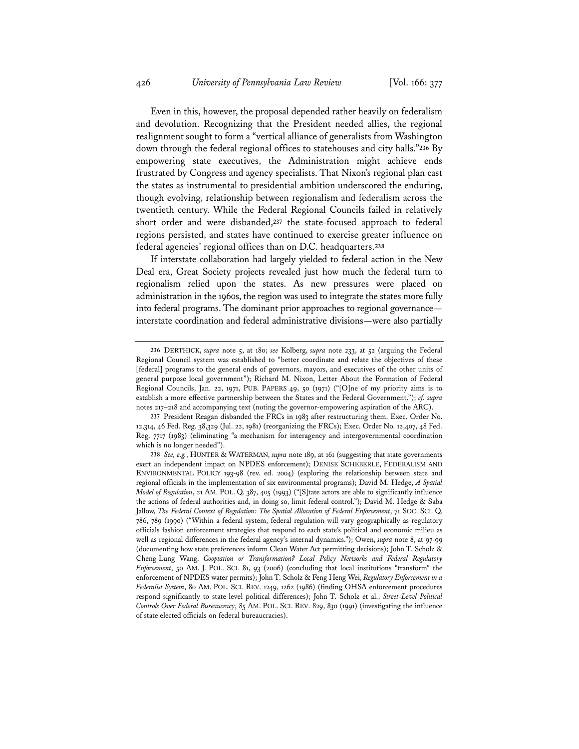Even in this, however, the proposal depended rather heavily on federalism and devolution. Recognizing that the President needed allies, the regional realignment sought to form a "vertical alliance of generalists from Washington down through the federal regional offices to statehouses and city halls."[236] By empowering state executives, the Administration might achieve ends frustrated by Congress and agency specialists. That Nixon's regional plan cast the states as instrumental to presidential ambition underscored the enduring, though evolving, relationship between regionalism and federalism across the twentieth century. While the Federal Regional Councils failed in relatively short order and were disbanded,[237] the state-focused approach to federal regions persisted, and states have continued to exercise greater influence on federal agencies' regional offices than on D.C. headquarters.[238]

If interstate collaboration had largely yielded to federal action in the New Deal era, Great Society projects revealed just how much the federal turn to regionalism relied upon the states. As new pressures were placed on administration in the 1960s, the region was used to integrate the states more fully into federal programs. The dominant prior approaches to regional governance—interstate coordination and federal administrative divisions—were also partially

---

236 DERTHICK, *supra* note 5, at 180; *see* Kolberg, *supra* note 233, at 52 (arguing the Federal Regional Council system was established to "better coordinate and relate the objectives of these [federal] programs to the general ends of governors, mayors, and executives of the other units of general purpose local government"); Richard M. Nixon, Letter About the Formation of Federal Regional Councils, Jan. 22, 1971, PUB. PAPERS 49, 50 (1971) ("[O]ne of my priority aims is to establish a more effective partnership between the States and the Federal Government."); *cf. supra* notes 217–218 and accompanying text (noting the governor-empowering aspiration of the ARC).

237 President Reagan disbanded the FRCs in 1983 after restructuring them. Exec. Order No. 12,314, 46 Fed. Reg. 38,329 (Jul. 22, 1981) (reorganizing the FRCs); Exec. Order No. 12,407, 48 Fed. Reg. 7717 (1983) (eliminating "a mechanism for interagency and intergovernmental coordination which is no longer needed").

238 *See, e.g.*, HUNTER & WATERMAN, *supra* note 189, at 161 (suggesting that state governments exert an independent impact on NPDES enforcement); DENISE SCHEBERLE, FEDERALISM AND ENVIRONMENTAL POLICY 193-98 (rev. ed. 2004) (exploring the relationship between state and regional officials in the implementation of six environmental programs); David M. Hedge, *A Spatial Model of Regulation*, 21 AM. POL. Q. 387, 405 (1993) ("[S]tate actors are able to significantly influence the actions of federal authorities and, in doing so, limit federal control."); David M. Hedge & Saba Jallow, *The Federal Context of Regulation: The Spatial Allocation of Federal Enforcement*, 71 SOC. SCI. Q. 786, 789 (1990) ("Within a federal system, federal regulation will vary geographically as regulatory officials fashion enforcement strategies that respond to each state's political and economic milieu as well as regional differences in the federal agency's internal dynamics."); Owen, *supra* note 8, at 97-99 (documenting how state preferences inform Clean Water Act permitting decisions); John T. Scholz & Cheng-Lung Wang, *Cooptation or Transformation? Local Policy Networks and Federal Regulatory Enforcement*, 50 AM. J. POL. SCI. 81, 93 (2006) (concluding that local institutions "transform" the enforcement of NPDES water permits); John T. Scholz & Feng Heng Wei, *Regulatory Enforcement in a Federalist System*, 80 AM. POL. SCI. REV. 1249, 1262 (1986) (finding OHSA enforcement procedures respond significantly to state-level political differences); John T. Scholz et al., *Street-Level Political Controls Over Federal Bureaucracy*, 85 AM. POL. SCI. REV. 829, 830 (1991) (investigating the influence of state elected officials on federal bureaucracies).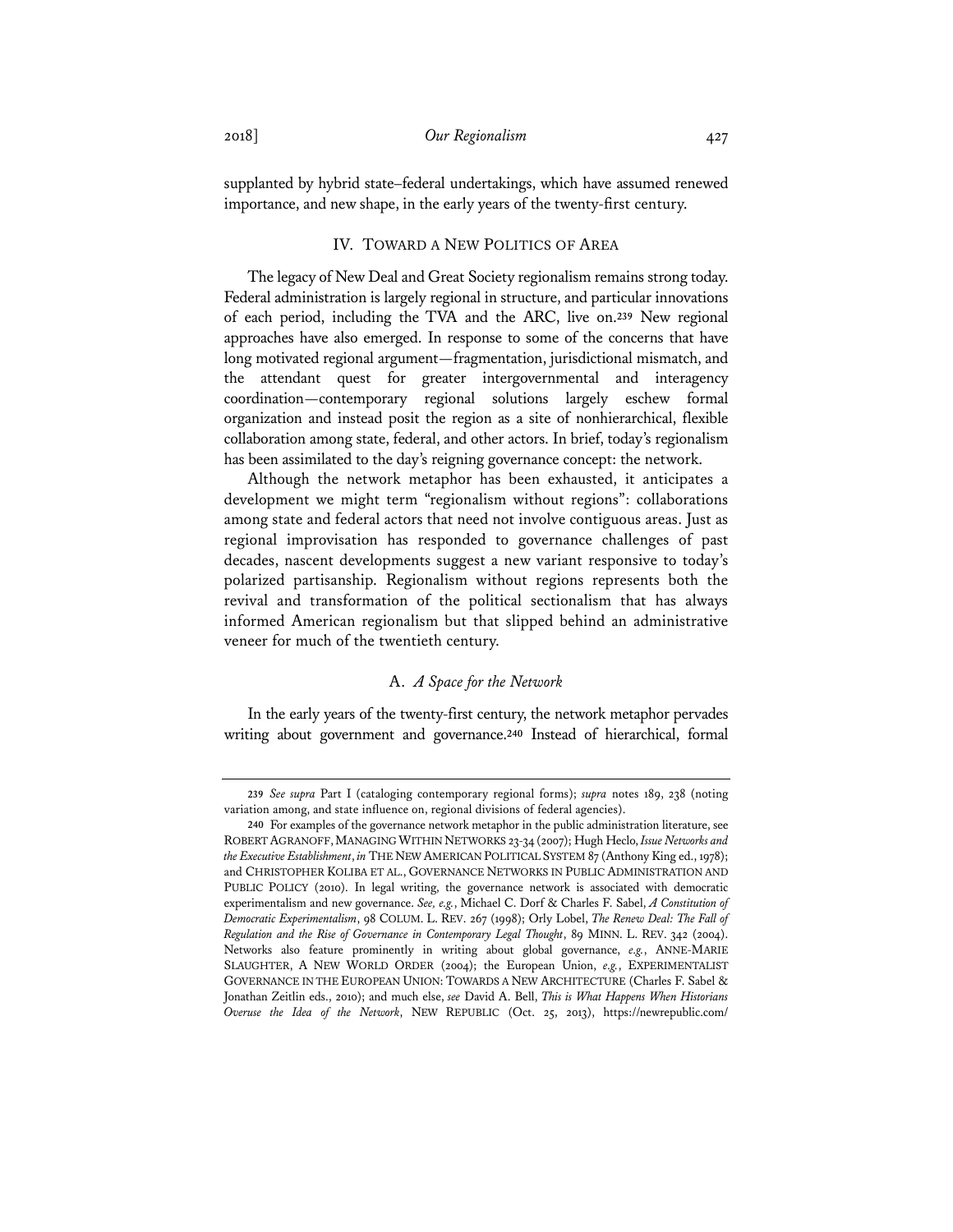supplanted by hybrid state–federal undertakings, which have assumed renewed importance, and new shape, in the early years of the twenty-first century.

## IV. TOWARD A NEW POLITICS OF AREA

The legacy of New Deal and Great Society regionalism remains strong today. Federal administration is largely regional in structure, and particular innovations of each period, including the TVA and the ARC, live on.[239] New regional approaches have also emerged. In response to some of the concerns that have long motivated regional argument—fragmentation, jurisdictional mismatch, and the attendant quest for greater intergovernmental and interagency coordination—contemporary regional solutions largely eschew formal organization and instead posit the region as a site of nonhierarchical, flexible collaboration among state, federal, and other actors. In brief, today's regionalism has been assimilated to the day's reigning governance concept: the network.

Although the network metaphor has been exhausted, it anticipates a development we might term "regionalism without regions": collaborations among state and federal actors that need not involve contiguous areas. Just as regional improvisation has responded to governance challenges of past decades, nascent developments suggest a new variant responsive to today's polarized partisanship. Regionalism without regions represents both the revival and transformation of the political sectionalism that has always informed American regionalism but that slipped behind an administrative veneer for much of the twentieth century.

### A. *A Space for the Network*

In the early years of the twenty-first century, the network metaphor pervades writing about government and governance.[240] Instead of hierarchical, formal

---

239 *See supra* Part I (cataloging contemporary regional forms); *supra* notes 189, 238 (noting variation among, and state influence on, regional divisions of federal agencies).

240 For examples of the governance network metaphor in the public administration literature, see ROBERT AGRANOFF, MANAGING WITHIN NETWORKS 23-34 (2007); Hugh Heclo, *Issue Networks and the Executive Establishment*, *in* THE NEW AMERICAN POLITICAL SYSTEM 87 (Anthony King ed., 1978); and CHRISTOPHER KOLIBA ET AL., GOVERNANCE NETWORKS IN PUBLIC ADMINISTRATION AND PUBLIC POLICY (2010). In legal writing, the governance network is associated with democratic experimentalism and new governance. *See, e.g.*, Michael C. Dorf & Charles F. Sabel, *A Constitution of Democratic Experimentalism*, 98 COLUM. L. REV. 267 (1998); Orly Lobel, *The Renew Deal: The Fall of Regulation and the Rise of Governance in Contemporary Legal Thought*, 89 MINN. L. REV. 342 (2004). Networks also feature prominently in writing about global governance, *e.g.*, ANNE-MARIE SLAUGHTER, A NEW WORLD ORDER (2004); the European Union, *e.g.*, EXPERIMENTALIST GOVERNANCE IN THE EUROPEAN UNION: TOWARDS A NEW ARCHITECTURE (Charles F. Sabel & Jonathan Zeitlin eds., 2010); and much else, *see* David A. Bell, *This is What Happens When Historians Overuse the Idea of the Network*, NEW REPUBLIC (Oct. 25, 2013), https://newrepublic.com/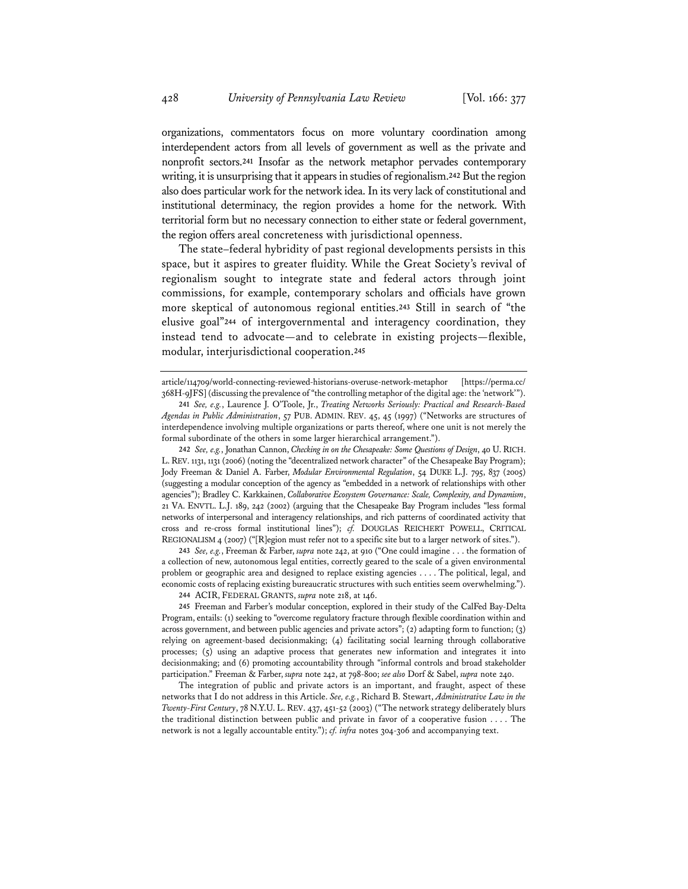organizations, commentators focus on more voluntary coordination among interdependent actors from all levels of government as well as the private and nonprofit sectors.[241] Insofar as the network metaphor pervades contemporary writing, it is unsurprising that it appears in studies of regionalism.[242] But the region also does particular work for the network idea. In its very lack of constitutional and institutional determinacy, the region provides a home for the network. With territorial form but no necessary connection to either state or federal government, the region offers areal concreteness with jurisdictional openness.

The state–federal hybridity of past regional developments persists in this space, but it aspires to greater fluidity. While the Great Society's revival of regionalism sought to integrate state and federal actors through joint commissions, for example, contemporary scholars and officials have grown more skeptical of autonomous regional entities.[243] Still in search of "the elusive goal"[244] of intergovernmental and interagency coordination, they instead tend to advocate—and to celebrate in existing projects—flexible, modular, interjurisdictional cooperation.[245]

---

article/114709/world-connecting-reviewed-historians-overuse-network-metaphor [https://perma.cc/368H-9JFS] (discussing the prevalence of "the controlling metaphor of the digital age: the 'network'").

241 *See, e.g.*, Laurence J. O'Toole, Jr., *Treating Networks Seriously: Practical and Research-Based Agendas in Public Administration*, 57 PUB. ADMIN. REV. 45, 45 (1997) ("Networks are structures of interdependence involving multiple organizations or parts thereof, where one unit is not merely the formal subordinate of the others in some larger hierarchical arrangement.").

242 *See, e.g.*, Jonathan Cannon, *Checking in on the Chesapeake: Some Questions of Design*, 40 U. RICH. L. REV. 1131, 1131 (2006) (noting the "decentralized network character" of the Chesapeake Bay Program); Jody Freeman & Daniel A. Farber, *Modular Environmental Regulation*, 54 DUKE L.J. 795, 837 (2005) (suggesting a modular conception of the agency as "embedded in a network of relationships with other agencies"); Bradley C. Karkkainen, *Collaborative Ecosystem Governance: Scale, Complexity, and Dynamism*, 21 VA. ENVTL. L.J. 189, 242 (2002) (arguing that the Chesapeake Bay Program includes "less formal networks of interpersonal and interagency relationships, and rich patterns of coordinated activity that cross and re-cross formal institutional lines"); *cf.* DOUGLAS REICHERT POWELL, CRITICAL REGIONALISM 4 (2007) ("[R]egion must refer not to a specific site but to a larger network of sites.").

243 *See, e.g.*, Freeman & Farber, *supra* note 242, at 910 ("One could imagine . . . the formation of a collection of new, autonomous legal entities, correctly geared to the scale of a given environmental problem or geographic area and designed to replace existing agencies . . . . The political, legal, and economic costs of replacing existing bureaucratic structures with such entities seem overwhelming.").

244 ACIR, FEDERAL GRANTS, *supra* note 218, at 146.

245 Freeman and Farber's modular conception, explored in their study of the CalFed Bay-Delta Program, entails: (1) seeking to "overcome regulatory fracture through flexible coordination within and across government, and between public agencies and private actors"; (2) adapting form to function; (3) relying on agreement-based decisionmaking; (4) facilitating social learning through collaborative processes; (5) using an adaptive process that generates new information and integrates it into decisionmaking; and (6) promoting accountability through "informal controls and broad stakeholder participation." Freeman & Farber, *supra* note 242, at 798-800; *see also* Dorf & Sabel, *supra* note 240.

The integration of public and private actors is an important, and fraught, aspect of these networks that I do not address in this Article. *See, e.g.*, Richard B. Stewart, *Administrative Law in the Twenty-First Century*, 78 N.Y.U. L. REV. 437, 451-52 (2003) ("The network strategy deliberately blurs the traditional distinction between public and private in favor of a cooperative fusion . . . . The network is not a legally accountable entity."); *cf. infra* notes 304-306 and accompanying text.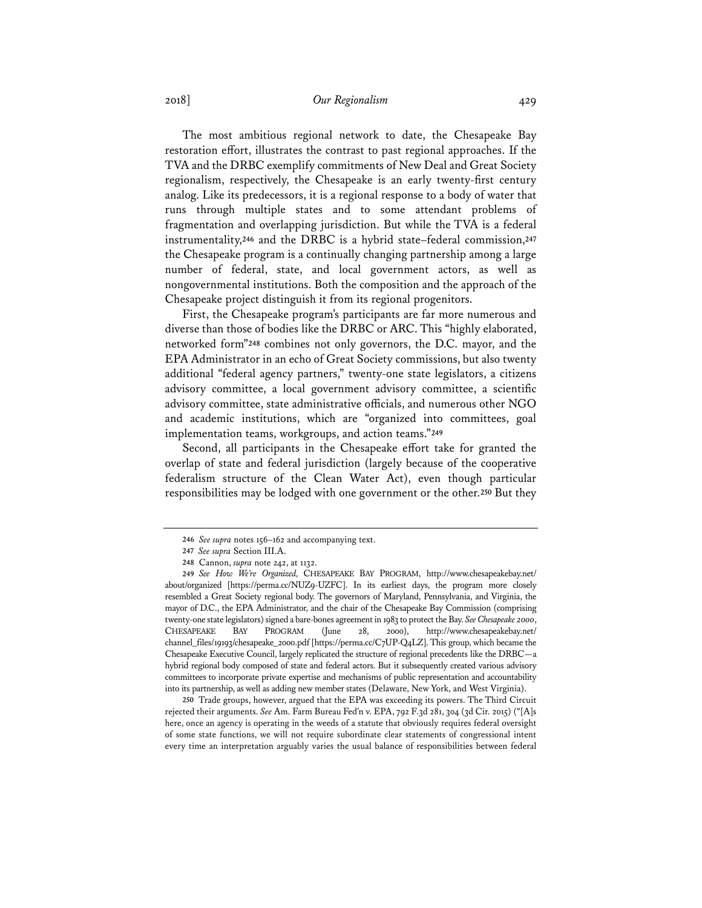The most ambitious regional network to date, the Chesapeake Bay restoration effort, illustrates the contrast to past regional approaches. If the TVA and the DRBC exemplify commitments of New Deal and Great Society regionalism, respectively, the Chesapeake is an early twenty-first century analog. Like its predecessors, it is a regional response to a body of water that runs through multiple states and to some attendant problems of fragmentation and overlapping jurisdiction. But while the TVA is a federal instrumentality,[246] and the DRBC is a hybrid state–federal commission,[247] the Chesapeake program is a continually changing partnership among a large number of federal, state, and local government actors, as well as nongovernmental institutions. Both the composition and the approach of the Chesapeake project distinguish it from its regional progenitors.

First, the Chesapeake program's participants are far more numerous and diverse than those of bodies like the DRBC or ARC. This "highly elaborated, networked form"[248] combines not only governors, the D.C. mayor, and the EPA Administrator in an echo of Great Society commissions, but also twenty additional "federal agency partners," twenty-one state legislators, a citizens advisory committee, a local government advisory committee, a scientific advisory committee, state administrative officials, and numerous other NGO and academic institutions, which are "organized into committees, goal implementation teams, workgroups, and action teams."[249]

Second, all participants in the Chesapeake effort take for granted the overlap of state and federal jurisdiction (largely because of the cooperative federalism structure of the Clean Water Act), even though particular responsibilities may be lodged with one government or the other.[250] But they

---

246 *See supra* notes 156–162 and accompanying text.

247 *See supra* Section III.A.

248 Cannon, *supra* note 242, at 1132.

249 *See How We're Organized*, CHESAPEAKE BAY PROGRAM, http://www.chesapeakebay.net/about/organized [https://perma.cc/NUZ9-UZFC]. In its earliest days, the program more closely resembled a Great Society regional body. The governors of Maryland, Pennsylvania, and Virginia, the mayor of D.C., the EPA Administrator, and the chair of the Chesapeake Bay Commission (comprising twenty-one state legislators) signed a bare-bones agreement in 1983 to protect the Bay. *See Chesapeake 2000*, CHESAPEAKE BAY PROGRAM (June 28, 2000), http://www.chesapeakebay.net/channel_files/19193/chesapeake_2000.pdf [https://perma.cc/C7UP-Q4LZ]. This group, which became the Chesapeake Executive Council, largely replicated the structure of regional precedents like the DRBC—a hybrid regional body composed of state and federal actors. But it subsequently created various advisory committees to incorporate private expertise and mechanisms of public representation and accountability into its partnership, as well as adding new member states (Delaware, New York, and West Virginia).

250 Trade groups, however, argued that the EPA was exceeding its powers. The Third Circuit rejected their arguments. *See* Am. Farm Bureau Fed'n v. EPA, 792 F.3d 281, 304 (3d Cir. 2015) ("[A]s here, once an agency is operating in the weeds of a statute that obviously requires federal oversight of some state functions, we will not require subordinate clear statements of congressional intent every time an interpretation arguably varies the usual balance of responsibilities between federal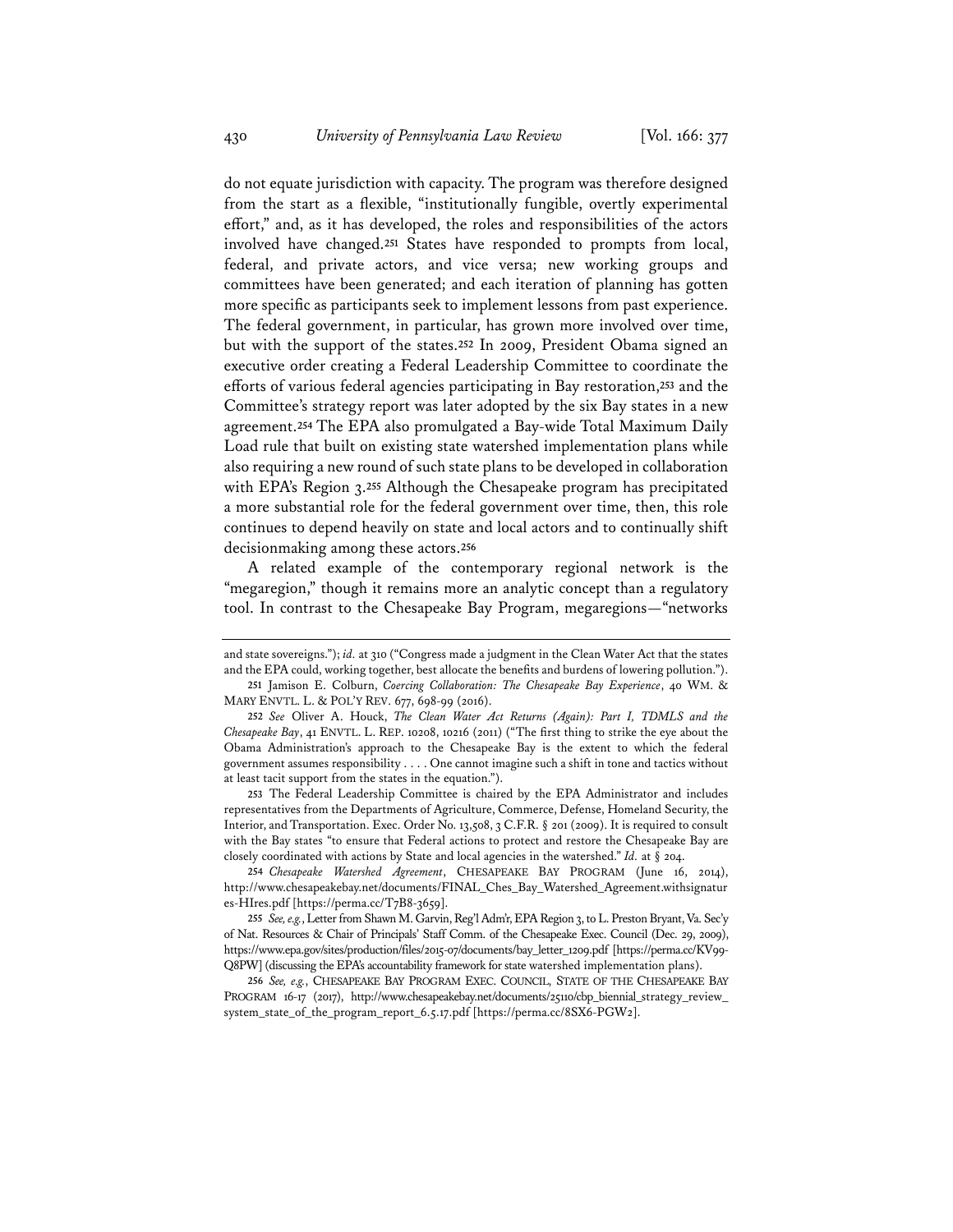do not equate jurisdiction with capacity. The program was therefore designed from the start as a flexible, "institutionally fungible, overtly experimental effort," and, as it has developed, the roles and responsibilities of the actors involved have changed.[251] States have responded to prompts from local, federal, and private actors, and vice versa; new working groups and committees have been generated; and each iteration of planning has gotten more specific as participants seek to implement lessons from past experience. The federal government, in particular, has grown more involved over time, but with the support of the states.[252] In 2009, President Obama signed an executive order creating a Federal Leadership Committee to coordinate the efforts of various federal agencies participating in Bay restoration,[253] and the Committee's strategy report was later adopted by the six Bay states in a new agreement.[254] The EPA also promulgated a Bay-wide Total Maximum Daily Load rule that built on existing state watershed implementation plans while also requiring a new round of such state plans to be developed in collaboration with EPA's Region 3.[255] Although the Chesapeake program has precipitated a more substantial role for the federal government over time, then, this role continues to depend heavily on state and local actors and to continually shift decisionmaking among these actors.[256]

A related example of the contemporary regional network is the "megaregion," though it remains more an analytic concept than a regulatory tool. In contrast to the Chesapeake Bay Program, megaregions—"networks

---

and state sovereigns."); *id.* at 310 ("Congress made a judgment in the Clean Water Act that the states and the EPA could, working together, best allocate the benefits and burdens of lowering pollution.").

251 Jamison E. Colburn, *Coercing Collaboration: The Chesapeake Bay Experience*, 40 WM. & MARY ENVTL. L. & POL'Y REV. 677, 698-99 (2016).

252 *See* Oliver A. Houck, *The Clean Water Act Returns (Again): Part I, TDMLS and the Chesapeake Bay*, 41 ENVTL. L. REP. 10208, 10216 (2011) ("The first thing to strike the eye about the Obama Administration's approach to the Chesapeake Bay is the extent to which the federal government assumes responsibility . . . . One cannot imagine such a shift in tone and tactics without at least tacit support from the states in the equation.").

253 The Federal Leadership Committee is chaired by the EPA Administrator and includes representatives from the Departments of Agriculture, Commerce, Defense, Homeland Security, the Interior, and Transportation. Exec. Order No. 13,508, 3 C.F.R. § 201 (2009). It is required to consult with the Bay states "to ensure that Federal actions to protect and restore the Chesapeake Bay are closely coordinated with actions by State and local agencies in the watershed." *Id.* at § 204.

254 *Chesapeake Watershed Agreement*, CHESAPEAKE BAY PROGRAM (June 16, 2014), http://www.chesapeakebay.net/documents/FINAL_Ches_Bay_Watershed_Agreement.withsignatures-HIres.pdf [https://perma.cc/T7B8-3659].

255 *See, e.g.*, Letter from Shawn M. Garvin, Reg'l Adm'r, EPA Region 3, to L. Preston Bryant, Va. Sec'y of Nat. Resources & Chair of Principals' Staff Comm. of the Chesapeake Exec. Council (Dec. 29, 2009), https://www.epa.gov/sites/production/files/2015-07/documents/bay_letter_1209.pdf [https://perma.cc/KV99-Q8PW] (discussing the EPA's accountability framework for state watershed implementation plans).

256 *See, e.g.*, CHESAPEAKE BAY PROGRAM EXEC. COUNCIL, STATE OF THE CHESAPEAKE BAY PROGRAM 16-17 (2017), http://www.chesapeakebay.net/documents/25110/cbp_biennial_strategy_review_system_state_of_the_program_report_6.5.17.pdf [https://perma.cc/8SX6-PGW2].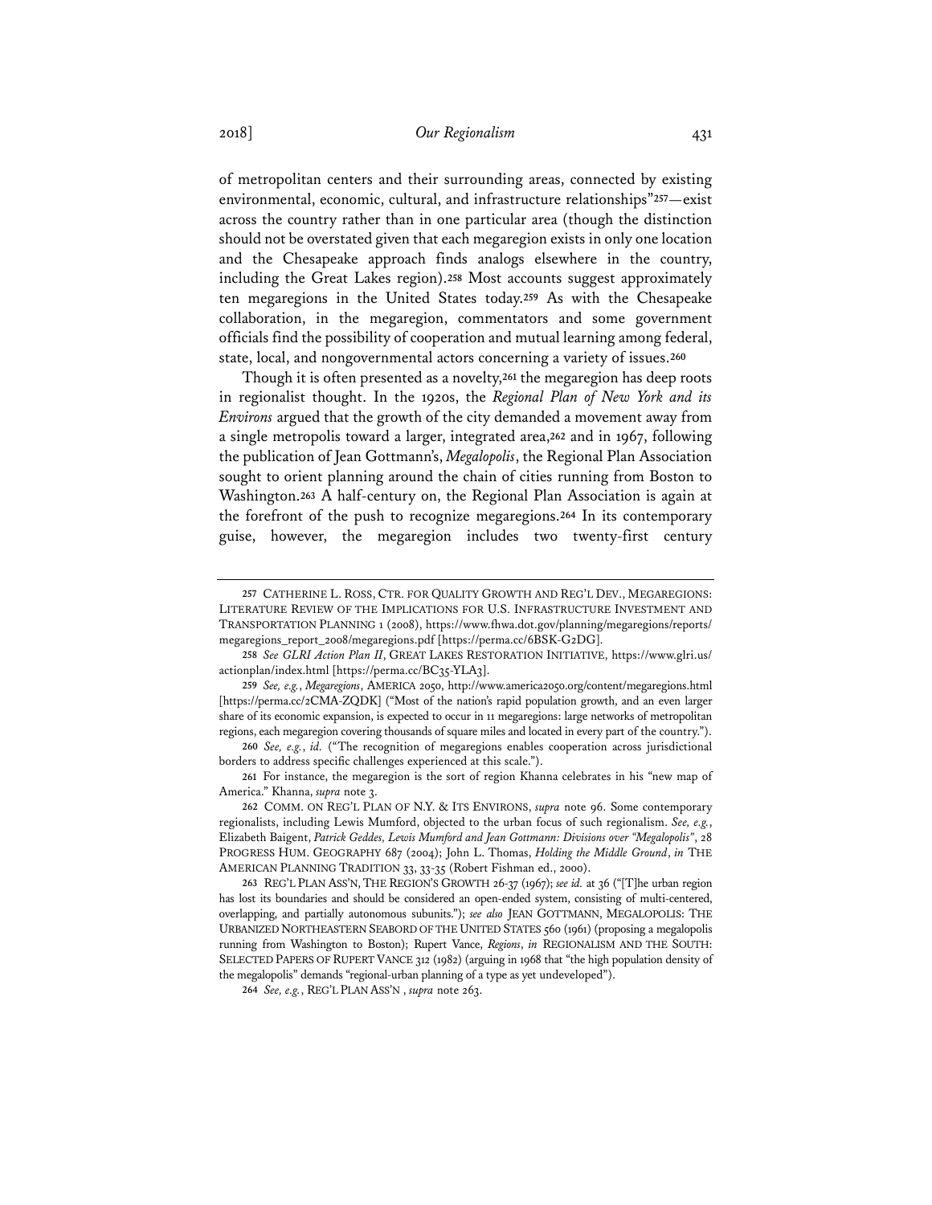of metropolitan centers and their surrounding areas, connected by existing environmental, economic, cultural, and infrastructure relationships"[257]—exist across the country rather than in one particular area (though the distinction should not be overstated given that each megaregion exists in only one location and the Chesapeake approach finds analogs elsewhere in the country, including the Great Lakes region).[258] Most accounts suggest approximately ten megaregions in the United States today.[259] As with the Chesapeake collaboration, in the megaregion, commentators and some government officials find the possibility of cooperation and mutual learning among federal, state, local, and nongovernmental actors concerning a variety of issues.[260]

Though it is often presented as a novelty,[261] the megaregion has deep roots in regionalist thought. In the 1920s, the *Regional Plan of New York and its Environs* argued that the growth of the city demanded a movement away from a single metropolis toward a larger, integrated area,[262] and in 1967, following the publication of Jean Gottmann's, *Megalopolis*, the Regional Plan Association sought to orient planning around the chain of cities running from Boston to Washington.[263] A half-century on, the Regional Plan Association is again at the forefront of the push to recognize megaregions.[264] In its contemporary guise, however, the megaregion includes two twenty-first century

---

257 CATHERINE L. ROSS, CTR. FOR QUALITY GROWTH AND REG'L DEV., MEGAREGIONS: LITERATURE REVIEW OF THE IMPLICATIONS FOR U.S. INFRASTRUCTURE INVESTMENT AND TRANSPORTATION PLANNING 1 (2008), https://www.fhwa.dot.gov/planning/megaregions/reports/megaregions_report_2008/megaregions.pdf [https://perma.cc/6BSK-G2DG].

258 *See GLRI Action Plan II*, GREAT LAKES RESTORATION INITIATIVE, https://www.glri.us/actionplan/index.html [https://perma.cc/BC35-YLA3].

259 *See, e.g.*, *Megaregions*, AMERICA 2050, http://www.america2050.org/content/megaregions.html [https://perma.cc/2CMA-ZQDK] ("Most of the nation's rapid population growth, and an even larger share of its economic expansion, is expected to occur in 11 megaregions: large networks of metropolitan regions, each megaregion covering thousands of square miles and located in every part of the country.").

260 *See, e.g.*, *id.* ("The recognition of megaregions enables cooperation across jurisdictional borders to address specific challenges experienced at this scale.").

261 For instance, the megaregion is the sort of region Khanna celebrates in his "new map of America." Khanna, *supra* note 3.

262 COMM. ON REG'L PLAN OF N.Y. & ITS ENVIRONS, *supra* note 96. Some contemporary regionalists, including Lewis Mumford, objected to the urban focus of such regionalism. *See, e.g.*, Elizabeth Baigent, *Patrick Geddes, Lewis Mumford and Jean Gottmann: Divisions over "Megalopolis"*, 28 PROGRESS HUM. GEOGRAPHY 687 (2004); John L. Thomas, *Holding the Middle Ground*, *in* THE AMERICAN PLANNING TRADITION 33, 33-35 (Robert Fishman ed., 2000).

263 REG'L PLAN ASS'N, THE REGION'S GROWTH 26-37 (1967); *see id.* at 36 ("[T]he urban region has lost its boundaries and should be considered an open-ended system, consisting of multi-centered, overlapping, and partially autonomous subunits."); *see also* JEAN GOTTMANN, MEGALOPOLIS: THE URBANIZED NORTHEASTERN SEABORD OF THE UNITED STATES 560 (1961) (proposing a megalopolis running from Washington to Boston); Rupert Vance, *Regions*, *in* REGIONALISM AND THE SOUTH: SELECTED PAPERS OF RUPERT VANCE 312 (1982) (arguing in 1968 that "the high population density of the megalopolis" demands "regional-urban planning of a type as yet undeveloped").

264 *See, e.g.*, REG'L PLAN ASS'N , *supra* note 263.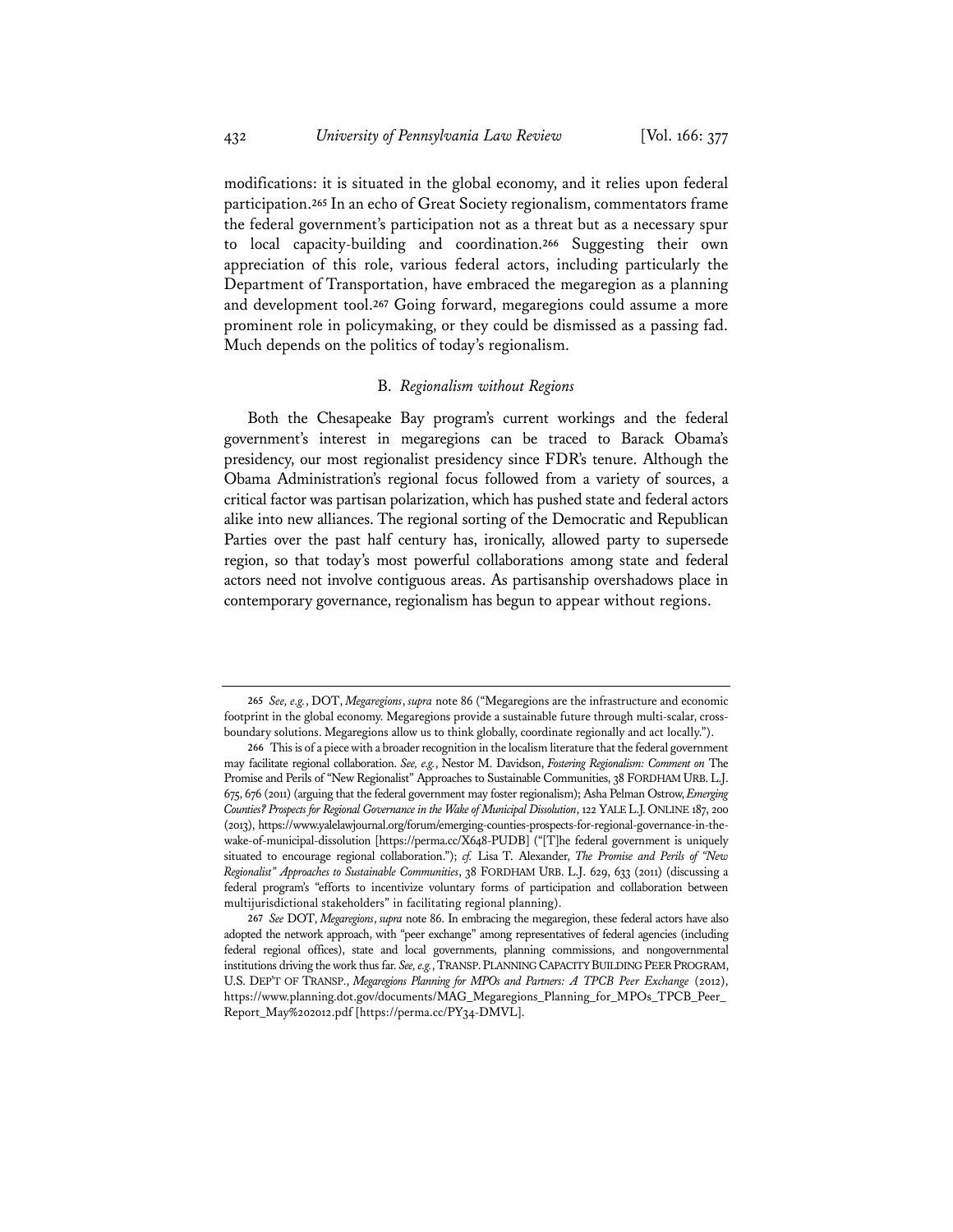modifications: it is situated in the global economy, and it relies upon federal participation.[265] In an echo of Great Society regionalism, commentators frame the federal government's participation not as a threat but as a necessary spur to local capacity-building and coordination.[266] Suggesting their own appreciation of this role, various federal actors, including particularly the Department of Transportation, have embraced the megaregion as a planning and development tool.[267] Going forward, megaregions could assume a more prominent role in policymaking, or they could be dismissed as a passing fad. Much depends on the politics of today's regionalism.

### B. *Regionalism without Regions*

Both the Chesapeake Bay program's current workings and the federal government's interest in megaregions can be traced to Barack Obama's presidency, our most regionalist presidency since FDR's tenure. Although the Obama Administration's regional focus followed from a variety of sources, a critical factor was partisan polarization, which has pushed state and federal actors alike into new alliances. The regional sorting of the Democratic and Republican Parties over the past half century has, ironically, allowed party to supersede region, so that today's most powerful collaborations among state and federal actors need not involve contiguous areas. As partisanship overshadows place in contemporary governance, regionalism has begun to appear without regions.

---

265 *See, e.g.*, DOT, *Megaregions*, *supra* note 86 ("Megaregions are the infrastructure and economic footprint in the global economy. Megaregions provide a sustainable future through multi-scalar, cross-boundary solutions. Megaregions allow us to think globally, coordinate regionally and act locally.").

266 This is of a piece with a broader recognition in the localism literature that the federal government may facilitate regional collaboration. *See, e.g.*, Nestor M. Davidson, *Fostering Regionalism: Comment on* The Promise and Perils of "New Regionalist" Approaches to Sustainable Communities, 38 FORDHAM URB. L.J. 675, 676 (2011) (arguing that the federal government may foster regionalism); Asha Pelman Ostrow, *Emerging Counties? Prospects for Regional Governance in the Wake of Municipal Dissolution*, 122 YALE L.J. ONLINE 187, 200 (2013), https://www.yalelawjournal.org/forum/emerging-counties-prospects-for-regional-governance-in-the-wake-of-municipal-dissolution [https://perma.cc/X648-PUDB] ("[T]he federal government is uniquely situated to encourage regional collaboration."); *cf.* Lisa T. Alexander, *The Promise and Perils of "New Regionalist" Approaches to Sustainable Communities*, 38 FORDHAM URB. L.J. 629, 633 (2011) (discussing a federal program's "efforts to incentivize voluntary forms of participation and collaboration between multijurisdictional stakeholders" in facilitating regional planning).

267 *See* DOT, *Megaregions*, *supra* note 86. In embracing the megaregion, these federal actors have also adopted the network approach, with "peer exchange" among representatives of federal agencies (including federal regional offices), state and local governments, planning commissions, and nongovernmental institutions driving the work thus far. *See, e.g.*, TRANSP. PLANNING CAPACITY BUILDING PEER PROGRAM, U.S. DEP'T OF TRANSP., *Megaregions Planning for MPOs and Partners: A TPCB Peer Exchange* (2012), https://www.planning.dot.gov/documents/MAG_Megaregions_Planning_for_MPOs_TPCB_Peer_Report_May%202012.pdf [https://perma.cc/PY34-DMVL].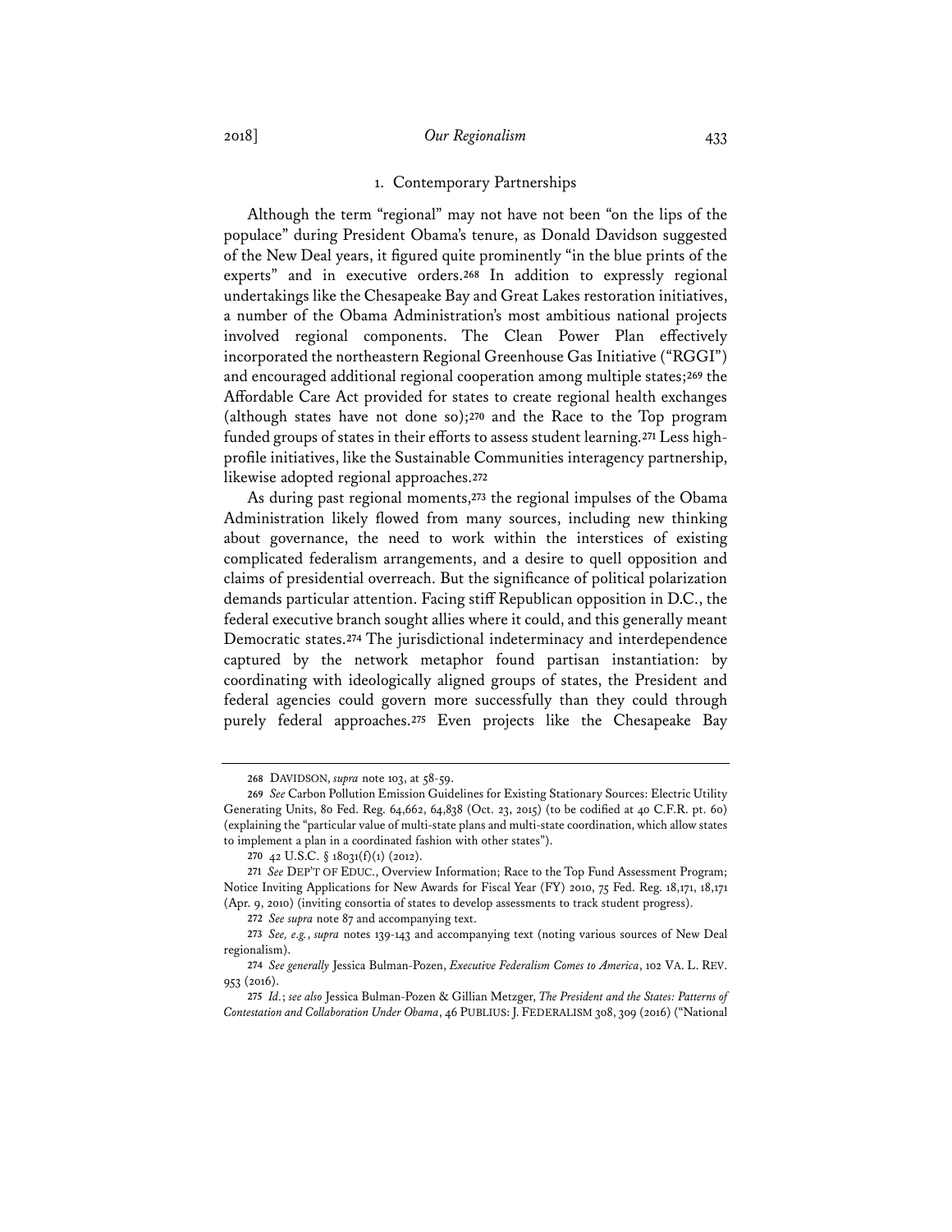### 1. Contemporary Partnerships

Although the term "regional" may not have not been "on the lips of the populace" during President Obama's tenure, as Donald Davidson suggested of the New Deal years, it figured quite prominently "in the blue prints of the experts" and in executive orders.[268] In addition to expressly regional undertakings like the Chesapeake Bay and Great Lakes restoration initiatives, a number of the Obama Administration's most ambitious national projects involved regional components. The Clean Power Plan effectively incorporated the northeastern Regional Greenhouse Gas Initiative ("RGGI") and encouraged additional regional cooperation among multiple states;[269] the Affordable Care Act provided for states to create regional health exchanges (although states have not done so);[270] and the Race to the Top program funded groups of states in their efforts to assess student learning.[271] Less high-profile initiatives, like the Sustainable Communities interagency partnership, likewise adopted regional approaches.[272]

As during past regional moments,[273] the regional impulses of the Obama Administration likely flowed from many sources, including new thinking about governance, the need to work within the interstices of existing complicated federalism arrangements, and a desire to quell opposition and claims of presidential overreach. But the significance of political polarization demands particular attention. Facing stiff Republican opposition in D.C., the federal executive branch sought allies where it could, and this generally meant Democratic states.[274] The jurisdictional indeterminacy and interdependence captured by the network metaphor found partisan instantiation: by coordinating with ideologically aligned groups of states, the President and federal agencies could govern more successfully than they could through purely federal approaches.[275] Even projects like the Chesapeake Bay

---

268 DAVIDSON, *supra* note 103, at 58-59.

269 *See* Carbon Pollution Emission Guidelines for Existing Stationary Sources: Electric Utility Generating Units, 80 Fed. Reg. 64,662, 64,838 (Oct. 23, 2015) (to be codified at 40 C.F.R. pt. 60) (explaining the "particular value of multi-state plans and multi-state coordination, which allow states to implement a plan in a coordinated fashion with other states").

270 42 U.S.C. § 18031(f)(1) (2012).

271 *See* DEP'T OF EDUC., Overview Information; Race to the Top Fund Assessment Program; Notice Inviting Applications for New Awards for Fiscal Year (FY) 2010, 75 Fed. Reg. 18,171, 18,171 (Apr. 9, 2010) (inviting consortia of states to develop assessments to track student progress).

272 *See supra* note 87 and accompanying text.

273 *See, e.g.*, *supra* notes 139-143 and accompanying text (noting various sources of New Deal regionalism).

274 *See generally* Jessica Bulman-Pozen, *Executive Federalism Comes to America*, 102 VA. L. REV. 953 (2016).

275 *Id.*; *see also* Jessica Bulman-Pozen & Gillian Metzger, *The President and the States: Patterns of Contestation and Collaboration Under Obama*, 46 PUBLIUS: J. FEDERALISM 308, 309 (2016) ("National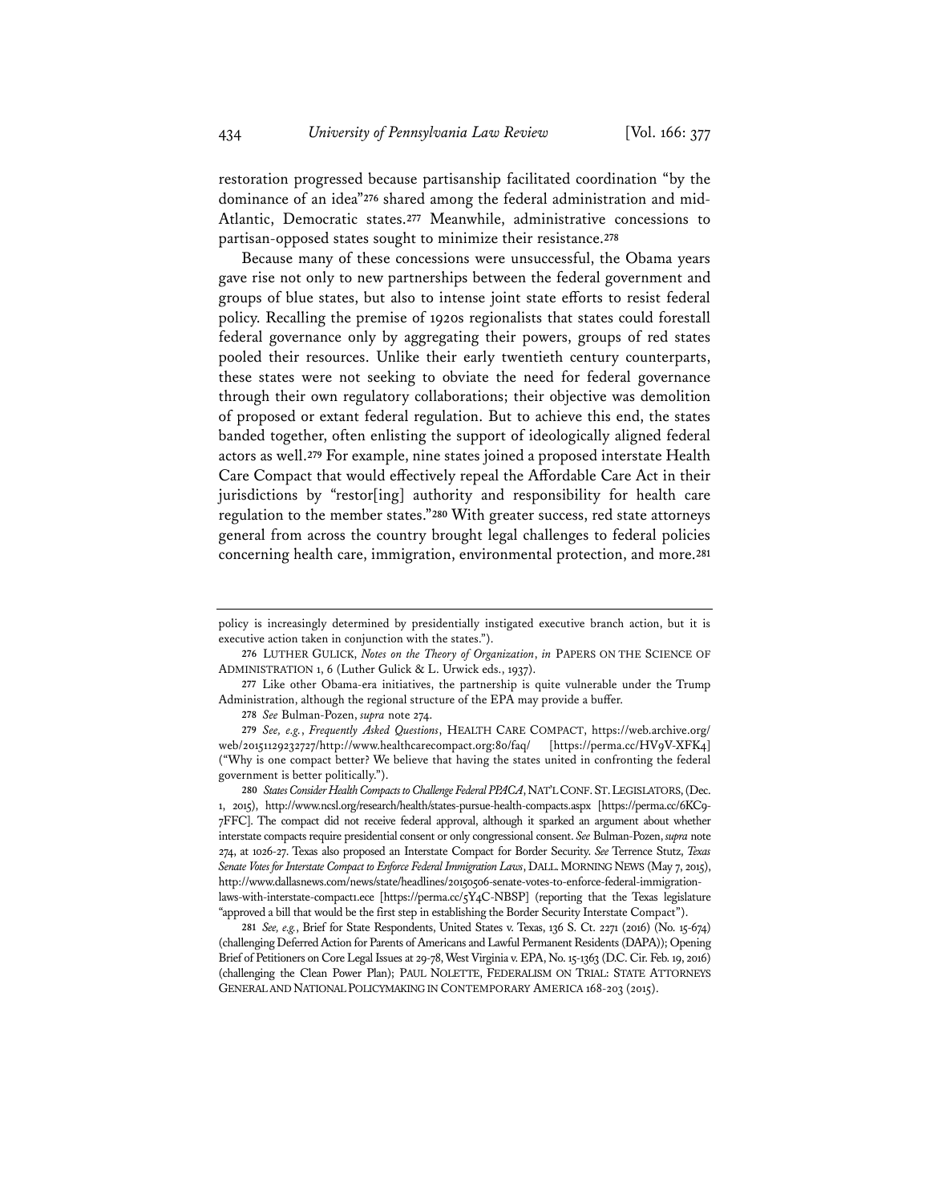restoration progressed because partisanship facilitated coordination "by the dominance of an idea"[276] shared among the federal administration and mid-Atlantic, Democratic states.[277] Meanwhile, administrative concessions to partisan-opposed states sought to minimize their resistance.[278]

Because many of these concessions were unsuccessful, the Obama years gave rise not only to new partnerships between the federal government and groups of blue states, but also to intense joint state efforts to resist federal policy. Recalling the premise of 1920s regionalists that states could forestall federal governance only by aggregating their powers, groups of red states pooled their resources. Unlike their early twentieth century counterparts, these states were not seeking to obviate the need for federal governance through their own regulatory collaborations; their objective was demolition of proposed or extant federal regulation. But to achieve this end, the states banded together, often enlisting the support of ideologically aligned federal actors as well.[279] For example, nine states joined a proposed interstate Health Care Compact that would effectively repeal the Affordable Care Act in their jurisdictions by "restor[ing] authority and responsibility for health care regulation to the member states."[280] With greater success, red state attorneys general from across the country brought legal challenges to federal policies concerning health care, immigration, environmental protection, and more.[281]

---

policy is increasingly determined by presidentially instigated executive branch action, but it is executive action taken in conjunction with the states.").

276 LUTHER GULICK, *Notes on the Theory of Organization*, *in* PAPERS ON THE SCIENCE OF ADMINISTRATION 1, 6 (Luther Gulick & L. Urwick eds., 1937).

277 Like other Obama-era initiatives, the partnership is quite vulnerable under the Trump Administration, although the regional structure of the EPA may provide a buffer.

278 *See* Bulman-Pozen, *supra* note 274.

279 *See, e.g.*, *Frequently Asked Questions*, HEALTH CARE COMPACT, https://web.archive.org/web/20151129232727/http://www.healthcarecompact.org:80/faq/ [https://perma.cc/HV9V-XFK4] ("Why is one compact better? We believe that having the states united in confronting the federal government is better politically.").

280 *States Consider Health Compacts to Challenge Federal PPACA*, NAT'L CONF. ST. LEGISLATORS, (Dec. 1, 2015), http://www.ncsl.org/research/health/states-pursue-health-compacts.aspx [https://perma.cc/6KC9-7FFC]. The compact did not receive federal approval, although it sparked an argument about whether interstate compacts require presidential consent or only congressional consent. *See* Bulman-Pozen, *supra* note 274, at 1026-27. Texas also proposed an Interstate Compact for Border Security. *See* Terrence Stutz, *Texas Senate Votes for Interstate Compact to Enforce Federal Immigration Laws*, DALL. MORNING NEWS (May 7, 2015), http://www.dallasnews.com/news/state/headlines/20150506-senate-votes-to-enforce-federal-immigration-laws-with-interstate-compact1.ece [https://perma.cc/5Y4C-NBSP] (reporting that the Texas legislature "approved a bill that would be the first step in establishing the Border Security Interstate Compact").

281 *See, e.g.*, Brief for State Respondents, United States v. Texas, 136 S. Ct. 2271 (2016) (No. 15-674) (challenging Deferred Action for Parents of Americans and Lawful Permanent Residents (DAPA)); Opening Brief of Petitioners on Core Legal Issues at 29-78, West Virginia v. EPA, No. 15-1363 (D.C. Cir. Feb. 19, 2016) (challenging the Clean Power Plan); PAUL NOLETTE, FEDERALISM ON TRIAL: STATE ATTORNEYS GENERAL AND NATIONAL POLICYMAKING IN CONTEMPORARY AMERICA 168-203 (2015).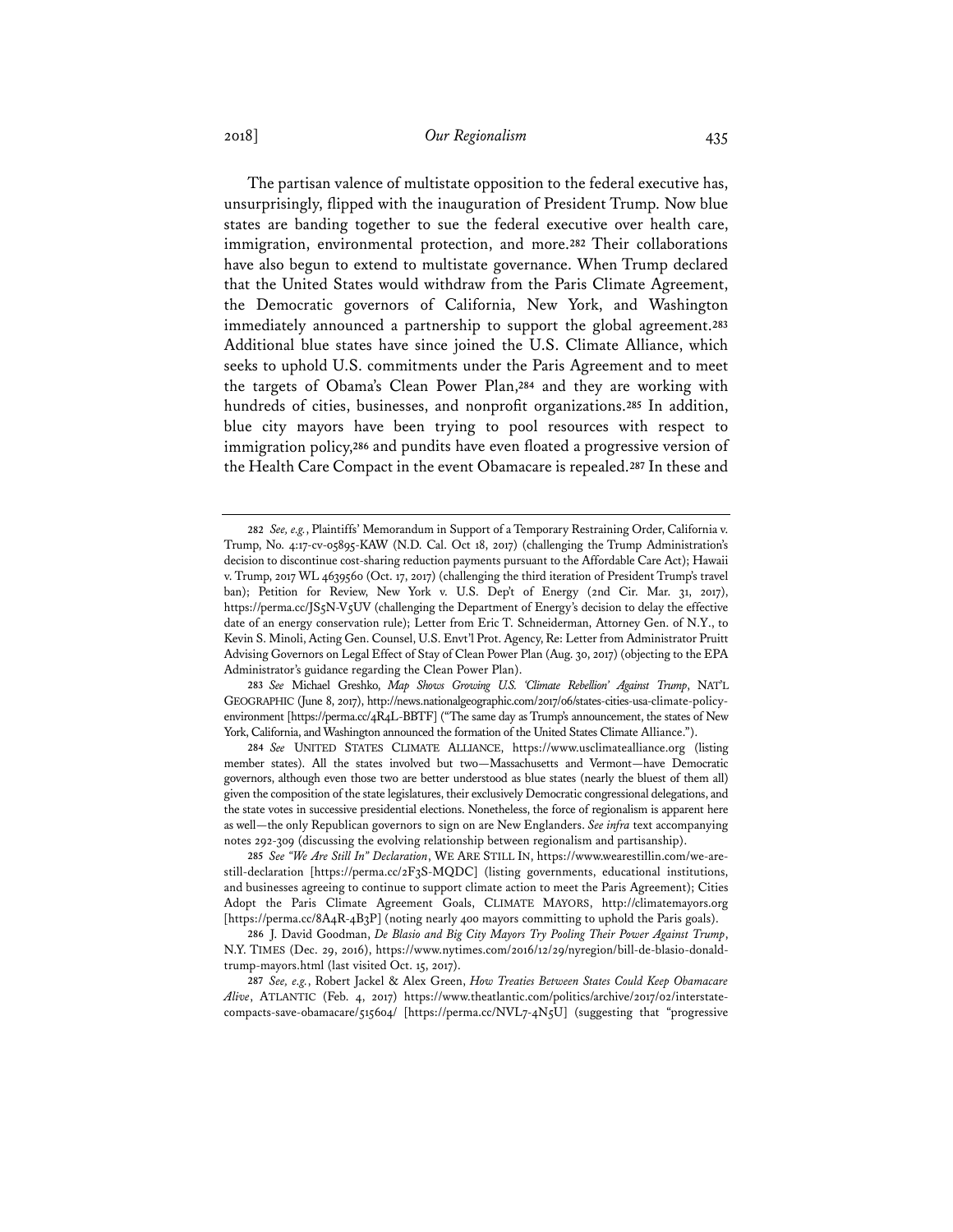The partisan valence of multistate opposition to the federal executive has, unsurprisingly, flipped with the inauguration of President Trump. Now blue states are banding together to sue the federal executive over health care, immigration, environmental protection, and more.[282] Their collaborations have also begun to extend to multistate governance. When Trump declared that the United States would withdraw from the Paris Climate Agreement, the Democratic governors of California, New York, and Washington immediately announced a partnership to support the global agreement.[283] Additional blue states have since joined the U.S. Climate Alliance, which seeks to uphold U.S. commitments under the Paris Agreement and to meet the targets of Obama's Clean Power Plan,[284] and they are working with hundreds of cities, businesses, and nonprofit organizations.[285] In addition, blue city mayors have been trying to pool resources with respect to immigration policy,[286] and pundits have even floated a progressive version of the Health Care Compact in the event Obamacare is repealed.[287] In these and

---

282 *See, e.g.*, Plaintiffs' Memorandum in Support of a Temporary Restraining Order, California v. Trump, No. 4:17-cv-05895-KAW (N.D. Cal. Oct 18, 2017) (challenging the Trump Administration's decision to discontinue cost-sharing reduction payments pursuant to the Affordable Care Act); Hawaii v. Trump, 2017 WL 4639560 (Oct. 17, 2017) (challenging the third iteration of President Trump's travel ban); Petition for Review, New York v. U.S. Dep't of Energy (2nd Cir. Mar. 31, 2017), https://perma.cc/JS5N-V5UV (challenging the Department of Energy's decision to delay the effective date of an energy conservation rule); Letter from Eric T. Schneiderman, Attorney Gen. of N.Y., to Kevin S. Minoli, Acting Gen. Counsel, U.S. Envt'l Prot. Agency, Re: Letter from Administrator Pruitt Advising Governors on Legal Effect of Stay of Clean Power Plan (Aug. 30, 2017) (objecting to the EPA Administrator's guidance regarding the Clean Power Plan).

283 *See* Michael Greshko, *Map Shows Growing U.S. 'Climate Rebellion' Against Trump*, NAT'L GEOGRAPHIC (June 8, 2017), http://news.nationalgeographic.com/2017/06/states-cities-usa-climate-policy-environment [https://perma.cc/4R4L-BBTF] ("The same day as Trump's announcement, the states of New York, California, and Washington announced the formation of the United States Climate Alliance.").

284 *See* UNITED STATES CLIMATE ALLIANCE, https://www.usclimatealliance.org (listing member states). All the states involved but two—Massachusetts and Vermont—have Democratic governors, although even those two are better understood as blue states (nearly the bluest of them all) given the composition of the state legislatures, their exclusively Democratic congressional delegations, and the state votes in successive presidential elections. Nonetheless, the force of regionalism is apparent here as well—the only Republican governors to sign on are New Englanders. *See infra* text accompanying notes 292-309 (discussing the evolving relationship between regionalism and partisanship).

285 *See "We Are Still In" Declaration*, WE ARE STILL IN, https://www.wearestillin.com/we-are-still-declaration [https://perma.cc/2F3S-MQDC] (listing governments, educational institutions, and businesses agreeing to continue to support climate action to meet the Paris Agreement); Cities Adopt the Paris Climate Agreement Goals, CLIMATE MAYORS, http://climatemayors.org [https://perma.cc/8A4R-4B3P] (noting nearly 400 mayors committing to uphold the Paris goals).

286 J. David Goodman, *De Blasio and Big City Mayors Try Pooling Their Power Against Trump*, N.Y. TIMES (Dec. 29, 2016), https://www.nytimes.com/2016/12/29/nyregion/bill-de-blasio-donald-trump-mayors.html (last visited Oct. 15, 2017).

287 *See, e.g.*, Robert Jackel & Alex Green, *How Treaties Between States Could Keep Obamacare Alive*, ATLANTIC (Feb. 4, 2017) https://www.theatlantic.com/politics/archive/2017/02/interstate-compacts-save-obamacare/515604/ [https://perma.cc/NVL7-4N5U] (suggesting that "progressive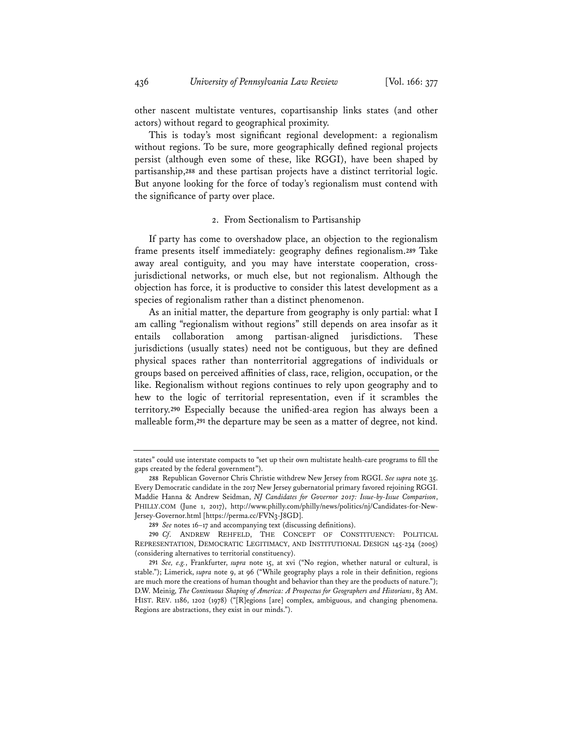other nascent multistate ventures, copartisanship links states (and other actors) without regard to geographical proximity.

This is today's most significant regional development: a regionalism without regions. To be sure, more geographically defined regional projects persist (although even some of these, like RGGI), have been shaped by partisanship,[288] and these partisan projects have a distinct territorial logic. But anyone looking for the force of today's regionalism must contend with the significance of party over place.

### 2. From Sectionalism to Partisanship

If party has come to overshadow place, an objection to the regionalism frame presents itself immediately: geography defines regionalism.[289] Take away areal contiguity, and you may have interstate cooperation, cross-jurisdictional networks, or much else, but not regionalism. Although the objection has force, it is productive to consider this latest development as a species of regionalism rather than a distinct phenomenon.

As an initial matter, the departure from geography is only partial: what I am calling "regionalism without regions" still depends on area insofar as it entails collaboration among partisan-aligned jurisdictions. These jurisdictions (usually states) need not be contiguous, but they are defined physical spaces rather than nonterritorial aggregations of individuals or groups based on perceived affinities of class, race, religion, occupation, or the like. Regionalism without regions continues to rely upon geography and to hew to the logic of territorial representation, even if it scrambles the territory.[290] Especially because the unified-area region has always been a malleable form,[291] the departure may be seen as a matter of degree, not kind.

---

states" could use interstate compacts to "set up their own multistate health-care programs to fill the gaps created by the federal government").

288 Republican Governor Chris Christie withdrew New Jersey from RGGI. *See supra* note 35. Every Democratic candidate in the 2017 New Jersey gubernatorial primary favored rejoining RGGI. Maddie Hanna & Andrew Seidman, *NJ Candidates for Governor 2017: Issue-by-Issue Comparison*, PHILLY.COM (June 1, 2017), http://www.philly.com/philly/news/politics/nj/Candidates-for-New-Jersey-Governor.html [https://perma.cc/FVN3-J8GD].

289 *See* notes 16–17 and accompanying text (discussing definitions).

290 *Cf.* ANDREW REHFELD, THE CONCEPT OF CONSTITUENCY: POLITICAL REPRESENTATION, DEMOCRATIC LEGITIMACY, AND INSTITUTIONAL DESIGN 145-234 (2005) (considering alternatives to territorial constituency).

291 *See, e.g.*, Frankfurter, *supra* note 15, at xvi ("No region, whether natural or cultural, is stable."); Limerick, *supra* note 9, at 96 ("While geography plays a role in their definition, regions are much more the creations of human thought and behavior than they are the products of nature."); D.W. Meinig, *The Continuous Shaping of America: A Prospectus for Geographers and Historians*, 83 AM. HIST. REV. 1186, 1202 (1978) ("[R]egions [are] complex, ambiguous, and changing phenomena. Regions are abstractions, they exist in our minds.").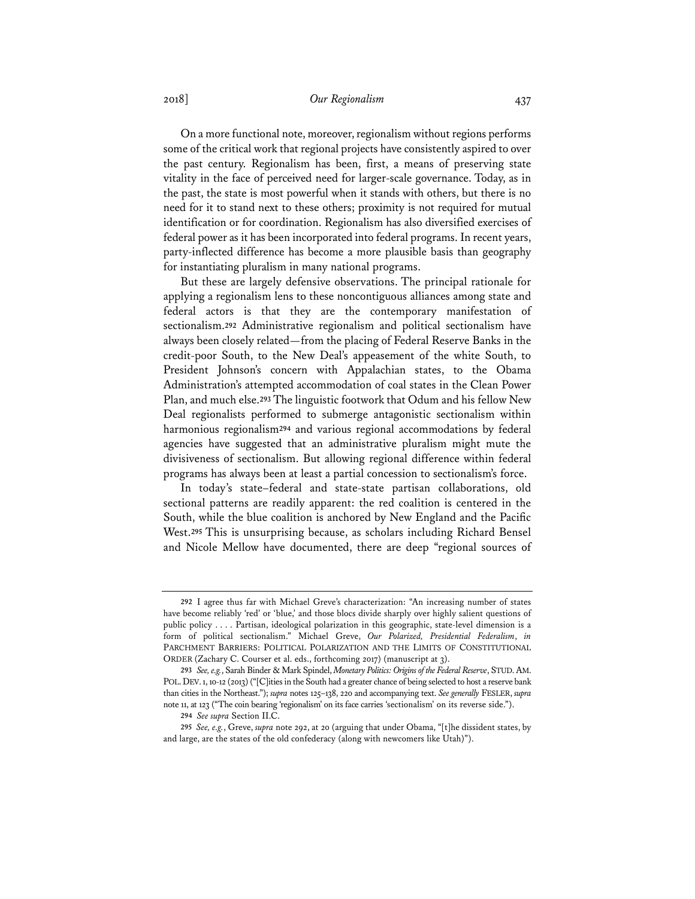On a more functional note, moreover, regionalism without regions performs some of the critical work that regional projects have consistently aspired to over the past century. Regionalism has been, first, a means of preserving state vitality in the face of perceived need for larger-scale governance. Today, as in the past, the state is most powerful when it stands with others, but there is no need for it to stand next to these others; proximity is not required for mutual identification or for coordination. Regionalism has also diversified exercises of federal power as it has been incorporated into federal programs. In recent years, party-inflected difference has become a more plausible basis than geography for instantiating pluralism in many national programs.

But these are largely defensive observations. The principal rationale for applying a regionalism lens to these noncontiguous alliances among state and federal actors is that they are the contemporary manifestation of sectionalism.[292] Administrative regionalism and political sectionalism have always been closely related—from the placing of Federal Reserve Banks in the credit-poor South, to the New Deal's appeasement of the white South, to President Johnson's concern with Appalachian states, to the Obama Administration's attempted accommodation of coal states in the Clean Power Plan, and much else.[293] The linguistic footwork that Odum and his fellow New Deal regionalists performed to submerge antagonistic sectionalism within harmonious regionalism[294] and various regional accommodations by federal agencies have suggested that an administrative pluralism might mute the divisiveness of sectionalism. But allowing regional difference within federal programs has always been at least a partial concession to sectionalism's force.

In today's state–federal and state-state partisan collaborations, old sectional patterns are readily apparent: the red coalition is centered in the South, while the blue coalition is anchored by New England and the Pacific West.[295] This is unsurprising because, as scholars including Richard Bensel and Nicole Mellow have documented, there are deep "regional sources of

---

[292] I agree thus far with Michael Greve's characterization: "An increasing number of states have become reliably 'red' or 'blue,' and those blocs divide sharply over highly salient questions of public policy . . . . Partisan, ideological polarization in this geographic, state-level dimension is a form of political sectionalism." Michael Greve, *Our Polarized, Presidential Federalism*, *in* PARCHMENT BARRIERS: POLITICAL POLARIZATION AND THE LIMITS OF CONSTITUTIONAL ORDER (Zachary C. Courser et al. eds., forthcoming 2017) (manuscript at 3).

[293] *See, e.g.*, Sarah Binder & Mark Spindel, *Monetary Politics: Origins of the Federal Reserve*, STUD. AM. POL. DEV. 1, 10-12 (2013) ("[C]ities in the South had a greater chance of being selected to host a reserve bank than cities in the Northeast."); *supra* notes 125–138, 220 and accompanying text. *See generally* FESLER, *supra* note 11, at 123 ("The coin bearing 'regionalism' on its face carries 'sectionalism' on its reverse side.").

[294] *See supra* Section II.C.

[295] *See, e.g.*, Greve, *supra* note 292, at 20 (arguing that under Obama, "[t]he dissident states, by and large, are the states of the old confederacy (along with newcomers like Utah)").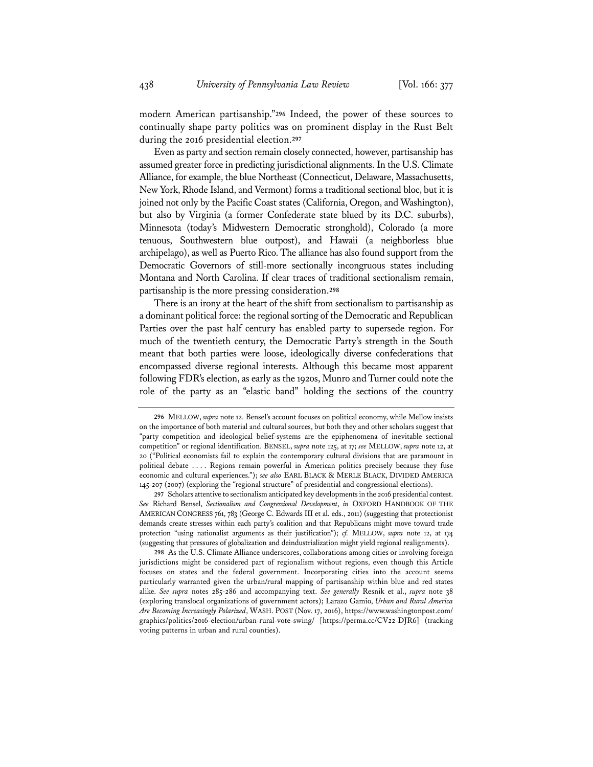modern American partisanship."[296] Indeed, the power of these sources to continually shape party politics was on prominent display in the Rust Belt during the 2016 presidential election.[297]

Even as party and section remain closely connected, however, partisanship has assumed greater force in predicting jurisdictional alignments. In the U.S. Climate Alliance, for example, the blue Northeast (Connecticut, Delaware, Massachusetts, New York, Rhode Island, and Vermont) forms a traditional sectional bloc, but it is joined not only by the Pacific Coast states (California, Oregon, and Washington), but also by Virginia (a former Confederate state blued by its D.C. suburbs), Minnesota (today's Midwestern Democratic stronghold), Colorado (a more tenuous, Southwestern blue outpost), and Hawaii (a neighborless blue archipelago), as well as Puerto Rico. The alliance has also found support from the Democratic Governors of still-more sectionally incongruous states including Montana and North Carolina. If clear traces of traditional sectionalism remain, partisanship is the more pressing consideration.[298]

There is an irony at the heart of the shift from sectionalism to partisanship as a dominant political force: the regional sorting of the Democratic and Republican Parties over the past half century has enabled party to supersede region. For much of the twentieth century, the Democratic Party's strength in the South meant that both parties were loose, ideologically diverse confederations that encompassed diverse regional interests. Although this became most apparent following FDR's election, as early as the 1920s, Munro and Turner could note the role of the party as an "elastic band" holding the sections of the country

---

[296] MELLOW, *supra* note 12. Bensel's account focuses on political economy, while Mellow insists on the importance of both material and cultural sources, but both they and other scholars suggest that "party competition and ideological belief-systems are the epiphenomena of inevitable sectional competition" or regional identification. BENSEL, *supra* note 125, at 17; *see* MELLOW, *supra* note 12, at 20 ("Political economists fail to explain the contemporary cultural divisions that are paramount in political debate . . . . Regions remain powerful in American politics precisely because they fuse economic and cultural experiences."); *see also* EARL BLACK & MERLE BLACK, DIVIDED AMERICA 145-207 (2007) (exploring the "regional structure" of presidential and congressional elections).

[297] Scholars attentive to sectionalism anticipated key developments in the 2016 presidential contest. *See* Richard Bensel, *Sectionalism and Congressional Development*, *in* OXFORD HANDBOOK OF THE AMERICAN CONGRESS 761, 783 (George C. Edwards III et al. eds., 2011) (suggesting that protectionist demands create stresses within each party's coalition and that Republicans might move toward trade protection "using nationalist arguments as their justification"); *cf.* MELLOW, *supra* note 12, at 174 (suggesting that pressures of globalization and deindustrialization might yield regional realignments).

[298] As the U.S. Climate Alliance underscores, collaborations among cities or involving foreign jurisdictions might be considered part of regionalism without regions, even though this Article focuses on states and the federal government. Incorporating cities into the account seems particularly warranted given the urban/rural mapping of partisanship within blue and red states alike. *See supra* notes 285-286 and accompanying text. *See generally* Resnik et al., *supra* note 38 (exploring translocal organizations of government actors); Larazo Gamio, *Urban and Rural America Are Becoming Increasingly Polarized*, WASH. POST (Nov. 17, 2016), https://www.washingtonpost.com/graphics/politics/2016-election/urban-rural-vote-swing/ [https://perma.cc/CV22-DJR6] (tracking voting patterns in urban and rural counties).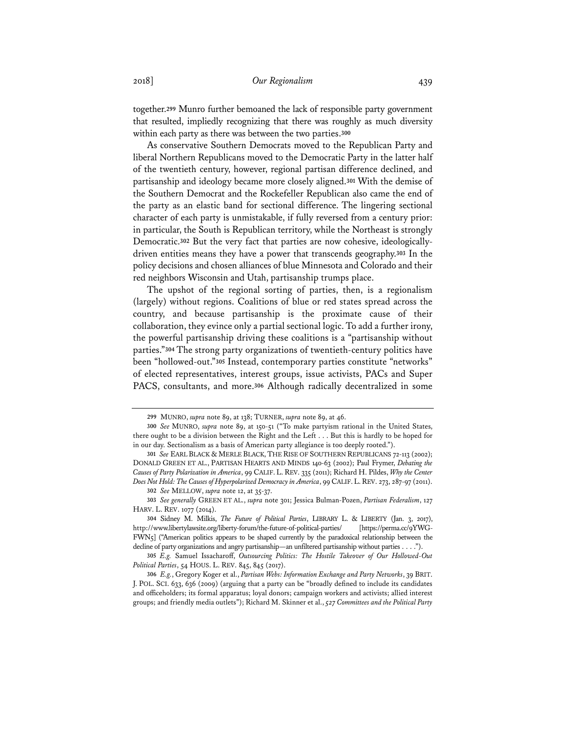together.[299] Munro further bemoaned the lack of responsible party government that resulted, impliedly recognizing that there was roughly as much diversity within each party as there was between the two parties.[300]

As conservative Southern Democrats moved to the Republican Party and liberal Northern Republicans moved to the Democratic Party in the latter half of the twentieth century, however, regional partisan difference declined, and partisanship and ideology became more closely aligned.[301] With the demise of the Southern Democrat and the Rockefeller Republican also came the end of the party as an elastic band for sectional difference. The lingering sectional character of each party is unmistakable, if fully reversed from a century prior: in particular, the South is Republican territory, while the Northeast is strongly Democratic.[302] But the very fact that parties are now cohesive, ideologically-driven entities means they have a power that transcends geography.[303] In the policy decisions and chosen alliances of blue Minnesota and Colorado and their red neighbors Wisconsin and Utah, partisanship trumps place.

The upshot of the regional sorting of parties, then, is a regionalism (largely) without regions. Coalitions of blue or red states spread across the country, and because partisanship is the proximate cause of their collaboration, they evince only a partial sectional logic. To add a further irony, the powerful partisanship driving these coalitions is a "partisanship without parties."[304] The strong party organizations of twentieth-century politics have been "hollowed-out."[305] Instead, contemporary parties constitute "networks" of elected representatives, interest groups, issue activists, PACs and Super PACS, consultants, and more.[306] Although radically decentralized in some

---

299 MUNRO, *supra* note 89, at 138; TURNER, *supra* note 89, at 46.

300 *See* MUNRO, *supra* note 89, at 150-51 ("To make partyism rational in the United States, there ought to be a division between the Right and the Left . . . But this is hardly to be hoped for in our day. Sectionalism as a basis of American party allegiance is too deeply rooted.").

301 *See* EARL BLACK & MERLE BLACK, THE RISE OF SOUTHERN REPUBLICANS 72-113 (2002); DONALD GREEN ET AL., PARTISAN HEARTS AND MINDS 140-63 (2002); Paul Frymer, *Debating the Causes of Party Polarization in America*, 99 CALIF. L. REV. 335 (2011); Richard H. Pildes, *Why the Center Does Not Hold: The Causes of Hyperpolarized Democracy in America*, 99 CALIF. L. REV. 273, 287-97 (2011).

302 *See* MELLOW, *supra* note 12, at 35-37.

303 *See generally* GREEN ET AL., *supra* note 301; Jessica Bulman-Pozen, *Partisan Federalism*, 127 HARV. L. REV. 1077 (2014).

304 Sidney M. Milkis, *The Future of Political Parties*, LIBRARY L. & LIBERTY (Jan. 3, 2017), http://www.libertylawsite.org/liberty-forum/the-future-of-political-parties/ [https://perma.cc/9YWG-FWN5] ("American politics appears to be shaped currently by the paradoxical relationship between the decline of party organizations and angry partisanship—an unfiltered partisanship without parties . . . .").

305 *E.g.* Samuel Issacharoff, *Outsourcing Politics: The Hostile Takeover of Our Hollowed-Out Political Parties*, 54 HOUS. L. REV. 845, 845 (2017).

306 *E.g.*, Gregory Koger et al., *Partisan Webs: Information Exchange and Party Networks*, 39 BRIT. J. POL. SCI. 633, 636 (2009) (arguing that a party can be "broadly defined to include its candidates and officeholders; its formal apparatus; loyal donors; campaign workers and activists; allied interest groups; and friendly media outlets"); Richard M. Skinner et al., *527 Committees and the Political Party*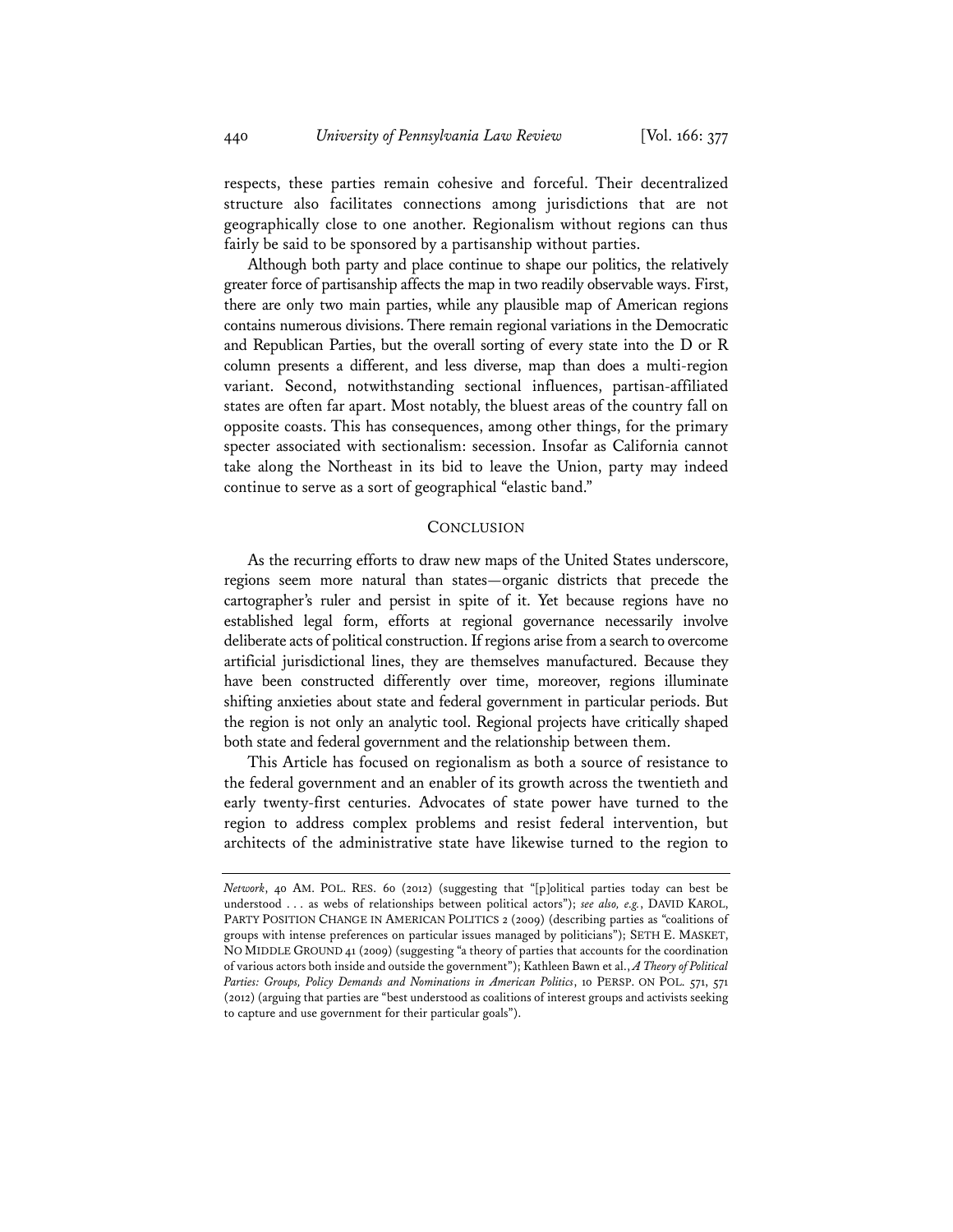respects, these parties remain cohesive and forceful. Their decentralized structure also facilitates connections among jurisdictions that are not geographically close to one another. Regionalism without regions can thus fairly be said to be sponsored by a partisanship without parties.

Although both party and place continue to shape our politics, the relatively greater force of partisanship affects the map in two readily observable ways. First, there are only two main parties, while any plausible map of American regions contains numerous divisions. There remain regional variations in the Democratic and Republican Parties, but the overall sorting of every state into the D or R column presents a different, and less diverse, map than does a multi-region variant. Second, notwithstanding sectional influences, partisan-affiliated states are often far apart. Most notably, the bluest areas of the country fall on opposite coasts. This has consequences, among other things, for the primary specter associated with sectionalism: secession. Insofar as California cannot take along the Northeast in its bid to leave the Union, party may indeed continue to serve as a sort of geographical "elastic band."

## CONCLUSION

As the recurring efforts to draw new maps of the United States underscore, regions seem more natural than states—organic districts that precede the cartographer's ruler and persist in spite of it. Yet because regions have no established legal form, efforts at regional governance necessarily involve deliberate acts of political construction. If regions arise from a search to overcome artificial jurisdictional lines, they are themselves manufactured. Because they have been constructed differently over time, moreover, regions illuminate shifting anxieties about state and federal government in particular periods. But the region is not only an analytic tool. Regional projects have critically shaped both state and federal government and the relationship between them.

This Article has focused on regionalism as both a source of resistance to the federal government and an enabler of its growth across the twentieth and early twenty-first centuries. Advocates of state power have turned to the region to address complex problems and resist federal intervention, but architects of the administrative state have likewise turned to the region to

---

*Network*, 40 AM. POL. RES. 60 (2012) (suggesting that "[p]olitical parties today can best be understood . . . as webs of relationships between political actors"); *see also, e.g.*, DAVID KAROL, PARTY POSITION CHANGE IN AMERICAN POLITICS 2 (2009) (describing parties as "coalitions of groups with intense preferences on particular issues managed by politicians"); SETH E. MASKET, NO MIDDLE GROUND 41 (2009) (suggesting "a theory of parties that accounts for the coordination of various actors both inside and outside the government"); Kathleen Bawn et al., *A Theory of Political Parties: Groups, Policy Demands and Nominations in American Politics*, 10 PERSP. ON POL. 571, 571 (2012) (arguing that parties are "best understood as coalitions of interest groups and activists seeking to capture and use government for their particular goals").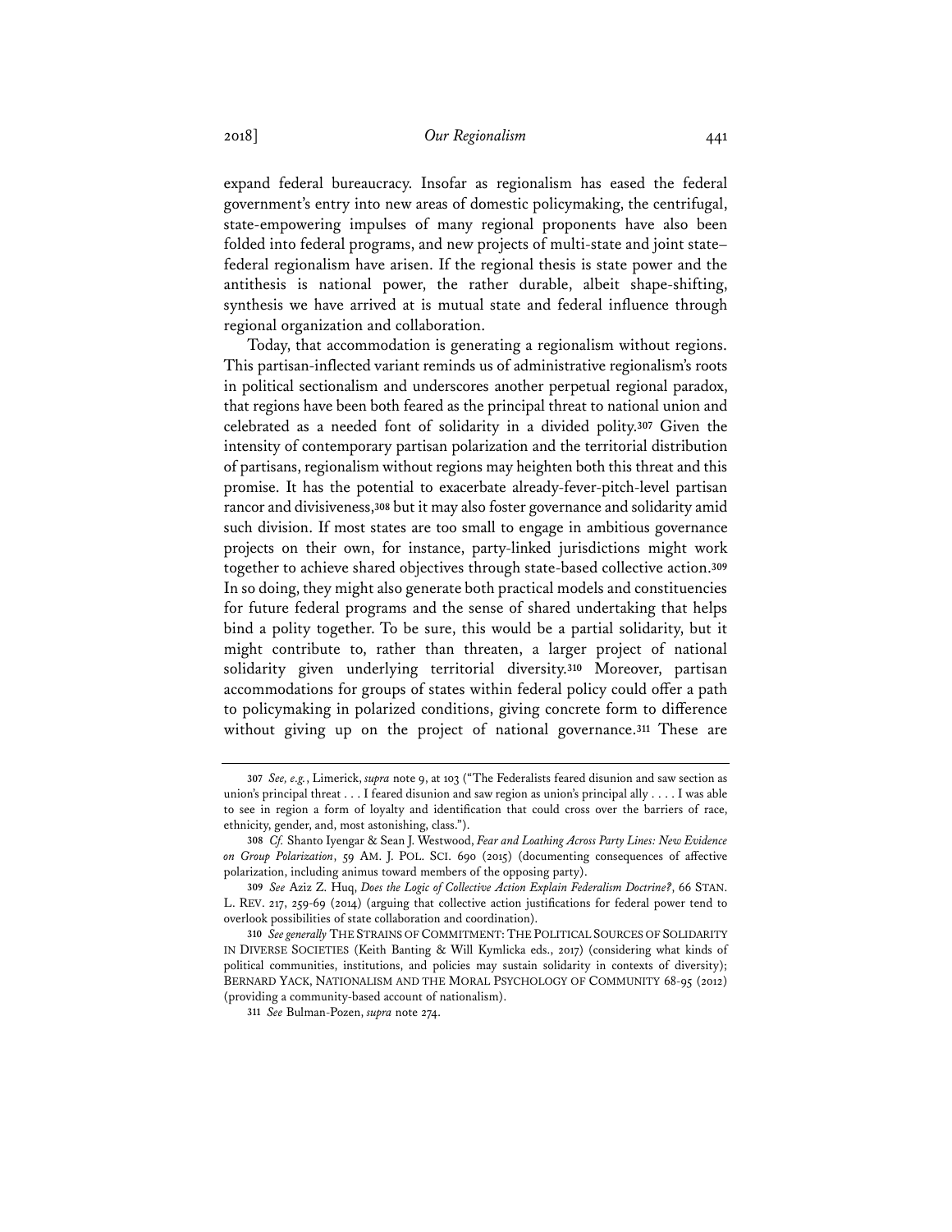expand federal bureaucracy. Insofar as regionalism has eased the federal government's entry into new areas of domestic policymaking, the centrifugal, state-empowering impulses of many regional proponents have also been folded into federal programs, and new projects of multi-state and joint state–federal regionalism have arisen. If the regional thesis is state power and the antithesis is national power, the rather durable, albeit shape-shifting, synthesis we have arrived at is mutual state and federal influence through regional organization and collaboration.

Today, that accommodation is generating a regionalism without regions. This partisan-inflected variant reminds us of administrative regionalism's roots in political sectionalism and underscores another perpetual regional paradox, that regions have been both feared as the principal threat to national union and celebrated as a needed font of solidarity in a divided polity.[307] Given the intensity of contemporary partisan polarization and the territorial distribution of partisans, regionalism without regions may heighten both this threat and this promise. It has the potential to exacerbate already-fever-pitch-level partisan rancor and divisiveness,[308] but it may also foster governance and solidarity amid such division. If most states are too small to engage in ambitious governance projects on their own, for instance, party-linked jurisdictions might work together to achieve shared objectives through state-based collective action.[309] In so doing, they might also generate both practical models and constituencies for future federal programs and the sense of shared undertaking that helps bind a polity together. To be sure, this would be a partial solidarity, but it might contribute to, rather than threaten, a larger project of national solidarity given underlying territorial diversity.[310] Moreover, partisan accommodations for groups of states within federal policy could offer a path to policymaking in polarized conditions, giving concrete form to difference without giving up on the project of national governance.[311] These are

---

307 *See, e.g.*, Limerick, *supra* note 9, at 103 ("The Federalists feared disunion and saw section as union's principal threat . . . I feared disunion and saw region as union's principal ally . . . . I was able to see in region a form of loyalty and identification that could cross over the barriers of race, ethnicity, gender, and, most astonishing, class.").

308 *Cf.* Shanto Iyengar & Sean J. Westwood, *Fear and Loathing Across Party Lines: New Evidence on Group Polarization*, 59 AM. J. POL. SCI. 690 (2015) (documenting consequences of affective polarization, including animus toward members of the opposing party).

309 *See* Aziz Z. Huq, *Does the Logic of Collective Action Explain Federalism Doctrine?*, 66 STAN. L. REV. 217, 259-69 (2014) (arguing that collective action justifications for federal power tend to overlook possibilities of state collaboration and coordination).

310 *See generally* THE STRAINS OF COMMITMENT: THE POLITICAL SOURCES OF SOLIDARITY IN DIVERSE SOCIETIES (Keith Banting & Will Kymlicka eds., 2017) (considering what kinds of political communities, institutions, and policies may sustain solidarity in contexts of diversity); BERNARD YACK, NATIONALISM AND THE MORAL PSYCHOLOGY OF COMMUNITY 68-95 (2012) (providing a community-based account of nationalism).

311 *See* Bulman-Pozen, *supra* note 274.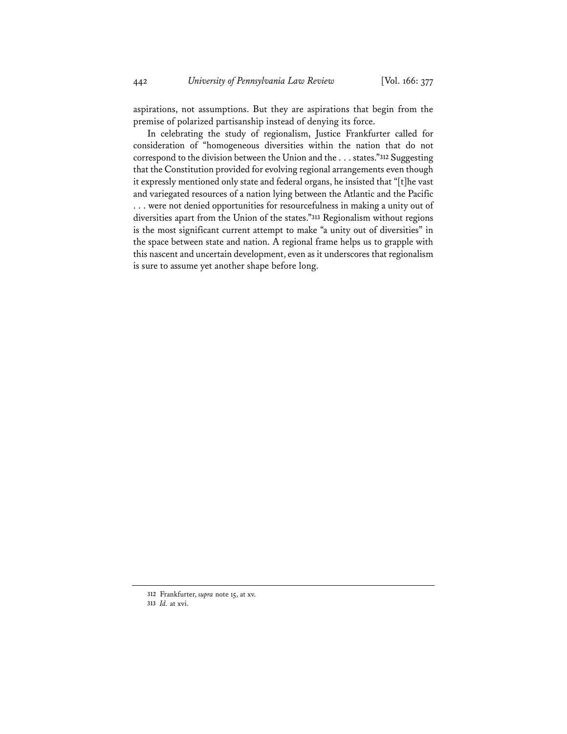aspirations, not assumptions. But they are aspirations that begin from the premise of polarized partisanship instead of denying its force.

In celebrating the study of regionalism, Justice Frankfurter called for consideration of "homogeneous diversities within the nation that do not correspond to the division between the Union and the . . . states."[312] Suggesting that the Constitution provided for evolving regional arrangements even though it expressly mentioned only state and federal organs, he insisted that "[t]he vast and variegated resources of a nation lying between the Atlantic and the Pacific . . . were not denied opportunities for resourcefulness in making a unity out of diversities apart from the Union of the states."[313] Regionalism without regions is the most significant current attempt to make "a unity out of diversities" in the space between state and nation. A regional frame helps us to grapple with this nascent and uncertain development, even as it underscores that regionalism is sure to assume yet another shape before long.

---

312 Frankfurter, *supra* note 15, at xv.

313 *Id.* at xvi.